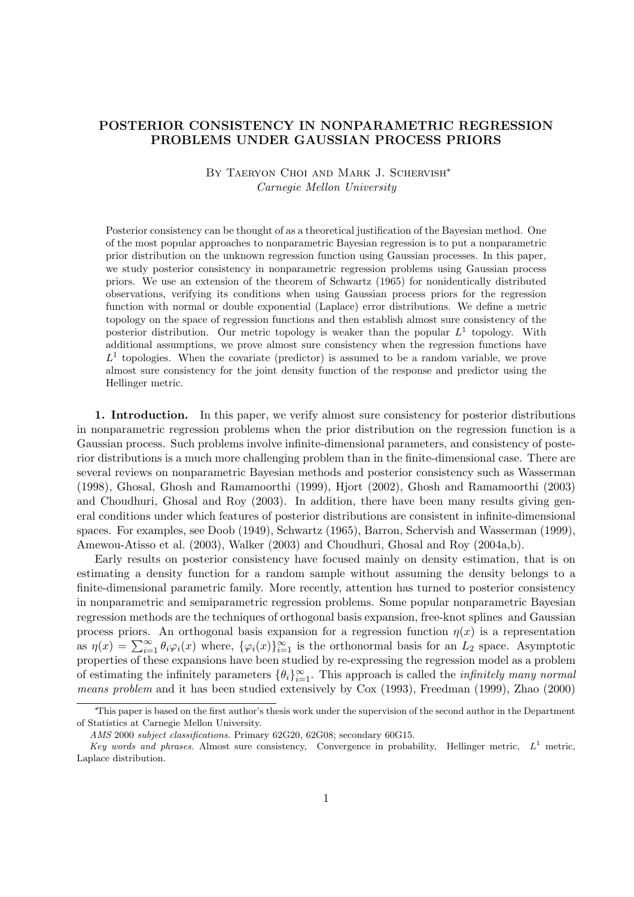# POSTERIOR CONSISTENCY IN NONPARAMETRIC REGRESSION PROBLEMS UNDER GAUSSIAN PROCESS PRIORS

By Taeryon Choi and Mark J. Schervish*

*Carnegie Mellon University*

Posterior consistency can be thought of as a theoretical justification of the Bayesian method. One of the most popular approaches to nonparametric Bayesian regression is to put a nonparametric prior distribution on the unknown regression function using Gaussian processes. In this paper, we study posterior consistency in nonparametric regression problems using Gaussian process priors. We use an extension of the theorem of Schwartz (1965) for nonidentically distributed observations, verifying its conditions when using Gaussian process priors for the regression function with normal or double exponential (Laplace) error distributions. We define a metric topology on the space of regression functions and then establish almost sure consistency of the posterior distribution. Our metric topology is weaker than the popular $L^1$ topology. With additional assumptions, we prove almost sure consistency when the regression functions have $L^1$ topologies. When the covariate (predictor) is assumed to be a random variable, we prove almost sure consistency for the joint density function of the response and predictor using the Hellinger metric.

**1. Introduction.** In this paper, we verify almost sure consistency for posterior distributions in nonparametric regression problems when the prior distribution on the regression function is a Gaussian process. Such problems involve infinite-dimensional parameters, and consistency of posterior distributions is a much more challenging problem than in the finite-dimensional case. There are several reviews on nonparametric Bayesian methods and posterior consistency such as Wasserman (1998), Ghosal, Ghosh and Ramamoorthi (1999), Hjort (2002), Ghosh and Ramamoorthi (2003) and Choudhuri, Ghosal and Roy (2003). In addition, there have been many results giving general conditions under which features of posterior distributions are consistent in infinite-dimensional spaces. For examples, see Doob (1949), Schwartz (1965), Barron, Schervish and Wasserman (1999), Amewou-Atisso et al. (2003), Walker (2003) and Choudhuri, Ghosal and Roy (2004a,b).

Early results on posterior consistency have focused mainly on density estimation, that is on estimating a density function for a random sample without assuming the density belongs to a finite-dimensional parametric family. More recently, attention has turned to posterior consistency in nonparametric and semiparametric regression problems. Some popular nonparametric Bayesian regression methods are the techniques of orthogonal basis expansion, free-knot splines and Gaussian process priors. An orthogonal basis expansion for a regression function $\eta(x)$ is a representation as $\eta(x) = \sum_{i=1}^{\infty} \theta_i \varphi_i(x)$ where, $\{\varphi_i(x)\}_{i=1}^{\infty}$ is the orthonormal basis for an $L_2$ space. Asymptotic properties of these expansions have been studied by re-expressing the regression model as a problem of estimating the infinitely parameters $\{\theta_i\}_{i=1}^{\infty}$. This approach is called the *infinitely many normal means problem* and it has been studied extensively by Cox (1993), Freedman (1999), Zhao (2000)

---

*This paper is based on the first author's thesis work under the supervision of the second author in the Department of Statistics at Carnegie Mellon University.

*AMS* 2000 *subject classifications.* Primary 62G20, 62G08; secondary 60G15.

*Key words and phrases.* Almost sure consistency, Convergence in probability, Hellinger metric, $L^1$ metric, Laplace distribution.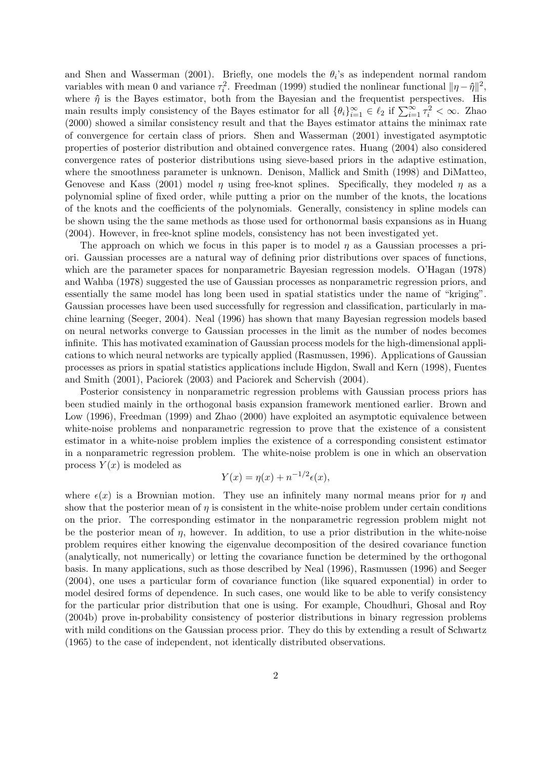and Shen and Wasserman (2001). Briefly, one models the $\theta_i$'s as independent normal random variables with mean 0 and variance $\tau_i^2$. Freedman (1999) studied the nonlinear functional $\|\eta - \hat{\eta}\|^2$, where $\hat{\eta}$ is the Bayes estimator, both from the Bayesian and the frequentist perspectives. His main results imply consistency of the Bayes estimator for all $\{\theta_i\}_{i=1}^{\infty} \in \ell_2$ if $\sum_{i=1}^{\infty} \tau_i^2 < \infty$. Zhao (2000) showed a similar consistency result and that the Bayes estimator attains the minimax rate of convergence for certain class of priors. Shen and Wasserman (2001) investigated asymptotic properties of posterior distribution and obtained convergence rates. Huang (2004) also considered convergence rates of posterior distributions using sieve-based priors in the adaptive estimation, where the smoothness parameter is unknown. Denison, Mallick and Smith (1998) and DiMatteo, Genovese and Kass (2001) model $\eta$ using free-knot splines. Specifically, they modeled $\eta$ as a polynomial spline of fixed order, while putting a prior on the number of the knots, the locations of the knots and the coefficients of the polynomials. Generally, consistency in spline models can be shown using the the same methods as those used for orthonormal basis expansions as in Huang (2004). However, in free-knot spline models, consistency has not been investigated yet.

The approach on which we focus in this paper is to model $\eta$ as a Gaussian processes a priori. Gaussian processes are a natural way of defining prior distributions over spaces of functions, which are the parameter spaces for nonparametric Bayesian regression models. O'Hagan (1978) and Wahba (1978) suggested the use of Gaussian processes as nonparametric regression priors, and essentially the same model has long been used in spatial statistics under the name of "kriging". Gaussian processes have been used successfully for regression and classification, particularly in machine learning (Seeger, 2004). Neal (1996) has shown that many Bayesian regression models based on neural networks converge to Gaussian processes in the limit as the number of nodes becomes infinite. This has motivated examination of Gaussian process models for the high-dimensional applications to which neural networks are typically applied (Rasmussen, 1996). Applications of Gaussian processes as priors in spatial statistics applications include Higdon, Swall and Kern (1998), Fuentes and Smith (2001), Paciorek (2003) and Paciorek and Schervish (2004).

Posterior consistency in nonparametric regression problems with Gaussian process priors has been studied mainly in the orthogonal basis expansion framework mentioned earlier. Brown and Low (1996), Freedman (1999) and Zhao (2000) have exploited an asymptotic equivalence between white-noise problems and nonparametric regression to prove that the existence of a consistent estimator in a white-noise problem implies the existence of a corresponding consistent estimator in a nonparametric regression problem. The white-noise problem is one in which an observation process $Y(x)$ is modeled as

$$Y(x) = \eta(x) + n^{-1/2}\epsilon(x),$$

where $\epsilon(x)$ is a Brownian motion. They use an infinitely many normal means prior for $\eta$ and show that the posterior mean of $\eta$ is consistent in the white-noise problem under certain conditions on the prior. The corresponding estimator in the nonparametric regression problem might not be the posterior mean of $\eta$, however. In addition, to use a prior distribution in the white-noise problem requires either knowing the eigenvalue decomposition of the desired covariance function (analytically, not numerically) or letting the covariance function be determined by the orthogonal basis. In many applications, such as those described by Neal (1996), Rasmussen (1996) and Seeger (2004), one uses a particular form of covariance function (like squared exponential) in order to model desired forms of dependence. In such cases, one would like to be able to verify consistency for the particular prior distribution that one is using. For example, Choudhuri, Ghosal and Roy (2004b) prove in-probability consistency of posterior distributions in binary regression problems with mild conditions on the Gaussian process prior. They do this by extending a result of Schwartz (1965) to the case of independent, not identically distributed observations.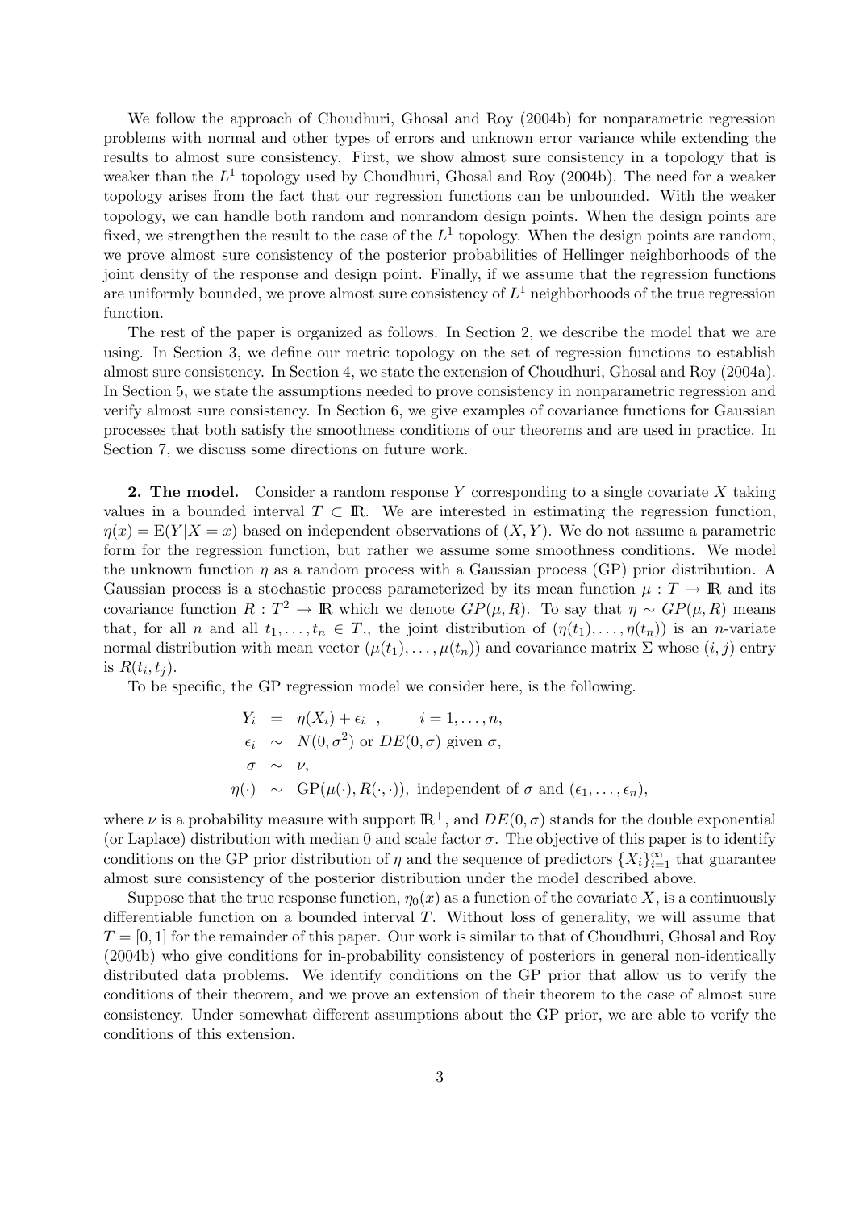We follow the approach of Choudhuri, Ghosal and Roy (2004b) for nonparametric regression problems with normal and other types of errors and unknown error variance while extending the results to almost sure consistency. First, we show almost sure consistency in a topology that is weaker than the $L^1$ topology used by Choudhuri, Ghosal and Roy (2004b). The need for a weaker topology arises from the fact that our regression functions can be unbounded. With the weaker topology, we can handle both random and nonrandom design points. When the design points are fixed, we strengthen the result to the case of the $L^1$ topology. When the design points are random, we prove almost sure consistency of the posterior probabilities of Hellinger neighborhoods of the joint density of the response and design point. Finally, if we assume that the regression functions are uniformly bounded, we prove almost sure consistency of $L^1$ neighborhoods of the true regression function.

The rest of the paper is organized as follows. In Section 2, we describe the model that we are using. In Section 3, we define our metric topology on the set of regression functions to establish almost sure consistency. In Section 4, we state the extension of Choudhuri, Ghosal and Roy (2004a). In Section 5, we state the assumptions needed to prove consistency in nonparametric regression and verify almost sure consistency. In Section 6, we give examples of covariance functions for Gaussian processes that both satisfy the smoothness conditions of our theorems and are used in practice. In Section 7, we discuss some directions on future work.

**2. The model.** Consider a random response $Y$ corresponding to a single covariate $X$ taking values in a bounded interval $T \subset \mathbb{R}$. We are interested in estimating the regression function, $\eta(x) = \mathrm{E}(Y|X = x)$ based on independent observations of $(X, Y)$. We do not assume a parametric form for the regression function, but rather we assume some smoothness conditions. We model the unknown function $\eta$ as a random process with a Gaussian process (GP) prior distribution. A Gaussian process is a stochastic process parameterized by its mean function $\mu : T \to \mathbb{R}$ and its covariance function $R : T^2 \to \mathbb{R}$ which we denote $GP(\mu, R)$. To say that $\eta \sim GP(\mu, R)$ means that, for all $n$ and all $t_1, \ldots, t_n \in T$,, the joint distribution of $(\eta(t_1), \ldots, \eta(t_n))$ is an $n$-variate normal distribution with mean vector $(\mu(t_1), \ldots, \mu(t_n))$ and covariance matrix $\Sigma$ whose $(i, j)$ entry is $R(t_i, t_j)$.

To be specific, the GP regression model we consider here, is the following.

$$
\begin{aligned}
Y_i &= \eta(X_i) + \epsilon_i \ , \qquad i = 1, \ldots, n, \\
\epsilon_i &\sim N(0, \sigma^2) \text{ or } DE(0, \sigma) \text{ given } \sigma, \\
\sigma &\sim \nu, \\
\eta(\cdot) &\sim \mathrm{GP}(\mu(\cdot), R(\cdot, \cdot)), \text{ independent of } \sigma \text{ and } (\epsilon_1, \ldots, \epsilon_n),
\end{aligned}
$$

where $\nu$ is a probability measure with support $\mathbb{R}^+$, and $DE(0, \sigma)$ stands for the double exponential (or Laplace) distribution with median 0 and scale factor $\sigma$. The objective of this paper is to identify conditions on the GP prior distribution of $\eta$ and the sequence of predictors $\{X_i\}_{i=1}^{\infty}$ that guarantee almost sure consistency of the posterior distribution under the model described above.

Suppose that the true response function, $\eta_0(x)$ as a function of the covariate $X$, is a continuously differentiable function on a bounded interval $T$. Without loss of generality, we will assume that $T = [0, 1]$ for the remainder of this paper. Our work is similar to that of Choudhuri, Ghosal and Roy (2004b) who give conditions for in-probability consistency of posteriors in general non-identically distributed data problems. We identify conditions on the GP prior that allow us to verify the conditions of their theorem, and we prove an extension of their theorem to the case of almost sure consistency. Under somewhat different assumptions about the GP prior, we are able to verify the conditions of this extension.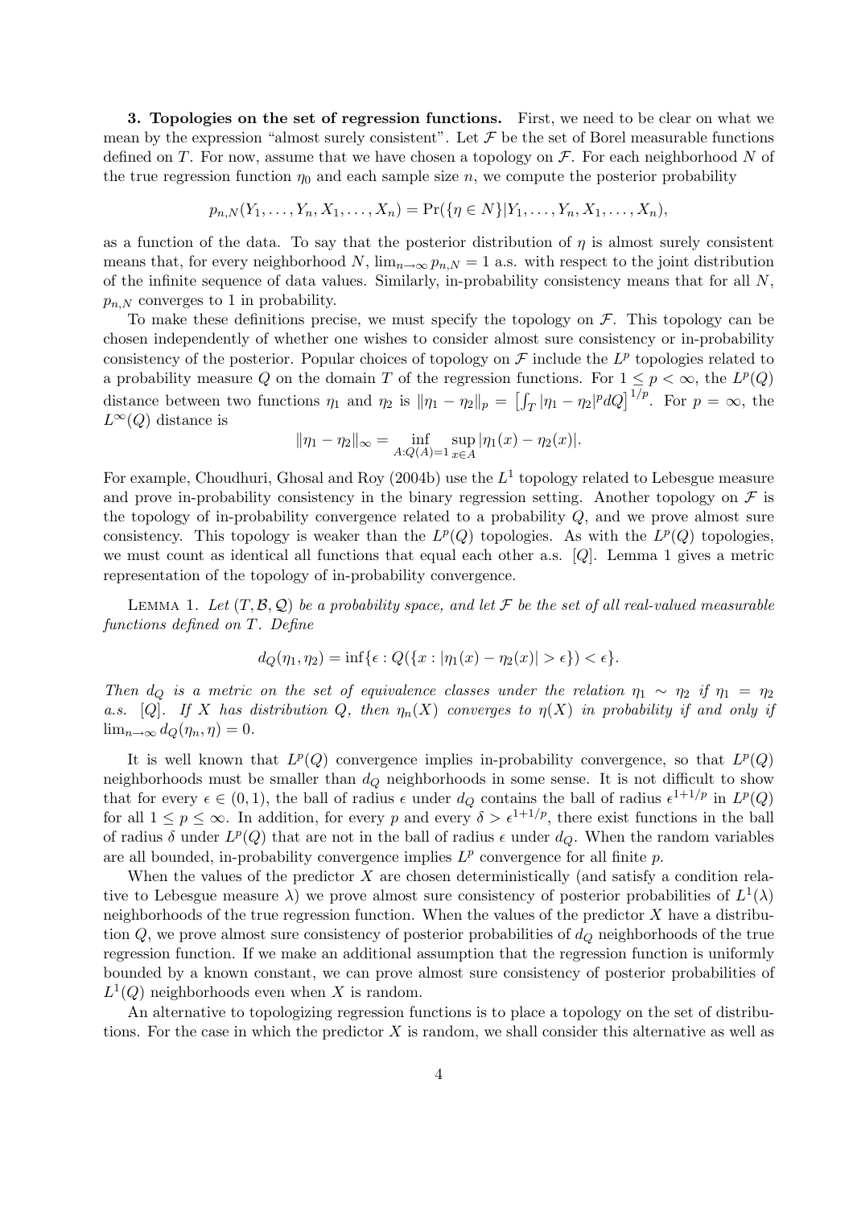**3. Topologies on the set of regression functions.** First, we need to be clear on what we mean by the expression "almost surely consistent". Let $\mathcal{F}$ be the set of Borel measurable functions defined on $T$. For now, assume that we have chosen a topology on $\mathcal{F}$. For each neighborhood $N$ of the true regression function $\eta_0$ and each sample size $n$, we compute the posterior probability

$$p_{n,N}(Y_1, \ldots, Y_n, X_1, \ldots, X_n) = \Pr(\{\eta \in N\}|Y_1, \ldots, Y_n, X_1, \ldots, X_n),$$

as a function of the data. To say that the posterior distribution of $\eta$ is almost surely consistent means that, for every neighborhood $N$, $\lim_{n\to\infty} p_{n,N} = 1$ a.s. with respect to the joint distribution of the infinite sequence of data values. Similarly, in-probability consistency means that for all $N$, $p_{n,N}$ converges to 1 in probability.

To make these definitions precise, we must specify the topology on $\mathcal{F}$. This topology can be chosen independently of whether one wishes to consider almost sure consistency or in-probability consistency of the posterior. Popular choices of topology on $\mathcal{F}$ include the $L^p$ topologies related to a probability measure $Q$ on the domain $T$ of the regression functions. For $1 \le p < \infty$, the $L^p(Q)$ distance between two functions $\eta_1$ and $\eta_2$ is $\|\eta_1 - \eta_2\|_p = \left[\int_T |\eta_1 - \eta_2|^p dQ\right]^{1/p}$. For $p = \infty$, the $L^\infty(Q)$ distance is

$$\|\eta_1 - \eta_2\|_\infty = \inf_{A:Q(A)=1} \sup_{x\in A} |\eta_1(x) - \eta_2(x)|.$$

For example, Choudhuri, Ghosal and Roy (2004b) use the $L^1$ topology related to Lebesgue measure and prove in-probability consistency in the binary regression setting. Another topology on $\mathcal{F}$ is the topology of in-probability convergence related to a probability $Q$, and we prove almost sure consistency. This topology is weaker than the $L^p(Q)$ topologies. As with the $L^p(Q)$ topologies, we must count as identical all functions that equal each other a.s. $[Q]$. Lemma 1 gives a metric representation of the topology of in-probability convergence.

Lemma 1. *Let $(T, \mathcal{B}, \mathcal{Q})$ be a probability space, and let $\mathcal{F}$ be the set of all real-valued measurable functions defined on $T$. Define*

$$d_Q(\eta_1, \eta_2) = \inf\{\epsilon : Q(\{x : |\eta_1(x) - \eta_2(x)| > \epsilon\}) < \epsilon\}.$$

*Then $d_Q$ is a metric on the set of equivalence classes under the relation $\eta_1 \sim \eta_2$ if $\eta_1 = \eta_2$ a.s. $[Q]$. If $X$ has distribution $Q$, then $\eta_n(X)$ converges to $\eta(X)$ in probability if and only if $\lim_{n\to\infty} d_Q(\eta_n, \eta) = 0$.*

It is well known that $L^p(Q)$ convergence implies in-probability convergence, so that $L^p(Q)$ neighborhoods must be smaller than $d_Q$ neighborhoods in some sense. It is not difficult to show that for every $\epsilon \in (0, 1)$, the ball of radius $\epsilon$ under $d_Q$ contains the ball of radius $\epsilon^{1+1/p}$ in $L^p(Q)$ for all $1 \le p \le \infty$. In addition, for every $p$ and every $\delta > \epsilon^{1+1/p}$, there exist functions in the ball of radius $\delta$ under $L^p(Q)$ that are not in the ball of radius $\epsilon$ under $d_Q$. When the random variables are all bounded, in-probability convergence implies $L^p$ convergence for all finite $p$.

When the values of the predictor $X$ are chosen deterministically (and satisfy a condition relative to Lebesgue measure $\lambda$) we prove almost sure consistency of posterior probabilities of $L^1(\lambda)$ neighborhoods of the true regression function. When the values of the predictor $X$ have a distribution $Q$, we prove almost sure consistency of posterior probabilities of $d_Q$ neighborhoods of the true regression function. If we make an additional assumption that the regression function is uniformly bounded by a known constant, we can prove almost sure consistency of posterior probabilities of $L^1(Q)$ neighborhoods even when $X$ is random.

An alternative to topologizing regression functions is to place a topology on the set of distributions. For the case in which the predictor $X$ is random, we shall consider this alternative as well as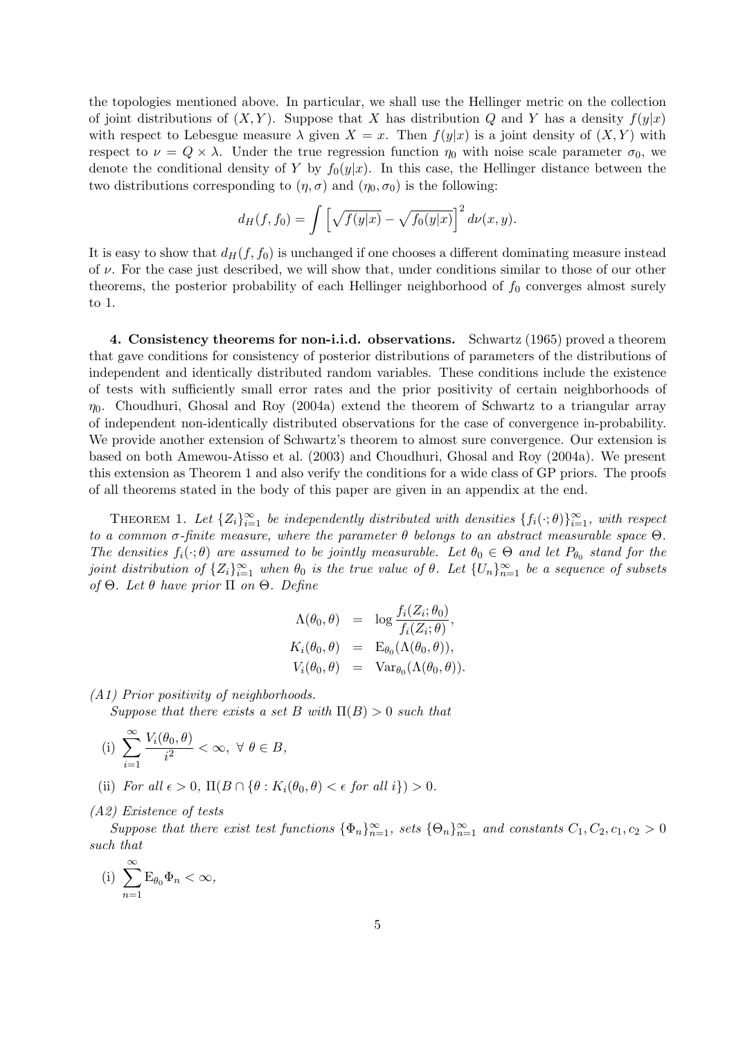the topologies mentioned above. In particular, we shall use the Hellinger metric on the collection of joint distributions of $(X, Y)$. Suppose that $X$ has distribution $Q$ and $Y$ has a density $f(y|x)$ with respect to Lebesgue measure $\lambda$ given $X = x$. Then $f(y|x)$ is a joint density of $(X, Y)$ with respect to $\nu = Q \times \lambda$. Under the true regression function $\eta_0$ with noise scale parameter $\sigma_0$, we denote the conditional density of $Y$ by $f_0(y|x)$. In this case, the Hellinger distance between the two distributions corresponding to $(\eta, \sigma)$ and $(\eta_0, \sigma_0)$ is the following:

$$d_H(f, f_0) = \int \left[ \sqrt{f(y|x)} - \sqrt{f_0(y|x)} \right]^2 d\nu(x, y).$$

It is easy to show that $d_H(f, f_0)$ is unchanged if one chooses a different dominating measure instead of $\nu$. For the case just described, we will show that, under conditions similar to those of our other theorems, the posterior probability of each Hellinger neighborhood of $f_0$ converges almost surely to 1.

**4. Consistency theorems for non-i.i.d. observations.** Schwartz (1965) proved a theorem that gave conditions for consistency of posterior distributions of parameters of the distributions of independent and identically distributed random variables. These conditions include the existence of tests with sufficiently small error rates and the prior positivity of certain neighborhoods of $\eta_0$. Choudhuri, Ghosal and Roy (2004a) extend the theorem of Schwartz to a triangular array of independent non-identically distributed observations for the case of convergence in-probability. We provide another extension of Schwartz's theorem to almost sure convergence. Our extension is based on both Amewou-Atisso et al. (2003) and Choudhuri, Ghosal and Roy (2004a). We present this extension as Theorem 1 and also verify the conditions for a wide class of GP priors. The proofs of all theorems stated in the body of this paper are given in an appendix at the end.

THEOREM 1. *Let $\{Z_i\}_{i=1}^{\infty}$ be independently distributed with densities $\{f_i(\cdot;\theta)\}_{i=1}^{\infty}$, with respect to a common $\sigma$-finite measure, where the parameter $\theta$ belongs to an abstract measurable space $\Theta$. The densities $f_i(\cdot;\theta)$ are assumed to be jointly measurable. Let $\theta_0 \in \Theta$ and let $P_{\theta_0}$ stand for the joint distribution of $\{Z_i\}_{i=1}^{\infty}$ when $\theta_0$ is the true value of $\theta$. Let $\{U_n\}_{n=1}^{\infty}$ be a sequence of subsets of $\Theta$. Let $\theta$ have prior $\Pi$ on $\Theta$. Define*

$$\begin{aligned}
\Lambda(\theta_0, \theta) &= \log \frac{f_i(Z_i;\theta_0)}{f_i(Z_i;\theta)}, \\
K_i(\theta_0, \theta) &= \mathrm{E}_{\theta_0}(\Lambda(\theta_0, \theta)), \\
V_i(\theta_0, \theta) &= \mathrm{Var}_{\theta_0}(\Lambda(\theta_0, \theta)).
\end{aligned}$$

*(A1) Prior positivity of neighborhoods.*

*Suppose that there exists a set $B$ with $\Pi(B) > 0$ such that*

(i) $\displaystyle\sum_{i=1}^{\infty} \frac{V_i(\theta_0, \theta)}{i^2} < \infty, \ \forall \ \theta \in B,$

(ii) *For all $\epsilon > 0$, $\Pi(B \cap \{\theta : K_i(\theta_0, \theta) < \epsilon$ for all $i\}) > 0$.*

*(A2) Existence of tests*

*Suppose that there exist test functions $\{\Phi_n\}_{n=1}^{\infty}$, sets $\{\Theta_n\}_{n=1}^{\infty}$ and constants $C_1, C_2, c_1, c_2 > 0$ such that*

(i) $\displaystyle\sum_{n=1}^{\infty} \mathrm{E}_{\theta_0} \Phi_n < \infty,$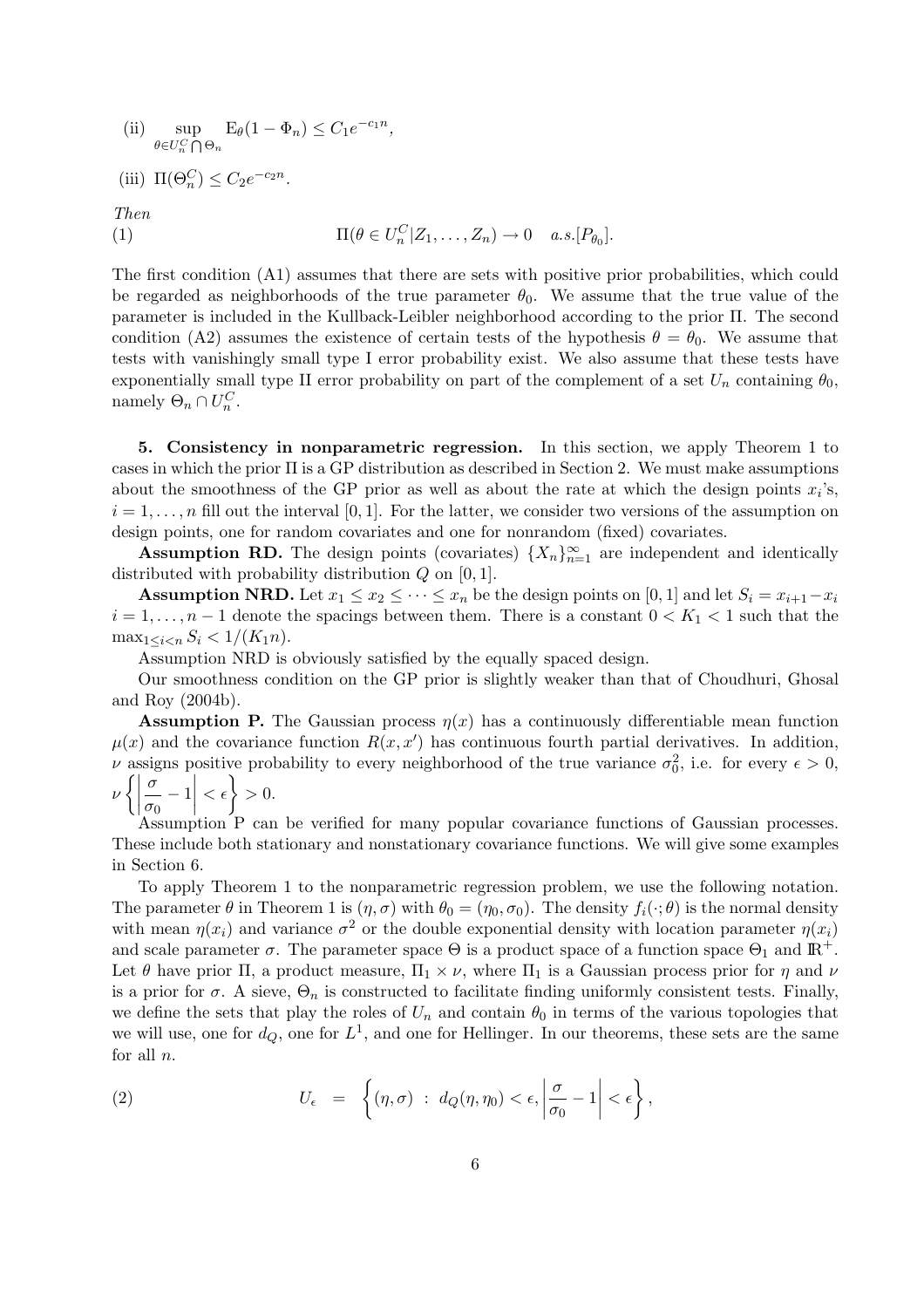(ii) $\sup_{\theta \in U_n^C \bigcap \Theta_n} \mathrm{E}_\theta(1 - \Phi_n) \leq C_1 e^{-c_1 n}$,

(iii) $\Pi(\Theta_n^C) \leq C_2 e^{-c_2 n}$.

*Then*

$$\Pi(\theta \in U_n^C | Z_1, \ldots, Z_n) \to 0 \quad a.s.[P_{\theta_0}]. \tag{1}$$

The first condition (A1) assumes that there are sets with positive prior probabilities, which could be regarded as neighborhoods of the true parameter $\theta_0$. We assume that the true value of the parameter is included in the Kullback-Leibler neighborhood according to the prior $\Pi$. The second condition (A2) assumes the existence of certain tests of the hypothesis $\theta = \theta_0$. We assume that tests with vanishingly small type I error probability exist. We also assume that these tests have exponentially small type II error probability on part of the complement of a set $U_n$ containing $\theta_0$, namely $\Theta_n \cap U_n^C$.

**5. Consistency in nonparametric regression.** In this section, we apply Theorem 1 to cases in which the prior $\Pi$ is a GP distribution as described in Section 2. We must make assumptions about the smoothness of the GP prior as well as about the rate at which the design points $x_i$'s, $i = 1, \ldots, n$ fill out the interval $[0, 1]$. For the latter, we consider two versions of the assumption on design points, one for random covariates and one for nonrandom (fixed) covariates.

**Assumption RD.** The design points (covariates) $\{X_n\}_{n=1}^{\infty}$ are independent and identically distributed with probability distribution $Q$ on $[0, 1]$.

**Assumption NRD.** Let $x_1 \leq x_2 \leq \cdots \leq x_n$ be the design points on $[0, 1]$ and let $S_i = x_{i+1} - x_i$ $i = 1, \ldots, n-1$ denote the spacings between them. There is a constant $0 < K_1 < 1$ such that the $\max_{1 \leq i < n} S_i < 1/(K_1 n)$.

Assumption NRD is obviously satisfied by the equally spaced design.

Our smoothness condition on the GP prior is slightly weaker than that of Choudhuri, Ghosal and Roy (2004b).

**Assumption P.** The Gaussian process $\eta(x)$ has a continuously differentiable mean function $\mu(x)$ and the covariance function $R(x, x')$ has continuous fourth partial derivatives. In addition, $\nu$ assigns positive probability to every neighborhood of the true variance $\sigma_0^2$, i.e. for every $\epsilon > 0$, $\nu \left\{ \left| \dfrac{\sigma}{\sigma_0} - 1 \right| < \epsilon \right\} > 0$.

Assumption P can be verified for many popular covariance functions of Gaussian processes. These include both stationary and nonstationary covariance functions. We will give some examples in Section 6.

To apply Theorem 1 to the nonparametric regression problem, we use the following notation. The parameter $\theta$ in Theorem 1 is $(\eta, \sigma)$ with $\theta_0 = (\eta_0, \sigma_0)$. The density $f_i(\cdot; \theta)$ is the normal density with mean $\eta(x_i)$ and variance $\sigma^2$ or the double exponential density with location parameter $\eta(x_i)$ and scale parameter $\sigma$. The parameter space $\Theta$ is a product space of a function space $\Theta_1$ and $\mathbb{R}^+$. Let $\theta$ have prior $\Pi$, a product measure, $\Pi_1 \times \nu$, where $\Pi_1$ is a Gaussian process prior for $\eta$ and $\nu$ is a prior for $\sigma$. A sieve, $\Theta_n$ is constructed to facilitate finding uniformly consistent tests. Finally, we define the sets that play the roles of $U_n$ and contain $\theta_0$ in terms of the various topologies that we will use, one for $d_Q$, one for $L^1$, and one for Hellinger. In our theorems, these sets are the same for all $n$.

$$U_\epsilon \;=\; \left\{ (\eta, \sigma) \;:\; d_Q(\eta, \eta_0) < \epsilon, \left| \frac{\sigma}{\sigma_0} - 1 \right| < \epsilon \right\}, \tag{2}$$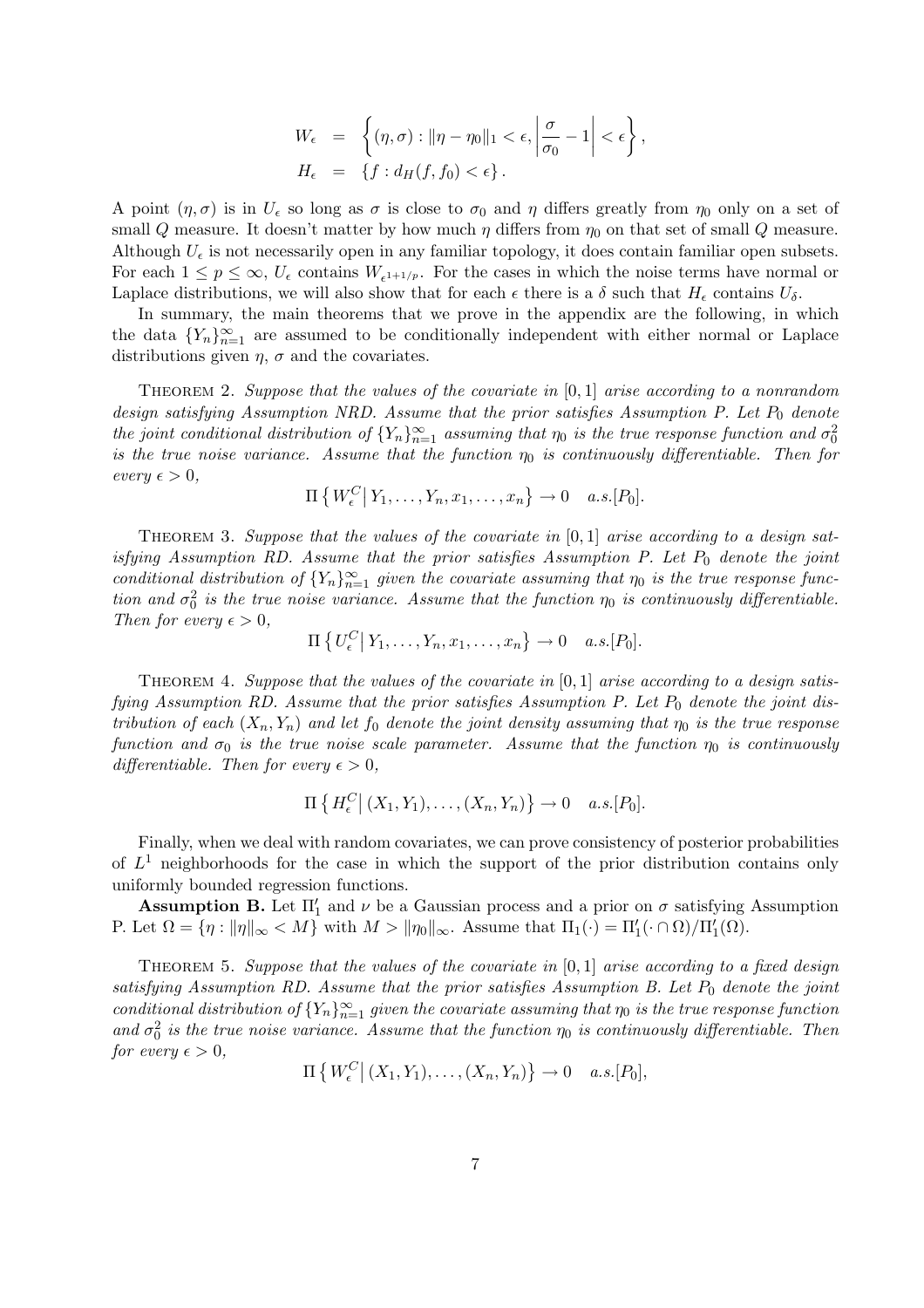$$
\begin{aligned}
W_\epsilon &= \left\{(\eta,\sigma) : \|\eta-\eta_0\|_1 < \epsilon, \left|\frac{\sigma}{\sigma_0}-1\right| < \epsilon\right\}, \\
H_\epsilon &= \{f : d_H(f,f_0) < \epsilon\}.
\end{aligned}
$$

A point $(\eta, \sigma)$ is in $U_\epsilon$ so long as $\sigma$ is close to $\sigma_0$ and $\eta$ differs greatly from $\eta_0$ only on a set of small $Q$ measure. It doesn't matter by how much $\eta$ differs from $\eta_0$ on that set of small $Q$ measure. Although $U_\epsilon$ is not necessarily open in any familiar topology, it does contain familiar open subsets. For each $1 \le p \le \infty$, $U_\epsilon$ contains $W_{\epsilon^{1+1/p}}$. For the cases in which the noise terms have normal or Laplace distributions, we will also show that for each $\epsilon$ there is a $\delta$ such that $H_\epsilon$ contains $U_\delta$.

In summary, the main theorems that we prove in the appendix are the following, in which the data $\{Y_n\}_{n=1}^\infty$ are assumed to be conditionally independent with either normal or Laplace distributions given $\eta$, $\sigma$ and the covariates.

THEOREM 2. *Suppose that the values of the covariate in $[0,1]$ arise according to a nonrandom design satisfying Assumption NRD. Assume that the prior satisfies Assumption P. Let $P_0$ denote the joint conditional distribution of $\{Y_n\}_{n=1}^\infty$ assuming that $\eta_0$ is the true response function and $\sigma_0^2$ is the true noise variance. Assume that the function $\eta_0$ is continuously differentiable. Then for every $\epsilon > 0$,*

$$
\Pi\left\{ W_\epsilon^C \middle| Y_1,\ldots,Y_n,x_1,\ldots,x_n\right\} \to 0 \quad a.s.[P_0].
$$

THEOREM 3. *Suppose that the values of the covariate in $[0,1]$ arise according to a design satisfying Assumption RD. Assume that the prior satisfies Assumption P. Let $P_0$ denote the joint conditional distribution of $\{Y_n\}_{n=1}^\infty$ given the covariate assuming that $\eta_0$ is the true response function and $\sigma_0^2$ is the true noise variance. Assume that the function $\eta_0$ is continuously differentiable. Then for every $\epsilon > 0$,*

$$
\Pi\left\{ U_\epsilon^C \middle| Y_1,\ldots,Y_n,x_1,\ldots,x_n\right\} \to 0 \quad a.s.[P_0].
$$

THEOREM 4. *Suppose that the values of the covariate in $[0,1]$ arise according to a design satisfying Assumption RD. Assume that the prior satisfies Assumption P. Let $P_0$ denote the joint distribution of each $(X_n, Y_n)$ and let $f_0$ denote the joint density assuming that $\eta_0$ is the true response function and $\sigma_0$ is the true noise scale parameter. Assume that the function $\eta_0$ is continuously differentiable. Then for every $\epsilon > 0$,*

$$
\Pi\left\{ H_\epsilon^C \middle| (X_1,Y_1),\ldots,(X_n,Y_n)\right\} \to 0 \quad a.s.[P_0].
$$

Finally, when we deal with random covariates, we can prove consistency of posterior probabilities of $L^1$ neighborhoods for the case in which the support of the prior distribution contains only uniformly bounded regression functions.

**Assumption B.** Let $\Pi_1'$ and $\nu$ be a Gaussian process and a prior on $\sigma$ satisfying Assumption P. Let $\Omega = \{\eta : \|\eta\|_\infty < M\}$ with $M > \|\eta_0\|_\infty$. Assume that $\Pi_1(\cdot) = \Pi_1'(\cdot \cap \Omega)/\Pi_1'(\Omega)$.

THEOREM 5. *Suppose that the values of the covariate in $[0,1]$ arise according to a fixed design satisfying Assumption RD. Assume that the prior satisfies Assumption B. Let $P_0$ denote the joint conditional distribution of $\{Y_n\}_{n=1}^\infty$ given the covariate assuming that $\eta_0$ is the true response function and $\sigma_0^2$ is the true noise variance. Assume that the function $\eta_0$ is continuously differentiable. Then for every $\epsilon > 0$,*

$$
\Pi\left\{ W_\epsilon^C \middle| (X_1,Y_1),\ldots,(X_n,Y_n)\right\} \to 0 \quad a.s.[P_0],
$$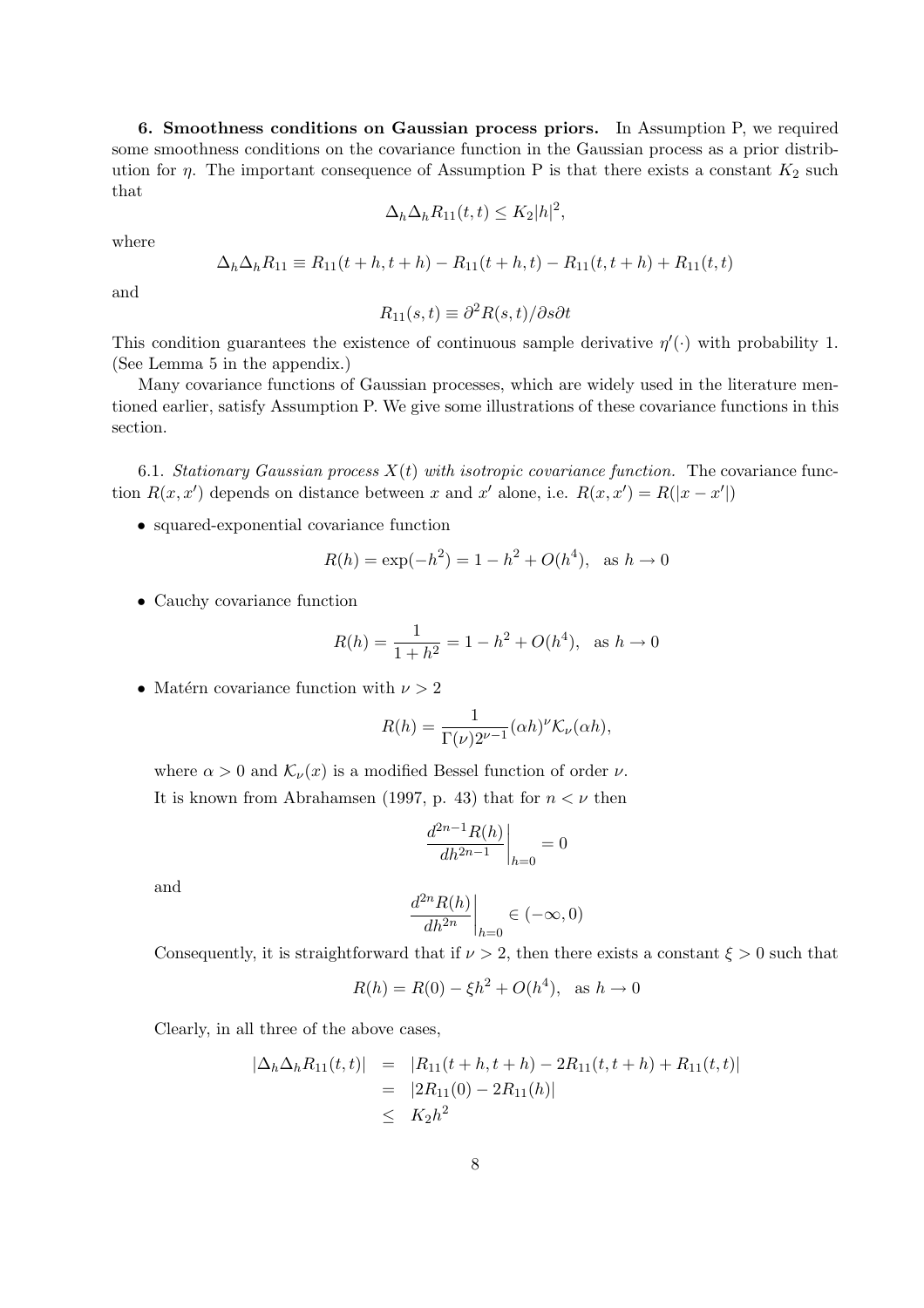**6. Smoothness conditions on Gaussian process priors.** In Assumption P, we required some smoothness conditions on the covariance function in the Gaussian process as a prior distribution for $\eta$. The important consequence of Assumption P is that there exists a constant $K_2$ such that

$$\Delta_h \Delta_h R_{11}(t,t) \leq K_2 |h|^2,$$

where

$$\Delta_h \Delta_h R_{11} \equiv R_{11}(t+h, t+h) - R_{11}(t+h, t) - R_{11}(t, t+h) + R_{11}(t,t)$$

and

$$R_{11}(s,t) \equiv \partial^2 R(s,t)/\partial s \partial t$$

This condition guarantees the existence of continuous sample derivative $\eta'(\cdot)$ with probability 1. (See Lemma 5 in the appendix.)

Many covariance functions of Gaussian processes, which are widely used in the literature mentioned earlier, satisfy Assumption P. We give some illustrations of these covariance functions in this section.

6.1. *Stationary Gaussian process $X(t)$ with isotropic covariance function.* The covariance function $R(x, x')$ depends on distance between $x$ and $x'$ alone, i.e. $R(x, x') = R(|x - x'|)$

- squared-exponential covariance function

$$R(h) = \exp(-h^2) = 1 - h^2 + O(h^4), \quad \text{as } h \to 0$$

- Cauchy covariance function

$$R(h) = \frac{1}{1+h^2} = 1 - h^2 + O(h^4), \quad \text{as } h \to 0$$

- Matérn covariance function with $\nu > 2$

$$R(h) = \frac{1}{\Gamma(\nu) 2^{\nu-1}} (\alpha h)^\nu \mathcal{K}_\nu(\alpha h),$$

  where $\alpha > 0$ and $\mathcal{K}_\nu(x)$ is a modified Bessel function of order $\nu$.

  It is known from Abrahamsen (1997, p. 43) that for $n < \nu$ then

$$\left.\frac{d^{2n-1} R(h)}{dh^{2n-1}}\right|_{h=0} = 0$$

  and

$$\left.\frac{d^{2n} R(h)}{dh^{2n}}\right|_{h=0} \in (-\infty, 0)$$

  Consequently, it is straightforward that if $\nu > 2$, then there exists a constant $\xi > 0$ such that

$$R(h) = R(0) - \xi h^2 + O(h^4), \quad \text{as } h \to 0$$

  Clearly, in all three of the above cases,

$$\begin{aligned}
|\Delta_h \Delta_h R_{11}(t,t)| &= |R_{11}(t+h, t+h) - 2R_{11}(t, t+h) + R_{11}(t,t)| \\
&= |2R_{11}(0) - 2R_{11}(h)| \\
&\leq K_2 h^2
\end{aligned}$$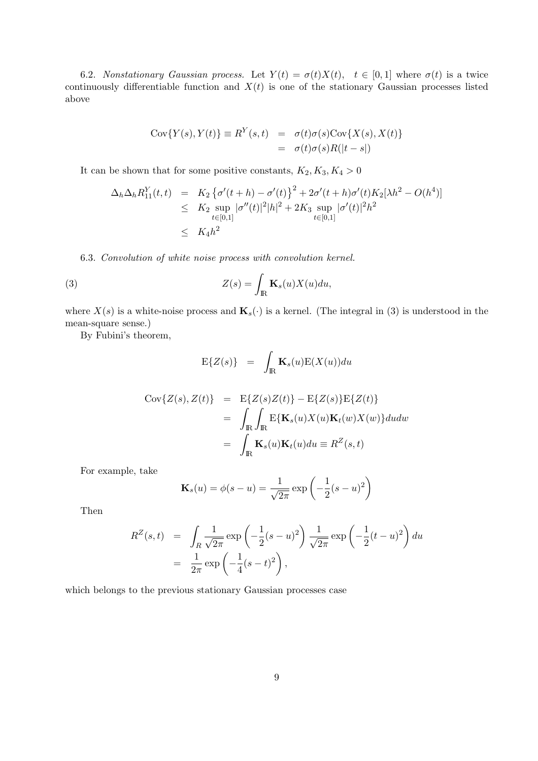6.2. *Nonstationary Gaussian process.* Let $Y(t) = \sigma(t)X(t), \quad t \in [0,1]$ where $\sigma(t)$ is a twice continuously differentiable function and $X(t)$ is one of the stationary Gaussian processes listed above

$$
\begin{aligned}
\mathrm{Cov}\{Y(s), Y(t)\} \equiv R^Y(s,t) &= \sigma(t)\sigma(s)\mathrm{Cov}\{X(s), X(t)\} \\
&= \sigma(t)\sigma(s)R(|t-s|)
\end{aligned}
$$

It can be shown that for some positive constants, $K_2, K_3, K_4 > 0$

$$
\begin{aligned}
\Delta_h \Delta_h R_{11}^Y(t,t) &= K_2 \left\{\sigma'(t+h) - \sigma'(t)\right\}^2 + 2\sigma'(t+h)\sigma'(t) K_2[\lambda h^2 - O(h^4)] \\
&\leq K_2 \sup_{t \in [0,1]} |\sigma''(t)|^2 |h|^2 + 2K_3 \sup_{t \in [0,1]} |\sigma'(t)|^2 h^2 \\
&\leq K_4 h^2
\end{aligned}
$$

6.3. *Convolution of white noise process with convolution kernel.*

$$
Z(s) = \int_{\mathbb{R}} \mathbf{K}_s(u) X(u) du, \tag{3}
$$

where $X(s)$ is a white-noise process and $\mathbf{K}_s(\cdot)$ is a kernel. (The integral in (3) is understood in the mean-square sense.)

By Fubini's theorem,

$$
\mathrm{E}\{Z(s)\} = \int_{\mathbb{R}} \mathbf{K}_s(u) \mathrm{E}(X(u)) du
$$

$$
\begin{aligned}
\mathrm{Cov}\{Z(s), Z(t)\} &= \mathrm{E}\{Z(s)Z(t)\} - \mathrm{E}\{Z(s)\}\mathrm{E}\{Z(t)\} \\
&= \int_{\mathbb{R}} \int_{\mathbb{R}} \mathrm{E}\{\mathbf{K}_s(u) X(u) \mathbf{K}_t(w) X(w)\} du dw \\
&= \int_{\mathbb{R}} \mathbf{K}_s(u) \mathbf{K}_t(u) du \equiv R^Z(s,t)
\end{aligned}
$$

For example, take

$$
\mathbf{K}_s(u) = \phi(s-u) = \frac{1}{\sqrt{2\pi}} \exp\left(-\frac{1}{2}(s-u)^2\right)
$$

Then

$$
\begin{aligned}
R^Z(s,t) &= \int_R \frac{1}{\sqrt{2\pi}} \exp\left(-\frac{1}{2}(s-u)^2\right) \frac{1}{\sqrt{2\pi}} \exp\left(-\frac{1}{2}(t-u)^2\right) du \\
&= \frac{1}{2\pi} \exp\left(-\frac{1}{4}(s-t)^2\right),
\end{aligned}
$$

which belongs to the previous stationary Gaussian processes case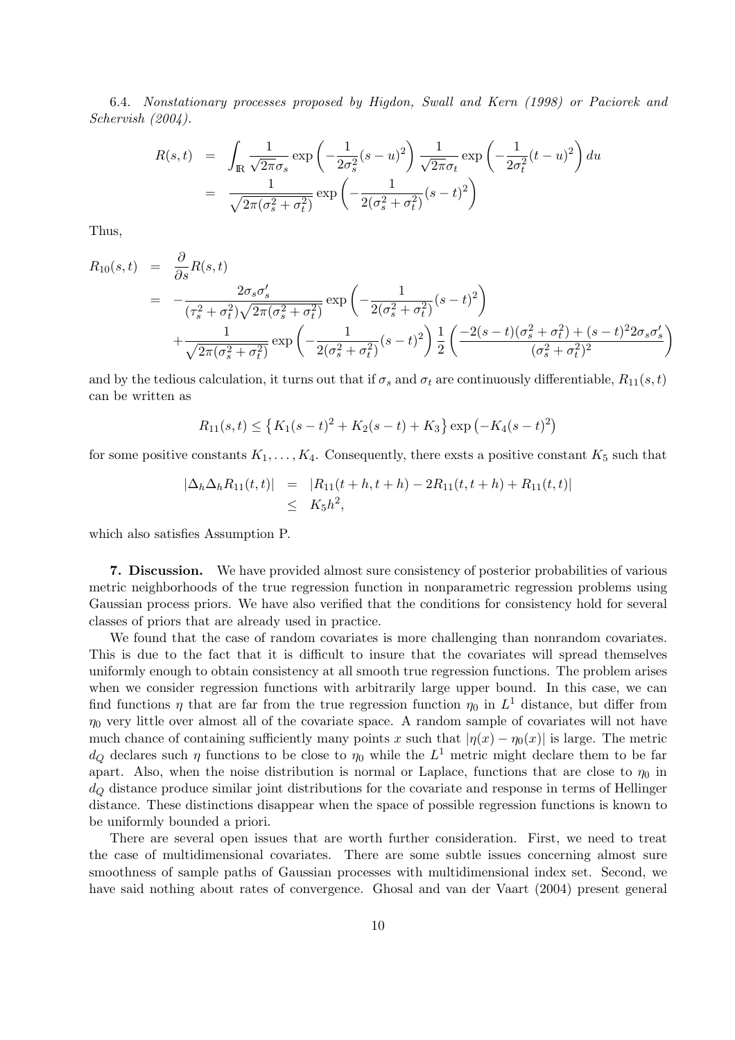6.4. *Nonstationary processes proposed by Higdon, Swall and Kern (1998) or Paciorek and Schervish (2004).*

$$
\begin{aligned}
R(s,t) &= \int_{\mathbb{R}} \frac{1}{\sqrt{2\pi}\sigma_s} \exp\left(-\frac{1}{2\sigma_s^2}(s-u)^2\right) \frac{1}{\sqrt{2\pi}\sigma_t} \exp\left(-\frac{1}{2\sigma_t^2}(t-u)^2\right) du \\
&= \frac{1}{\sqrt{2\pi(\sigma_s^2+\sigma_t^2)}} \exp\left(-\frac{1}{2(\sigma_s^2+\sigma_t^2)}(s-t)^2\right)
\end{aligned}
$$

Thus,

$$
\begin{aligned}
R_{10}(s,t) &= \frac{\partial}{\partial s} R(s,t) \\
&= -\frac{2\sigma_s \sigma_s'}{(\tau_s^2+\sigma_t^2)\sqrt{2\pi(\sigma_s^2+\sigma_t^2)}} \exp\left(-\frac{1}{2(\sigma_s^2+\sigma_t^2)}(s-t)^2\right) \\
&\quad + \frac{1}{\sqrt{2\pi(\sigma_s^2+\sigma_t^2)}} \exp\left(-\frac{1}{2(\sigma_s^2+\sigma_t^2)}(s-t)^2\right) \frac{1}{2} \left(\frac{-2(s-t)(\sigma_s^2+\sigma_t^2)+(s-t)^2 2\sigma_s\sigma_s'}{(\sigma_s^2+\sigma_t^2)^2}\right)
\end{aligned}
$$

and by the tedious calculation, it turns out that if $\sigma_s$ and $\sigma_t$ are continuously differentiable, $R_{11}(s,t)$ can be written as

$$
R_{11}(s,t) \leq \left\{K_1(s-t)^2 + K_2(s-t) + K_3\right\} \exp\left(-K_4(s-t)^2\right)
$$

for some positive constants $K_1, \ldots, K_4$. Consequently, there exsts a positive constant $K_5$ such that

$$
\begin{aligned}
|\Delta_h \Delta_h R_{11}(t,t)| &= |R_{11}(t+h,t+h) - 2R_{11}(t,t+h) + R_{11}(t,t)| \\
&\leq K_5 h^2,
\end{aligned}
$$

which also satisfies Assumption P.

**7. Discussion.** We have provided almost sure consistency of posterior probabilities of various metric neighborhoods of the true regression function in nonparametric regression problems using Gaussian process priors. We have also verified that the conditions for consistency hold for several classes of priors that are already used in practice.

We found that the case of random covariates is more challenging than nonrandom covariates. This is due to the fact that it is difficult to insure that the covariates will spread themselves uniformly enough to obtain consistency at all smooth true regression functions. The problem arises when we consider regression functions with arbitrarily large upper bound. In this case, we can find functions $\eta$ that are far from the true regression function $\eta_0$ in $L^1$ distance, but differ from $\eta_0$ very little over almost all of the covariate space. A random sample of covariates will not have much chance of containing sufficiently many points $x$ such that $|\eta(x) - \eta_0(x)|$ is large. The metric $d_Q$ declares such $\eta$ functions to be close to $\eta_0$ while the $L^1$ metric might declare them to be far apart. Also, when the noise distribution is normal or Laplace, functions that are close to $\eta_0$ in $d_Q$ distance produce similar joint distributions for the covariate and response in terms of Hellinger distance. These distinctions disappear when the space of possible regression functions is known to be uniformly bounded a priori.

There are several open issues that are worth further consideration. First, we need to treat the case of multidimensional covariates. There are some subtle issues concerning almost sure smoothness of sample paths of Gaussian processes with multidimensional index set. Second, we have said nothing about rates of convergence. Ghosal and van der Vaart (2004) present general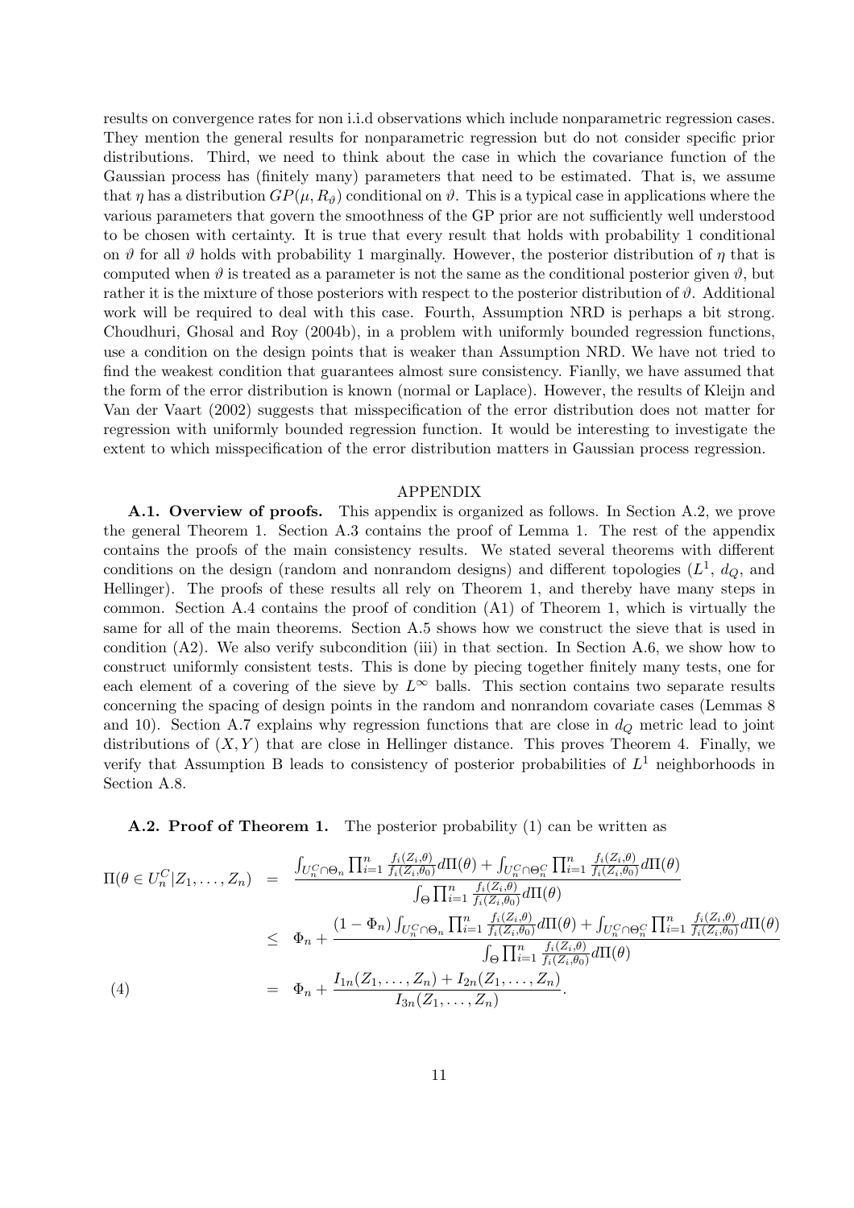results on convergence rates for non i.i.d observations which include nonparametric regression cases. They mention the general results for nonparametric regression but do not consider specific prior distributions. Third, we need to think about the case in which the covariance function of the Gaussian process has (finitely many) parameters that need to be estimated. That is, we assume that $\eta$ has a distribution $GP(\mu, R_\vartheta)$ conditional on $\vartheta$. This is a typical case in applications where the various parameters that govern the smoothness of the GP prior are not sufficiently well understood to be chosen with certainty. It is true that every result that holds with probability 1 conditional on $\vartheta$ for all $\vartheta$ holds with probability 1 marginally. However, the posterior distribution of $\eta$ that is computed when $\vartheta$ is treated as a parameter is not the same as the conditional posterior given $\vartheta$, but rather it is the mixture of those posteriors with respect to the posterior distribution of $\vartheta$. Additional work will be required to deal with this case. Fourth, Assumption NRD is perhaps a bit strong. Choudhuri, Ghosal and Roy (2004b), in a problem with uniformly bounded regression functions, use a condition on the design points that is weaker than Assumption NRD. We have not tried to find the weakest condition that guarantees almost sure consistency. Fianlly, we have assumed that the form of the error distribution is known (normal or Laplace). However, the results of Kleijn and Van der Vaart (2002) suggests that misspecification of the error distribution does not matter for regression with uniformly bounded regression function. It would be interesting to investigate the extent to which misspecification of the error distribution matters in Gaussian process regression.

## APPENDIX

**A.1. Overview of proofs.** This appendix is organized as follows. In Section A.2, we prove the general Theorem 1. Section A.3 contains the proof of Lemma 1. The rest of the appendix contains the proofs of the main consistency results. We stated several theorems with different conditions on the design (random and nonrandom designs) and different topologies ($L^1$, $d_Q$, and Hellinger). The proofs of these results all rely on Theorem 1, and thereby have many steps in common. Section A.4 contains the proof of condition (A1) of Theorem 1, which is virtually the same for all of the main theorems. Section A.5 shows how we construct the sieve that is used in condition (A2). We also verify subcondition (iii) in that section. In Section A.6, we show how to construct uniformly consistent tests. This is done by piecing together finitely many tests, one for each element of a covering of the sieve by $L^\infty$ balls. This section contains two separate results concerning the spacing of design points in the random and nonrandom covariate cases (Lemmas 8 and 10). Section A.7 explains why regression functions that are close in $d_Q$ metric lead to joint distributions of $(X, Y)$ that are close in Hellinger distance. This proves Theorem 4. Finally, we verify that Assumption B leads to consistency of posterior probabilities of $L^1$ neighborhoods in Section A.8.

**A.2. Proof of Theorem 1.** The posterior probability (1) can be written as

$$
\begin{aligned}
\Pi(\theta \in U_n^C | Z_1, \ldots, Z_n) &= \frac{\int_{U_n^C \cap \Theta_n} \prod_{i=1}^n \frac{f_i(Z_i,\theta)}{f_i(Z_i,\theta_0)} d\Pi(\theta) + \int_{U_n^C \cap \Theta_n^C} \prod_{i=1}^n \frac{f_i(Z_i,\theta)}{f_i(Z_i,\theta_0)} d\Pi(\theta)}{\int_\Theta \prod_{i=1}^n \frac{f_i(Z_i,\theta)}{f_i(Z_i,\theta_0)} d\Pi(\theta)} \\
&\leq \Phi_n + \frac{(1-\Phi_n) \int_{U_n^C \cap \Theta_n} \prod_{i=1}^n \frac{f_i(Z_i,\theta)}{f_i(Z_i,\theta_0)} d\Pi(\theta) + \int_{U_n^C \cap \Theta_n^C} \prod_{i=1}^n \frac{f_i(Z_i,\theta)}{f_i(Z_i,\theta_0)} d\Pi(\theta)}{\int_\Theta \prod_{i=1}^n \frac{f_i(Z_i,\theta)}{f_i(Z_i,\theta_0)} d\Pi(\theta)} \\
&= \Phi_n + \frac{I_{1n}(Z_1, \ldots, Z_n) + I_{2n}(Z_1, \ldots, Z_n)}{I_{3n}(Z_1, \ldots, Z_n)}. \qquad (4)
\end{aligned}
$$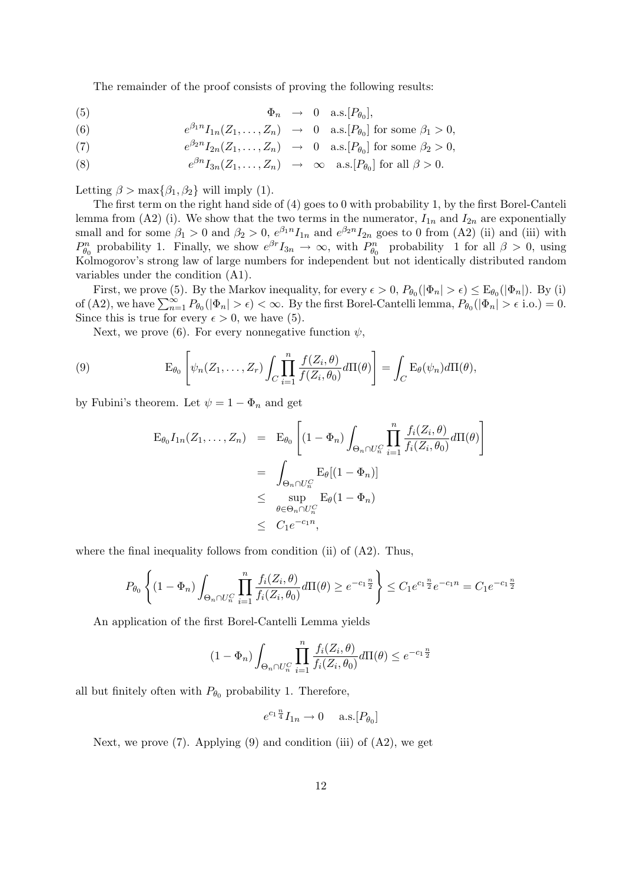The remainder of the proof consists of proving the following results:

$$
\begin{aligned}
(5) \qquad && \Phi_n &\rightarrow 0 \quad \text{a.s.}[P_{\theta_0}], \\
(6) \qquad && e^{\beta_1 n} I_{1n}(Z_1, \ldots, Z_n) &\rightarrow 0 \quad \text{a.s.}[P_{\theta_0}] \text{ for some } \beta_1 > 0, \\
(7) \qquad && e^{\beta_2 n} I_{2n}(Z_1, \ldots, Z_n) &\rightarrow 0 \quad \text{a.s.}[P_{\theta_0}] \text{ for some } \beta_2 > 0, \\
(8) \qquad && e^{\beta n} I_{3n}(Z_1, \ldots, Z_n) &\rightarrow \infty \quad \text{a.s.}[P_{\theta_0}] \text{ for all } \beta > 0.
\end{aligned}
$$

Letting $\beta > \max\{\beta_1, \beta_2\}$ will imply (1).

The first term on the right hand side of (4) goes to 0 with probability 1, by the first Borel-Canteli lemma from (A2) (i). We show that the two terms in the numerator, $I_{1n}$ and $I_{2n}$ are exponentially small and for some $\beta_1 > 0$ and $\beta_2 > 0$, $e^{\beta_1 n} I_{1n}$ and $e^{\beta_2 n} I_{2n}$ goes to 0 from (A2) (ii) and (iii) with $P^n_{\theta_0}$ probability 1. Finally, we show $e^{\beta r} I_{3n} \rightarrow \infty$, with $P^n_{\theta_0}$ probability 1 for all $\beta > 0$, using Kolmogorov's strong law of large numbers for independent but not identically distributed random variables under the condition (A1).

First, we prove (5). By the Markov inequality, for every $\epsilon > 0$, $P_{\theta_0}(|\Phi_n| > \epsilon) \leq \mathrm{E}_{\theta_0}(|\Phi_n|)$. By (i) of (A2), we have $\sum_{n=1}^{\infty} P_{\theta_0}(|\Phi_n| > \epsilon) < \infty$. By the first Borel-Cantelli lemma, $P_{\theta_0}(|\Phi_n| > \epsilon \text{ i.o.}) = 0$. Since this is true for every $\epsilon > 0$, we have (5).

Next, we prove (6). For every nonnegative function $\psi$,

$$
(9) \qquad \mathrm{E}_{\theta_0}\left[\psi_n(Z_1, \ldots, Z_r) \int_C \prod_{i=1}^{n} \frac{f(Z_i, \theta)}{f(Z_i, \theta_0)} d\Pi(\theta)\right] = \int_C \mathrm{E}_{\theta}(\psi_n) d\Pi(\theta),
$$

by Fubini's theorem. Let $\psi = 1 - \Phi_n$ and get

$$
\begin{aligned}
\mathrm{E}_{\theta_0} I_{1n}(Z_1, \ldots, Z_n) &= \mathrm{E}_{\theta_0}\left[(1 - \Phi_n) \int_{\Theta_n \cap U_n^C} \prod_{i=1}^{n} \frac{f_i(Z_i, \theta)}{f_i(Z_i, \theta_0)} d\Pi(\theta)\right] \\
&= \int_{\Theta_n \cap U_n^C} \mathrm{E}_{\theta}[(1 - \Phi_n)] \\
&\leq \sup_{\theta \in \Theta_n \cap U_n^C} \mathrm{E}_{\theta}(1 - \Phi_n) \\
&\leq C_1 e^{-c_1 n},
\end{aligned}
$$

where the final inequality follows from condition (ii) of (A2). Thus,

$$
P_{\theta_0}\left\{(1 - \Phi_n) \int_{\Theta_n \cap U_n^C} \prod_{i=1}^{n} \frac{f_i(Z_i, \theta)}{f_i(Z_i, \theta_0)} d\Pi(\theta) \geq e^{-c_1 \frac{n}{2}}\right\} \leq C_1 e^{c_1 \frac{n}{2}} e^{-c_1 n} = C_1 e^{-c_1 \frac{n}{2}}
$$

An application of the first Borel-Cantelli Lemma yields

$$
(1 - \Phi_n) \int_{\Theta_n \cap U_n^C} \prod_{i=1}^{n} \frac{f_i(Z_i, \theta)}{f_i(Z_i, \theta_0)} d\Pi(\theta) \leq e^{-c_1 \frac{n}{2}}
$$

all but finitely often with $P_{\theta_0}$ probability 1. Therefore,

$$
e^{c_1 \frac{n}{4}} I_{1n} \rightarrow 0 \quad \text{a.s.}[P_{\theta_0}]
$$

Next, we prove (7). Applying (9) and condition (iii) of (A2), we get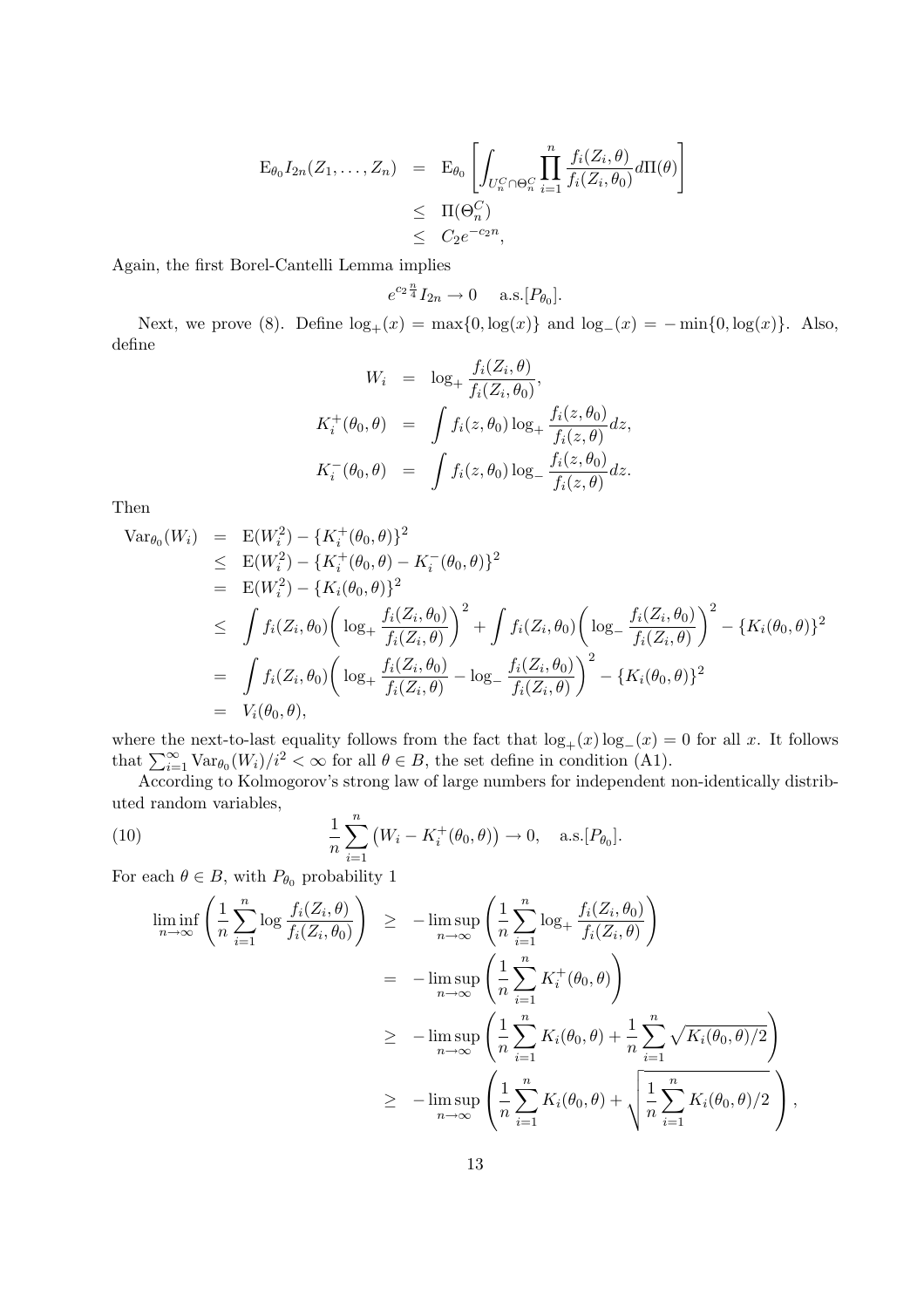$$
\begin{aligned}
\mathrm{E}_{\theta_0} I_{2n}(Z_1, \ldots, Z_n) &= \mathrm{E}_{\theta_0}\left[\int_{U_n^C \cap \Theta_n^C} \prod_{i=1}^n \frac{f_i(Z_i, \theta)}{f_i(Z_i, \theta_0)} d\Pi(\theta)\right] \\
&\leq \Pi(\Theta_n^C) \\
&\leq C_2 e^{-c_2 n},
\end{aligned}
$$

Again, the first Borel-Cantelli Lemma implies

$$
e^{c_2 \frac{n}{4}} I_{2n} \to 0 \quad \text{a.s.}[P_{\theta_0}].
$$

Next, we prove (8). Define $\log_+(x) = \max\{0, \log(x)\}$ and $\log_-(x) = -\min\{0, \log(x)\}$. Also, define

$$
\begin{aligned}
W_i &= \log_+ \frac{f_i(Z_i, \theta)}{f_i(Z_i, \theta_0)}, \\
K_i^+(\theta_0, \theta) &= \int f_i(z, \theta_0) \log_+ \frac{f_i(z, \theta_0)}{f_i(z, \theta)} dz, \\
K_i^-(\theta_0, \theta) &= \int f_i(z, \theta_0) \log_- \frac{f_i(z, \theta_0)}{f_i(z, \theta)} dz.
\end{aligned}
$$

Then

$$
\begin{aligned}
\mathrm{Var}_{\theta_0}(W_i) &= \mathrm{E}(W_i^2) - \{K_i^+(\theta_0, \theta)\}^2 \\
&\leq \mathrm{E}(W_i^2) - \{K_i^+(\theta_0, \theta) - K_i^-(\theta_0, \theta)\}^2 \\
&= \mathrm{E}(W_i^2) - \{K_i(\theta_0, \theta)\}^2 \\
&\leq \int f_i(Z_i, \theta_0)\bigg(\log_+ \frac{f_i(Z_i, \theta_0)}{f_i(Z_i, \theta)}\bigg)^2 + \int f_i(Z_i, \theta_0)\bigg(\log_- \frac{f_i(Z_i, \theta_0)}{f_i(Z_i, \theta)}\bigg)^2 - \{K_i(\theta_0, \theta)\}^2 \\
&= \int f_i(Z_i, \theta_0)\bigg(\log_+ \frac{f_i(Z_i, \theta_0)}{f_i(Z_i, \theta)} - \log_- \frac{f_i(Z_i, \theta_0)}{f_i(Z_i, \theta)}\bigg)^2 - \{K_i(\theta_0, \theta)\}^2 \\
&= V_i(\theta_0, \theta),
\end{aligned}
$$

where the next-to-last equality follows from the fact that $\log_+(x)\log_-(x) = 0$ for all $x$. It follows that $\sum_{i=1}^\infty \mathrm{Var}_{\theta_0}(W_i)/i^2 < \infty$ for all $\theta \in B$, the set define in condition (A1).

According to Kolmogorov's strong law of large numbers for independent non-identically distributed random variables,

$$
\frac{1}{n}\sum_{i=1}^n \big(W_i - K_i^+(\theta_0, \theta)\big) \to 0, \quad \text{a.s.}[P_{\theta_0}]. \tag{10}
$$

For each $\theta \in B$, with $P_{\theta_0}$ probability 1

$$
\begin{aligned}
\liminf_{n\to\infty}\left(\frac{1}{n}\sum_{i=1}^n \log \frac{f_i(Z_i, \theta)}{f_i(Z_i, \theta_0)}\right) &\geq -\limsup_{n\to\infty}\left(\frac{1}{n}\sum_{i=1}^n \log_+ \frac{f_i(Z_i, \theta_0)}{f_i(Z_i, \theta)}\right) \\
&= -\limsup_{n\to\infty}\left(\frac{1}{n}\sum_{i=1}^n K_i^+(\theta_0, \theta)\right) \\
&\geq -\limsup_{n\to\infty}\left(\frac{1}{n}\sum_{i=1}^n K_i(\theta_0, \theta) + \frac{1}{n}\sum_{i=1}^n \sqrt{K_i(\theta_0, \theta)/2}\right) \\
&\geq -\limsup_{n\to\infty}\left(\frac{1}{n}\sum_{i=1}^n K_i(\theta_0, \theta) + \sqrt{\frac{1}{n}\sum_{i=1}^n K_i(\theta_0, \theta)/2}\right),
\end{aligned}
$$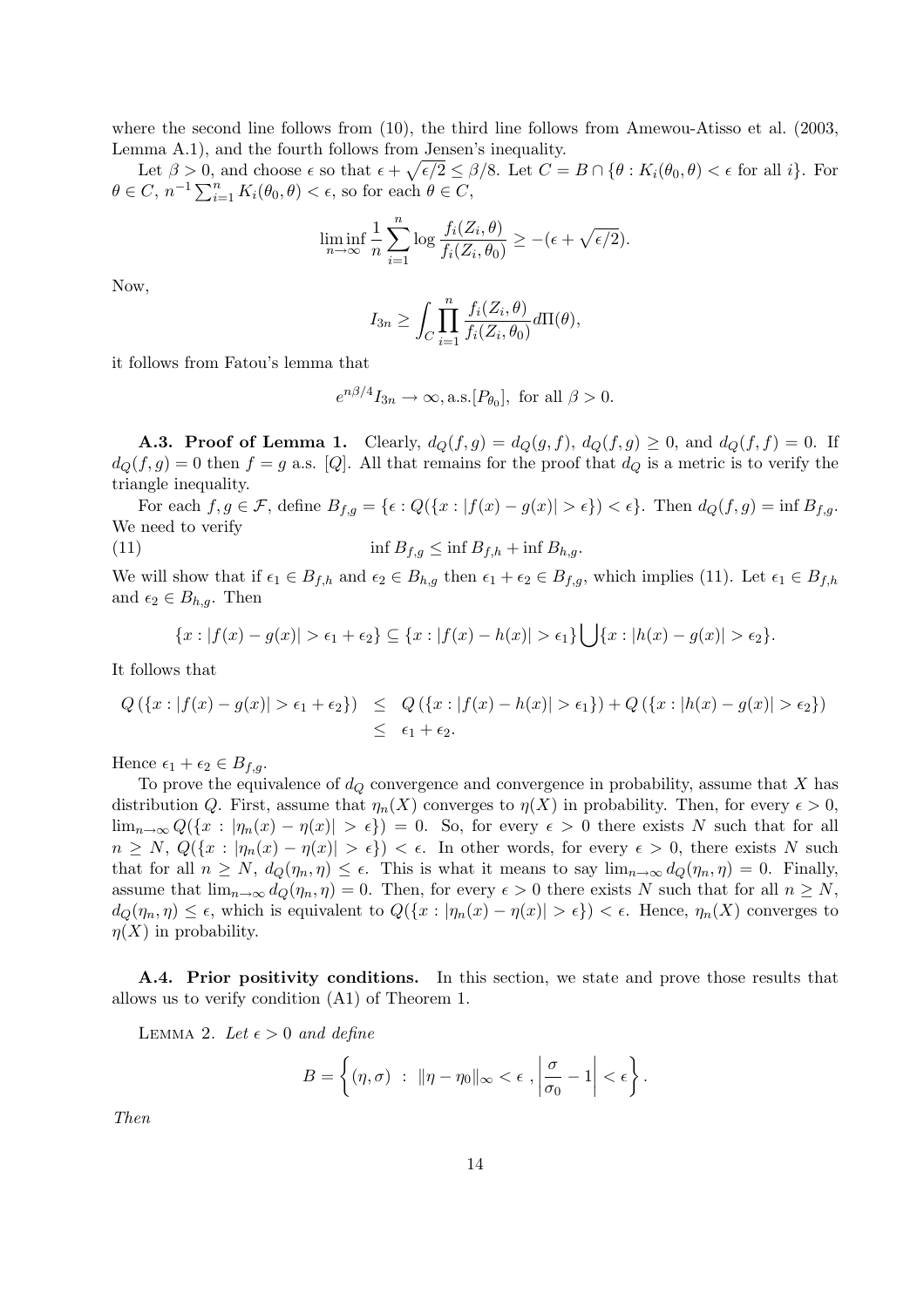where the second line follows from (10), the third line follows from Amewou-Atisso et al. (2003, Lemma A.1), and the fourth follows from Jensen's inequality.

Let $\beta > 0$, and choose $\epsilon$ so that $\epsilon + \sqrt{\epsilon/2} \leq \beta/8$. Let $C = B \cap \{\theta : K_i(\theta_0, \theta) < \epsilon \text{ for all } i\}$. For $\theta \in C$, $n^{-1} \sum_{i=1}^n K_i(\theta_0, \theta) < \epsilon$, so for each $\theta \in C$,

$$\liminf_{n\to\infty} \frac{1}{n} \sum_{i=1}^n \log \frac{f_i(Z_i, \theta)}{f_i(Z_i, \theta_0)} \geq -(\epsilon + \sqrt{\epsilon/2}).$$

Now,

$$I_{3n} \geq \int_C \prod_{i=1}^n \frac{f_i(Z_i, \theta)}{f_i(Z_i, \theta_0)} d\Pi(\theta),$$

it follows from Fatou's lemma that

$$e^{n\beta/4} I_{3n} \to \infty, \text{a.s.}[P_{\theta_0}], \text{ for all } \beta > 0.$$

**A.3. Proof of Lemma 1.** Clearly, $d_Q(f,g) = d_Q(g,f)$, $d_Q(f,g) \geq 0$, and $d_Q(f,f) = 0$. If $d_Q(f,g) = 0$ then $f = g$ a.s. $[Q]$. All that remains for the proof that $d_Q$ is a metric is to verify the triangle inequality.

For each $f, g \in \mathcal{F}$, define $B_{f,g} = \{\epsilon : Q(\{x : |f(x) - g(x)| > \epsilon\}) < \epsilon\}$. Then $d_Q(f,g) = \inf B_{f,g}$. We need to verify

$$\inf B_{f,g} \leq \inf B_{f,h} + \inf B_{h,g}. \tag{11}$$

We will show that if $\epsilon_1 \in B_{f,h}$ and $\epsilon_2 \in B_{h,g}$ then $\epsilon_1 + \epsilon_2 \in B_{f,g}$, which implies (11). Let $\epsilon_1 \in B_{f,h}$ and $\epsilon_2 \in B_{h,g}$. Then

$$\{x : |f(x) - g(x)| > \epsilon_1 + \epsilon_2\} \subseteq \{x : |f(x) - h(x)| > \epsilon_1\} \bigcup \{x : |h(x) - g(x)| > \epsilon_2\}.$$

It follows that

$$\begin{aligned} Q(\{x : |f(x) - g(x)| > \epsilon_1 + \epsilon_2\}) &\leq Q(\{x : |f(x) - h(x)| > \epsilon_1\}) + Q(\{x : |h(x) - g(x)| > \epsilon_2\}) \\ &\leq \epsilon_1 + \epsilon_2. \end{aligned}$$

Hence $\epsilon_1 + \epsilon_2 \in B_{f,g}$.

To prove the equivalence of $d_Q$ convergence and convergence in probability, assume that $X$ has distribution $Q$. First, assume that $\eta_n(X)$ converges to $\eta(X)$ in probability. Then, for every $\epsilon > 0$, $\lim_{n\to\infty} Q(\{x : |\eta_n(x) - \eta(x)| > \epsilon\}) = 0$. So, for every $\epsilon > 0$ there exists $N$ such that for all $n \geq N$, $Q(\{x : |\eta_n(x) - \eta(x)| > \epsilon\}) < \epsilon$. In other words, for every $\epsilon > 0$, there exists $N$ such that for all $n \geq N$, $d_Q(\eta_n, \eta) \leq \epsilon$. This is what it means to say $\lim_{n\to\infty} d_Q(\eta_n, \eta) = 0$. Finally, assume that $\lim_{n\to\infty} d_Q(\eta_n, \eta) = 0$. Then, for every $\epsilon > 0$ there exists $N$ such that for all $n \geq N$, $d_Q(\eta_n, \eta) \leq \epsilon$, which is equivalent to $Q(\{x : |\eta_n(x) - \eta(x)| > \epsilon\}) < \epsilon$. Hence, $\eta_n(X)$ converges to $\eta(X)$ in probability.

**A.4. Prior positivity conditions.** In this section, we state and prove those results that allows us to verify condition (A1) of Theorem 1.

LEMMA 2. *Let* $\epsilon > 0$ *and define*

$$B = \left\{ (\eta, \sigma) \; : \; \|\eta - \eta_0\|_\infty < \epsilon \; , \left| \frac{\sigma}{\sigma_0} - 1 \right| < \epsilon \right\}.$$

*Then*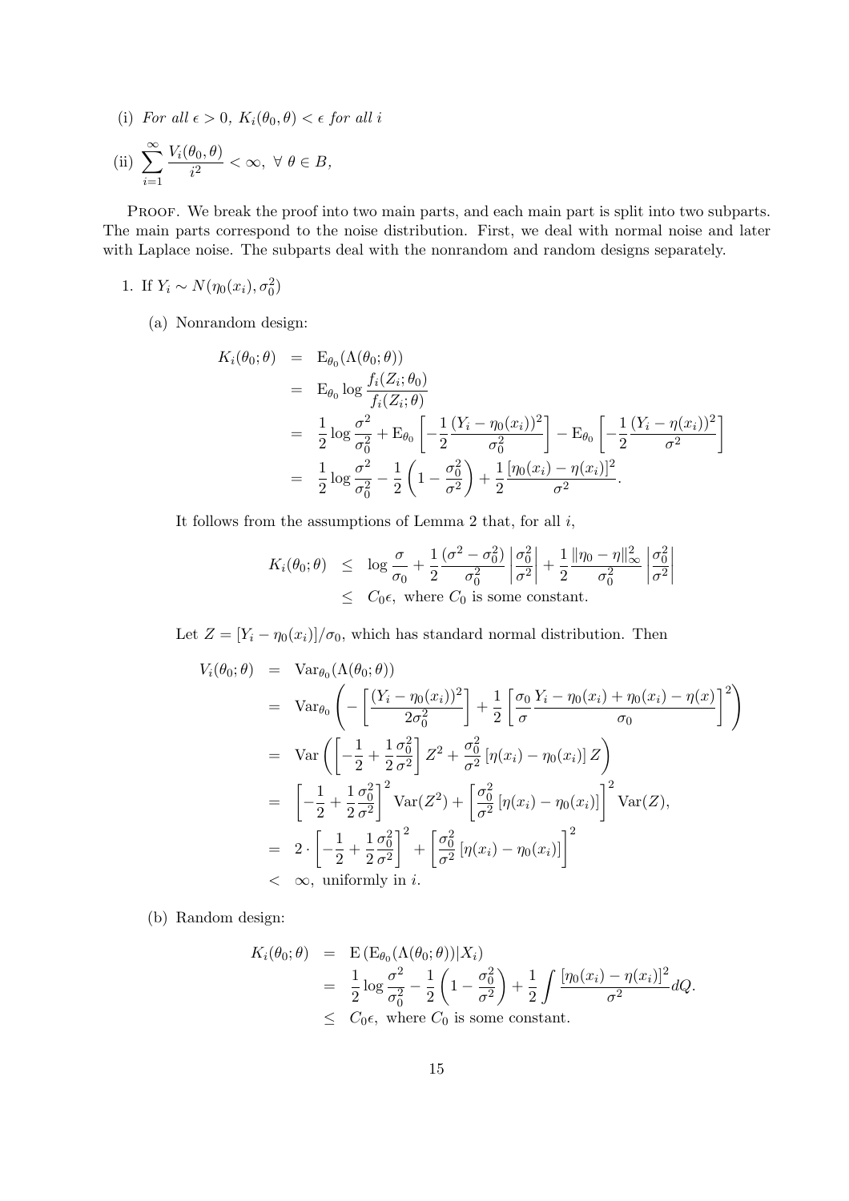(i) *For all* $\epsilon > 0$, $K_i(\theta_0, \theta) < \epsilon$ *for all* $i$

(ii) $\displaystyle\sum_{i=1}^{\infty} \frac{V_i(\theta_0, \theta)}{i^2} < \infty, \ \forall \ \theta \in B,$

Proof. We break the proof into two main parts, and each main part is split into two subparts. The main parts correspond to the noise distribution. First, we deal with normal noise and later with Laplace noise. The subparts deal with the nonrandom and random designs separately.

1. If $Y_i \sim N(\eta_0(x_i), \sigma_0^2)$

   (a) Nonrandom design:

$$
\begin{aligned}
K_i(\theta_0; \theta) &= \mathrm{E}_{\theta_0}(\Lambda(\theta_0; \theta)) \\
&= \mathrm{E}_{\theta_0} \log \frac{f_i(Z_i; \theta_0)}{f_i(Z_i; \theta)} \\
&= \frac{1}{2} \log \frac{\sigma^2}{\sigma_0^2} + \mathrm{E}_{\theta_0}\left[-\frac{1}{2}\frac{(Y_i - \eta_0(x_i))^2}{\sigma_0^2}\right] - \mathrm{E}_{\theta_0}\left[-\frac{1}{2}\frac{(Y_i - \eta(x_i))^2}{\sigma^2}\right] \\
&= \frac{1}{2} \log \frac{\sigma^2}{\sigma_0^2} - \frac{1}{2}\left(1 - \frac{\sigma_0^2}{\sigma^2}\right) + \frac{1}{2}\frac{[\eta_0(x_i) - \eta(x_i)]^2}{\sigma^2}.
\end{aligned}
$$

   It follows from the assumptions of Lemma 2 that, for all $i$,

$$
\begin{aligned}
K_i(\theta_0; \theta) &\leq \log \frac{\sigma}{\sigma_0} + \frac{1}{2}\frac{(\sigma^2 - \sigma_0^2)}{\sigma_0^2}\left|\frac{\sigma_0^2}{\sigma^2}\right| + \frac{1}{2}\frac{\|\eta_0 - \eta\|_\infty^2}{\sigma_0^2}\left|\frac{\sigma_0^2}{\sigma^2}\right| \\
&\leq C_0 \epsilon, \text{ where } C_0 \text{ is some constant.}
\end{aligned}
$$

   Let $Z = [Y_i - \eta_0(x_i)]/\sigma_0$, which has standard normal distribution. Then

$$
\begin{aligned}
V_i(\theta_0; \theta) &= \mathrm{Var}_{\theta_0}(\Lambda(\theta_0; \theta)) \\
&= \mathrm{Var}_{\theta_0}\left(-\left[\frac{(Y_i - \eta_0(x_i))^2}{2\sigma_0^2}\right] + \frac{1}{2}\left[\frac{\sigma_0}{\sigma}\frac{Y_i - \eta_0(x_i) + \eta_0(x_i) - \eta(x)}{\sigma_0}\right]^2\right) \\
&= \mathrm{Var}\left(\left[-\frac{1}{2} + \frac{1}{2}\frac{\sigma_0^2}{\sigma^2}\right] Z^2 + \frac{\sigma_0^2}{\sigma^2}\left[\eta(x_i) - \eta_0(x_i)\right] Z\right) \\
&= \left[-\frac{1}{2} + \frac{1}{2}\frac{\sigma_0^2}{\sigma^2}\right]^2 \mathrm{Var}(Z^2) + \left[\frac{\sigma_0^2}{\sigma^2}\left[\eta(x_i) - \eta_0(x_i)\right]\right]^2 \mathrm{Var}(Z), \\
&= 2 \cdot \left[-\frac{1}{2} + \frac{1}{2}\frac{\sigma_0^2}{\sigma^2}\right]^2 + \left[\frac{\sigma_0^2}{\sigma^2}\left[\eta(x_i) - \eta_0(x_i)\right]\right]^2 \\
&< \infty, \text{ uniformly in } i.
\end{aligned}
$$

   (b) Random design:

$$
\begin{aligned}
K_i(\theta_0; \theta) &= \mathrm{E}\left(\mathrm{E}_{\theta_0}(\Lambda(\theta_0; \theta))|X_i\right) \\
&= \frac{1}{2} \log \frac{\sigma^2}{\sigma_0^2} - \frac{1}{2}\left(1 - \frac{\sigma_0^2}{\sigma^2}\right) + \frac{1}{2}\int \frac{[\eta_0(x_i) - \eta(x_i)]^2}{\sigma^2} dQ. \\
&\leq C_0 \epsilon, \text{ where } C_0 \text{ is some constant.}
\end{aligned}
$$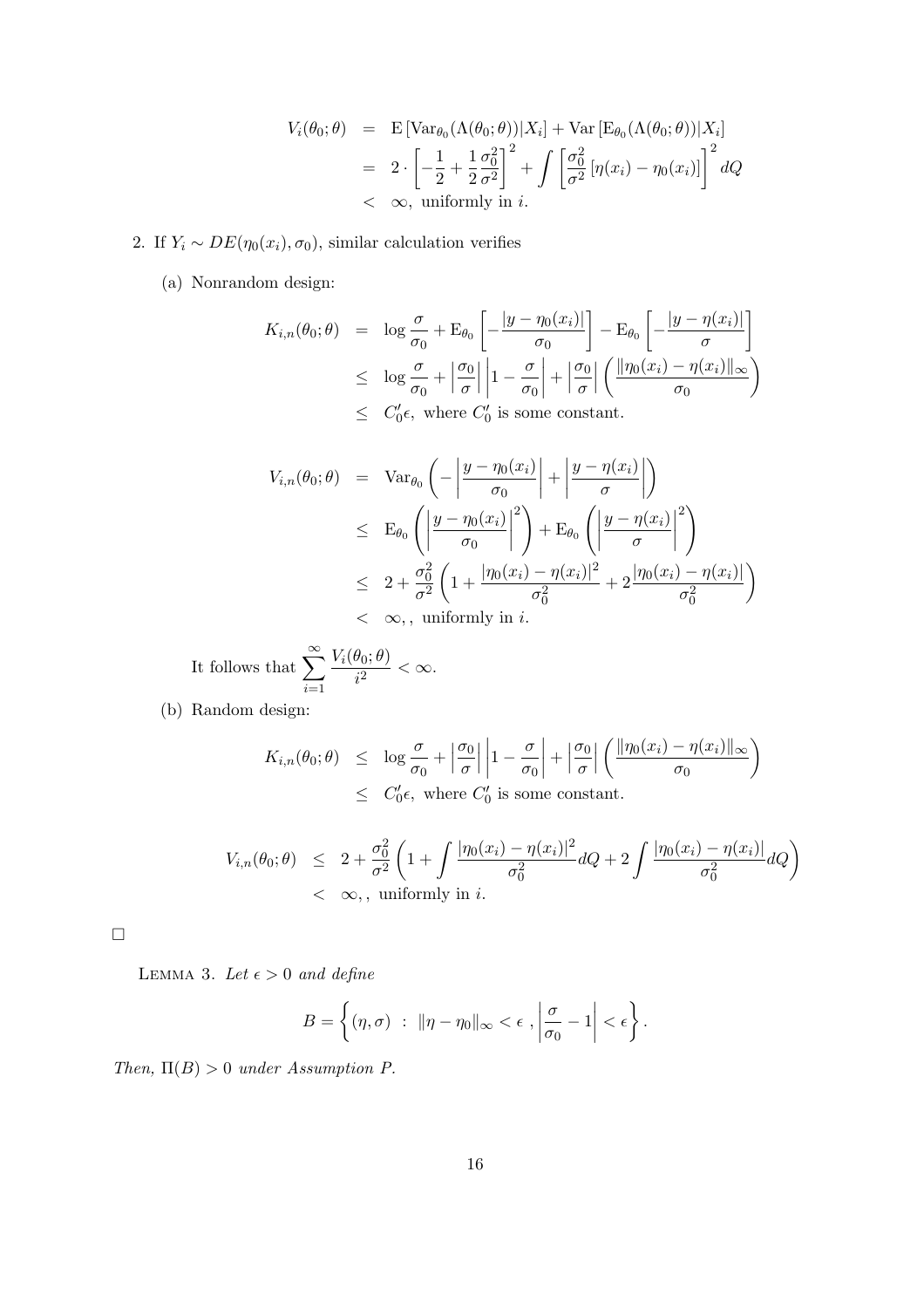$$
\begin{aligned}
V_i(\theta_0;\theta) &= \mathrm{E}\left[\mathrm{Var}_{\theta_0}(\Lambda(\theta_0;\theta))|X_i\right] + \mathrm{Var}\left[\mathrm{E}_{\theta_0}(\Lambda(\theta_0;\theta))|X_i\right] \\
&= 2\cdot\left[-\frac{1}{2}+\frac{1}{2}\frac{\sigma_0^2}{\sigma^2}\right]^2 + \int\left[\frac{\sigma_0^2}{\sigma^2}\left[\eta(x_i)-\eta_0(x_i)\right]\right]^2 dQ \\
&< \infty, \text{ uniformly in } i.
\end{aligned}
$$

2. If $Y_i \sim DE(\eta_0(x_i),\sigma_0)$, similar calculation verifies

   (a) Nonrandom design:

$$
\begin{aligned}
K_{i,n}(\theta_0;\theta) &= \log\frac{\sigma}{\sigma_0} + \mathrm{E}_{\theta_0}\left[-\frac{|y-\eta_0(x_i)|}{\sigma_0}\right] - \mathrm{E}_{\theta_0}\left[-\frac{|y-\eta(x_i)|}{\sigma}\right] \\
&\leq \log\frac{\sigma}{\sigma_0} + \left|\frac{\sigma_0}{\sigma}\right|\left|1-\frac{\sigma}{\sigma_0}\right| + \left|\frac{\sigma_0}{\sigma}\right|\left(\frac{\|\eta_0(x_i)-\eta(x_i)\|_\infty}{\sigma_0}\right) \\
&\leq C_0'\epsilon, \text{ where } C_0' \text{ is some constant.}
\end{aligned}
$$

$$
\begin{aligned}
V_{i,n}(\theta_0;\theta) &= \mathrm{Var}_{\theta_0}\left(-\left|\frac{y-\eta_0(x_i)}{\sigma_0}\right| + \left|\frac{y-\eta(x_i)}{\sigma}\right|\right) \\
&\leq \mathrm{E}_{\theta_0}\left(\left|\frac{y-\eta_0(x_i)}{\sigma_0}\right|^2\right) + \mathrm{E}_{\theta_0}\left(\left|\frac{y-\eta(x_i)}{\sigma}\right|^2\right) \\
&\leq 2 + \frac{\sigma_0^2}{\sigma^2}\left(1+\frac{|\eta_0(x_i)-\eta(x_i)|^2}{\sigma_0^2} + 2\frac{|\eta_0(x_i)-\eta(x_i)|}{\sigma_0^2}\right) \\
&< \infty,, \text{ uniformly in } i.
\end{aligned}
$$

   It follows that $\displaystyle\sum_{i=1}^{\infty}\frac{V_i(\theta_0;\theta)}{i^2} < \infty$.

   (b) Random design:

$$
\begin{aligned}
K_{i,n}(\theta_0;\theta) &\leq \log\frac{\sigma}{\sigma_0} + \left|\frac{\sigma_0}{\sigma}\right|\left|1-\frac{\sigma}{\sigma_0}\right| + \left|\frac{\sigma_0}{\sigma}\right|\left(\frac{\|\eta_0(x_i)-\eta(x_i)\|_\infty}{\sigma_0}\right) \\
&\leq C_0'\epsilon, \text{ where } C_0' \text{ is some constant.}
\end{aligned}
$$

$$
\begin{aligned}
V_{i,n}(\theta_0;\theta) &\leq 2 + \frac{\sigma_0^2}{\sigma^2}\left(1+\int\frac{|\eta_0(x_i)-\eta(x_i)|^2}{\sigma_0^2}dQ + 2\int\frac{|\eta_0(x_i)-\eta(x_i)|}{\sigma_0^2}dQ\right) \\
&< \infty,, \text{ uniformly in } i.
\end{aligned}
$$

□

LEMMA 3. *Let $\epsilon > 0$ and define*

$$
B = \left\{(\eta,\sigma) \;:\; \|\eta-\eta_0\|_\infty < \epsilon\;,\left|\frac{\sigma}{\sigma_0}-1\right| < \epsilon\right\}.
$$

*Then, $\Pi(B) > 0$ under Assumption P.*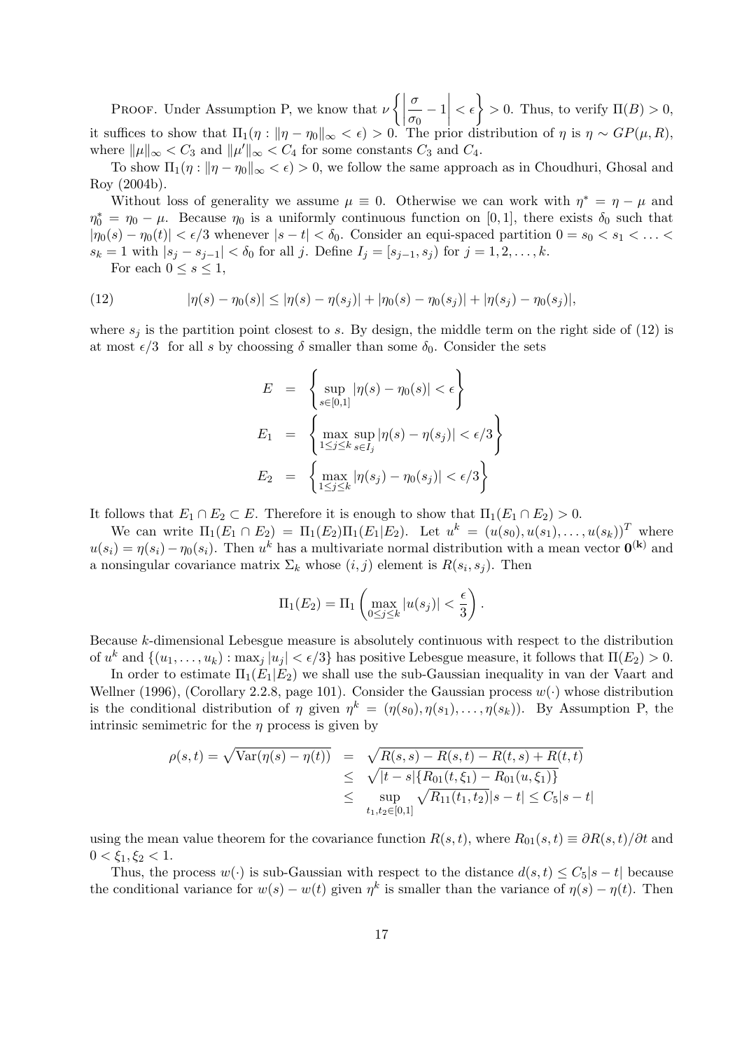PROOF. Under Assumption P, we know that $\nu\left\{\left|\dfrac{\sigma}{\sigma_0}-1\right|<\epsilon\right\}>0$. Thus, to verify $\Pi(B)>0$, it suffices to show that $\Pi_1(\eta : \|\eta-\eta_0\|_\infty<\epsilon)>0$. The prior distribution of $\eta$ is $\eta \sim GP(\mu, R)$, where $\|\mu\|_\infty < C_3$ and $\|\mu'\|_\infty < C_4$ for some constants $C_3$ and $C_4$.

To show $\Pi_1(\eta : \|\eta-\eta_0\|_\infty<\epsilon)>0$, we follow the same approach as in Choudhuri, Ghosal and Roy (2004b).

Without loss of generality we assume $\mu \equiv 0$. Otherwise we can work with $\eta^* = \eta - \mu$ and $\eta_0^* = \eta_0 - \mu$. Because $\eta_0$ is a uniformly continuous function on $[0,1]$, there exists $\delta_0$ such that $|\eta_0(s)-\eta_0(t)|<\epsilon/3$ whenever $|s-t|<\delta_0$. Consider an equi-spaced partition $0=s_0<s_1<\ldots<s_k=1$ with $|s_j-s_{j-1}|<\delta_0$ for all $j$. Define $I_j=[s_{j-1},s_j)$ for $j=1,2,\ldots,k$.

For each $0\le s\le 1$,

$$|\eta(s)-\eta_0(s)| \le |\eta(s)-\eta(s_j)| + |\eta_0(s)-\eta_0(s_j)| + |\eta(s_j)-\eta_0(s_j)|, \tag{12}$$

where $s_j$ is the partition point closest to $s$. By design, the middle term on the right side of (12) is at most $\epsilon/3$ for all $s$ by choossing $\delta$ smaller than some $\delta_0$. Consider the sets

$$\begin{aligned}
E &= \left\{\sup_{s\in[0,1]}|\eta(s)-\eta_0(s)|<\epsilon\right\}\\
E_1 &= \left\{\max_{1\le j\le k}\sup_{s\in I_j}|\eta(s)-\eta(s_j)|<\epsilon/3\right\}\\
E_2 &= \left\{\max_{1\le j\le k}|\eta(s_j)-\eta_0(s_j)|<\epsilon/3\right\}
\end{aligned}$$

It follows that $E_1\cap E_2\subset E$. Therefore it is enough to show that $\Pi_1(E_1\cap E_2)>0$.

We can write $\Pi_1(E_1\cap E_2)=\Pi_1(E_2)\Pi_1(E_1|E_2)$. Let $u^k=(u(s_0),u(s_1),\ldots,u(s_k))^T$ where $u(s_i)=\eta(s_i)-\eta_0(s_i)$. Then $u^k$ has a multivariate normal distribution with a mean vector $\mathbf{0}^{(\mathbf{k})}$ and a nonsingular covariance matrix $\Sigma_k$ whose $(i,j)$ element is $R(s_i,s_j)$. Then

$$\Pi_1(E_2)=\Pi_1\left(\max_{0\le j\le k}|u(s_j)|<\frac{\epsilon}{3}\right).$$

Because $k$-dimensional Lebesgue measure is absolutely continuous with respect to the distribution of $u^k$ and $\{(u_1,\ldots,u_k):\max_j|u_j|<\epsilon/3\}$ has positive Lebesgue measure, it follows that $\Pi(E_2)>0$.

In order to estimate $\Pi_1(E_1|E_2)$ we shall use the sub-Gaussian inequality in van der Vaart and Wellner (1996), (Corollary 2.2.8, page 101). Consider the Gaussian process $w(\cdot)$ whose distribution is the conditional distribution of $\eta$ given $\eta^k=(\eta(s_0),\eta(s_1),\ldots,\eta(s_k))$. By Assumption P, the intrinsic semimetric for the $\eta$ process is given by

$$\begin{aligned}
\rho(s,t)=\sqrt{\mathrm{Var}(\eta(s)-\eta(t))} &= \sqrt{R(s,s)-R(s,t)-R(t,s)+R(t,t)}\\
&\le \sqrt{|t-s|\{R_{01}(t,\xi_1)-R_{01}(u,\xi_1)\}}\\
&\le \sup_{t_1,t_2\in[0,1]}\sqrt{R_{11}(t_1,t_2)}|s-t| \le C_5|s-t|
\end{aligned}$$

using the mean value theorem for the covariance function $R(s,t)$, where $R_{01}(s,t)\equiv\partial R(s,t)/\partial t$ and $0<\xi_1,\xi_2<1$.

Thus, the process $w(\cdot)$ is sub-Gaussian with respect to the distance $d(s,t)\le C_5|s-t|$ because the conditional variance for $w(s)-w(t)$ given $\eta^k$ is smaller than the variance of $\eta(s)-\eta(t)$. Then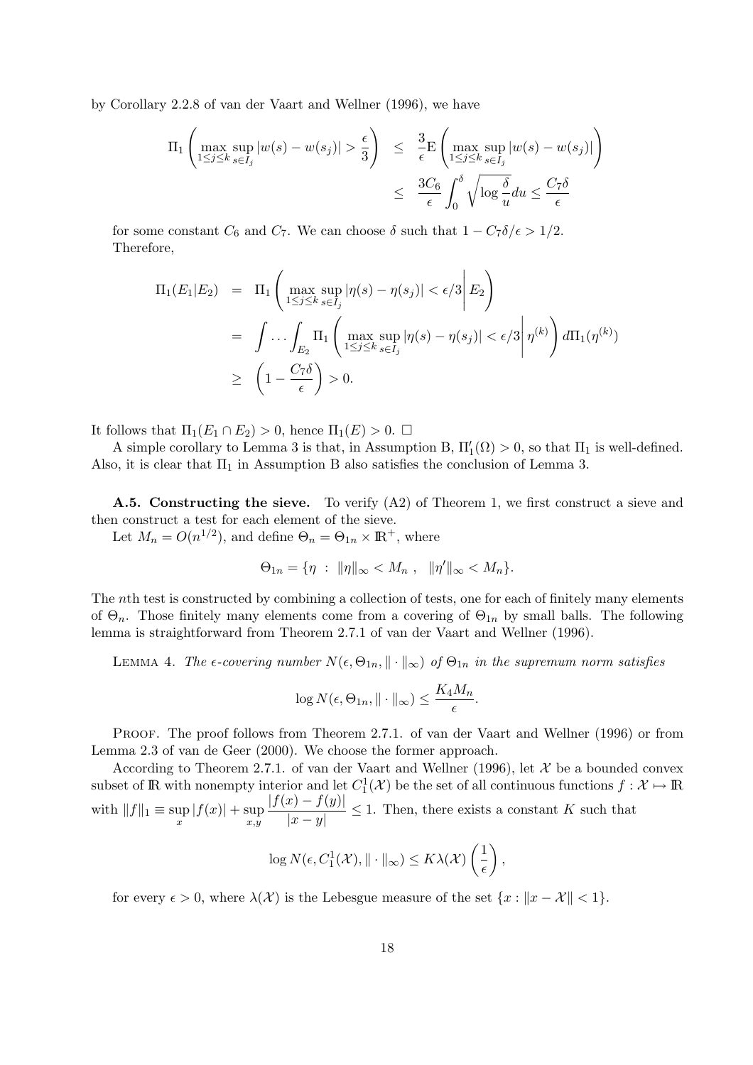by Corollary 2.2.8 of van der Vaart and Wellner (1996), we have

$$
\begin{aligned}
\Pi_1\left(\max_{1\le j\le k}\sup_{s\in I_j}|w(s)-w(s_j)|>\frac{\epsilon}{3}\right) &\le \frac{3}{\epsilon}\mathrm{E}\left(\max_{1\le j\le k}\sup_{s\in I_j}|w(s)-w(s_j)|\right)\\
&\le \frac{3C_6}{\epsilon}\int_0^\delta\sqrt{\log\frac{\delta}{u}}du \le \frac{C_7\delta}{\epsilon}
\end{aligned}
$$

for some constant $C_6$ and $C_7$. We can choose $\delta$ such that $1 - C_7\delta/\epsilon > 1/2$. Therefore,

$$
\begin{aligned}
\Pi_1(E_1|E_2) &= \Pi_1\left(\max_{1\le j\le k}\sup_{s\in I_j}|\eta(s)-\eta(s_j)|<\epsilon/3\,\middle|\, E_2\right)\\
&= \int\dots\int_{E_2}\Pi_1\left(\max_{1\le j\le k}\sup_{s\in I_j}|\eta(s)-\eta(s_j)|<\epsilon/3\,\middle|\,\eta^{(k)}\right)d\Pi_1(\eta^{(k)})\\
&\ge \left(1-\frac{C_7\delta}{\epsilon}\right)>0.
\end{aligned}
$$

It follows that $\Pi_1(E_1\cap E_2)>0$, hence $\Pi_1(E)>0$. $\square$

A simple corollary to Lemma 3 is that, in Assumption B, $\Pi_1'(\Omega)>0$, so that $\Pi_1$ is well-defined. Also, it is clear that $\Pi_1$ in Assumption B also satisfies the conclusion of Lemma 3.

**A.5. Constructing the sieve.** To verify (A2) of Theorem 1, we first construct a sieve and then construct a test for each element of the sieve.

Let $M_n = O(n^{1/2})$, and define $\Theta_n = \Theta_{1n}\times \mathbb{R}^+$, where

$$
\Theta_{1n} = \{\eta \;:\; \|\eta\|_\infty < M_n\;,\;\; \|\eta'\|_\infty < M_n\}.
$$

The $n$th test is constructed by combining a collection of tests, one for each of finitely many elements of $\Theta_n$. Those finitely many elements come from a covering of $\Theta_{1n}$ by small balls. The following lemma is straightforward from Theorem 2.7.1 of van der Vaart and Wellner (1996).

LEMMA 4. *The $\epsilon$-covering number $N(\epsilon,\Theta_{1n},\|\cdot\|_\infty)$ of $\Theta_{1n}$ in the supremum norm satisfies*

$$
\log N(\epsilon,\Theta_{1n},\|\cdot\|_\infty)\le\frac{K_4M_n}{\epsilon}.
$$

PROOF. The proof follows from Theorem 2.7.1. of van der Vaart and Wellner (1996) or from Lemma 2.3 of van de Geer (2000). We choose the former approach.

According to Theorem 2.7.1. of van der Vaart and Wellner (1996), let $\mathcal{X}$ be a bounded convex subset of $\mathbb{R}$ with nonempty interior and let $C_1^1(\mathcal{X})$ be the set of all continuous functions $f:\mathcal{X}\mapsto\mathbb{R}$ with $\|f\|_1\equiv\sup_x|f(x)|+\sup_{x,y}\dfrac{|f(x)-f(y)|}{|x-y|}\le 1$. Then, there exists a constant $K$ such that

$$
\log N(\epsilon, C_1^1(\mathcal{X}),\|\cdot\|_\infty)\le K\lambda(\mathcal{X})\left(\frac{1}{\epsilon}\right),
$$

for every $\epsilon>0$, where $\lambda(\mathcal{X})$ is the Lebesgue measure of the set $\{x:\|x-\mathcal{X}\|<1\}$.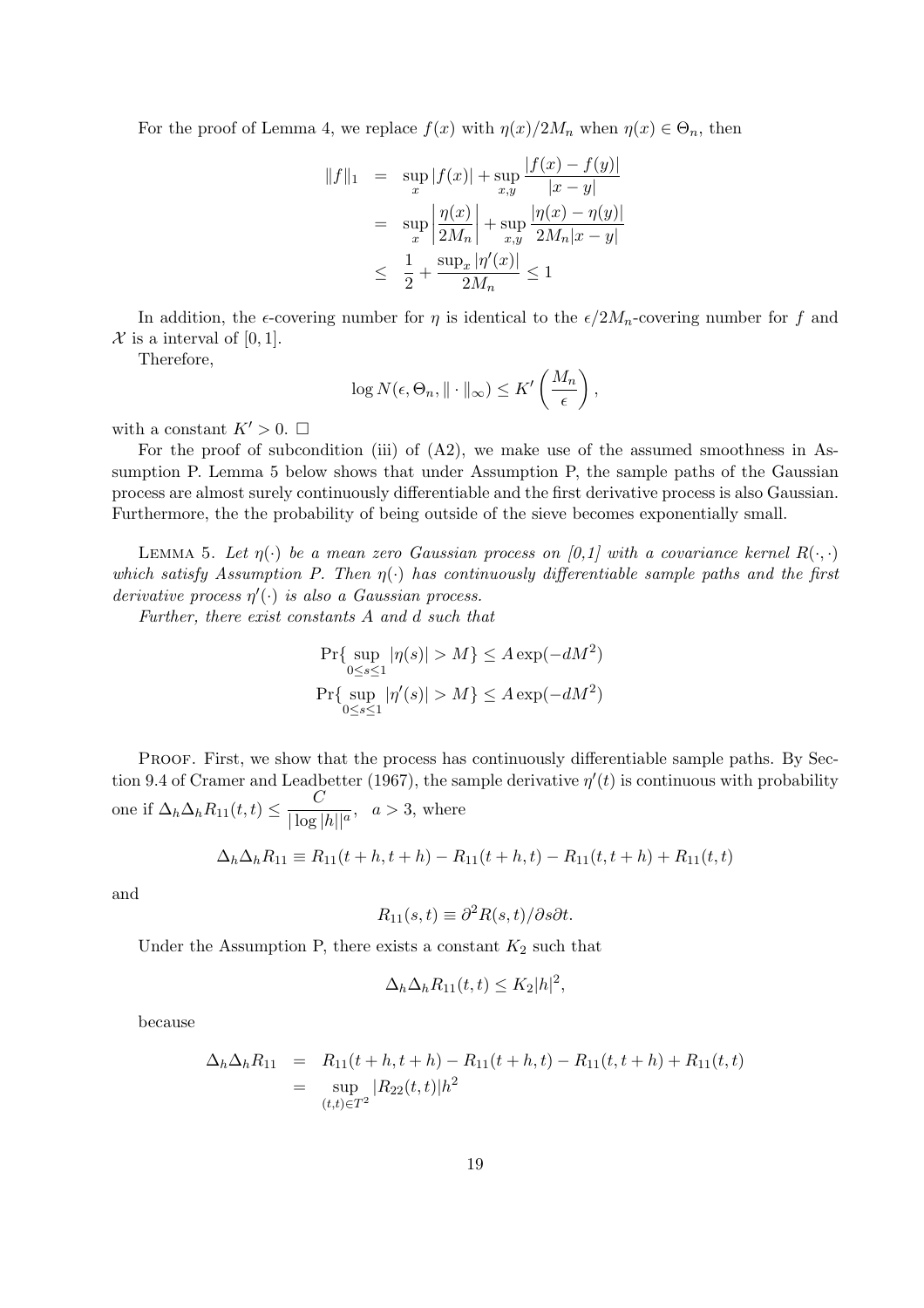For the proof of Lemma 4, we replace $f(x)$ with $\eta(x)/2M_n$ when $\eta(x) \in \Theta_n$, then

$$
\begin{aligned}
\|f\|_1 &= \sup_x |f(x)| + \sup_{x,y} \frac{|f(x) - f(y)|}{|x-y|} \\
&= \sup_x \left| \frac{\eta(x)}{2M_n} \right| + \sup_{x,y} \frac{|\eta(x) - \eta(y)|}{2M_n|x-y|} \\
&\leq \frac{1}{2} + \frac{\sup_x |\eta'(x)|}{2M_n} \leq 1
\end{aligned}
$$

In addition, the $\epsilon$-covering number for $\eta$ is identical to the $\epsilon/2M_n$-covering number for $f$ and $\mathcal{X}$ is a interval of $[0,1]$.

Therefore,

$$
\log N(\epsilon, \Theta_n, \|\cdot\|_\infty) \leq K' \left( \frac{M_n}{\epsilon} \right),
$$

with a constant $K' > 0$. $\square$

For the proof of subcondition (iii) of (A2), we make use of the assumed smoothness in Assumption P. Lemma 5 below shows that under Assumption P, the sample paths of the Gaussian process are almost surely continuously differentiable and the first derivative process is also Gaussian. Furthermore, the the probability of being outside of the sieve becomes exponentially small.

Lemma 5. *Let $\eta(\cdot)$ be a mean zero Gaussian process on [0,1] with a covariance kernel $R(\cdot,\cdot)$ which satisfy Assumption P. Then $\eta(\cdot)$ has continuously differentiable sample paths and the first derivative process $\eta'(\cdot)$ is also a Gaussian process.*

*Further, there exist constants $A$ and $d$ such that*

$$
\Pr\{\sup_{0 \leq s \leq 1} |\eta(s)| > M\} \leq A \exp(-dM^2)
$$
$$
\Pr\{\sup_{0 \leq s \leq 1} |\eta'(s)| > M\} \leq A \exp(-dM^2)
$$

Proof. First, we show that the process has continuously differentiable sample paths. By Section 9.4 of Cramer and Leadbetter (1967), the sample derivative $\eta'(t)$ is continuous with probability one if $\Delta_h \Delta_h R_{11}(t,t) \leq \dfrac{C}{|\log|h||^a}$, $a > 3$, where

$$
\Delta_h \Delta_h R_{11} \equiv R_{11}(t+h, t+h) - R_{11}(t+h, t) - R_{11}(t, t+h) + R_{11}(t,t)
$$

and

$$
R_{11}(s,t) \equiv \partial^2 R(s,t)/\partial s \partial t.
$$

Under the Assumption P, there exists a constant $K_2$ such that

$$
\Delta_h \Delta_h R_{11}(t,t) \leq K_2 |h|^2,
$$

because

$$
\begin{aligned}
\Delta_h \Delta_h R_{11} &= R_{11}(t+h, t+h) - R_{11}(t+h, t) - R_{11}(t, t+h) + R_{11}(t,t) \\
&= \sup_{(t,t) \in T^2} |R_{22}(t,t)| h^2
\end{aligned}
$$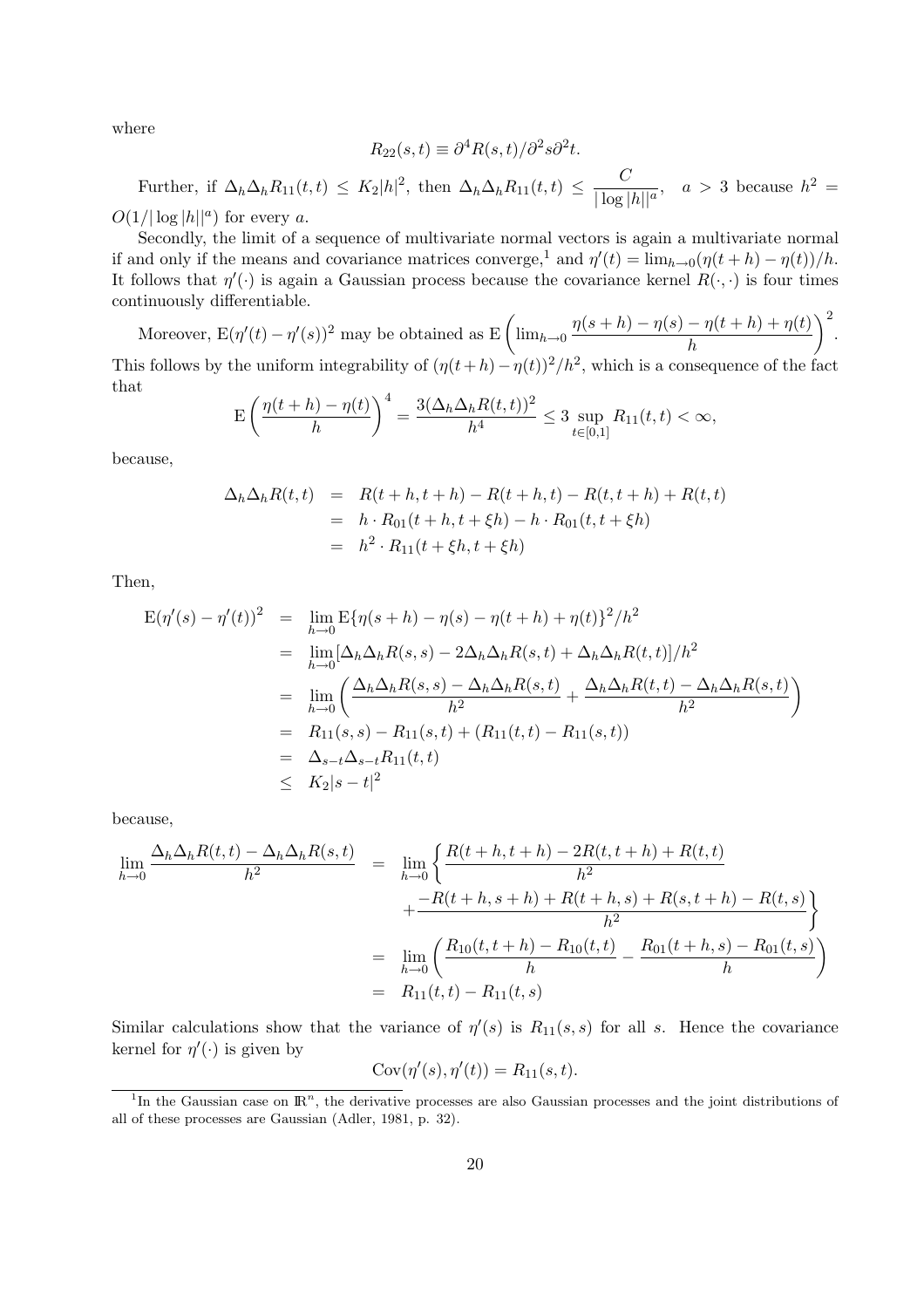where

$$R_{22}(s,t) \equiv \partial^4 R(s,t)/\partial^2 s \partial^2 t.$$

Further, if $\Delta_h \Delta_h R_{11}(t,t) \leq K_2|h|^2$, then $\Delta_h \Delta_h R_{11}(t,t) \leq \dfrac{C}{|\log|h||^a}$, $\quad a > 3$ because $h^2 = O(1/|\log|h||^a)$ for every $a$.

Secondly, the limit of a sequence of multivariate normal vectors is again a multivariate normal if and only if the means and covariance matrices converge,[1] and $\eta'(t) = \lim_{h\to 0}(\eta(t+h) - \eta(t))/h$. It follows that $\eta'(\cdot)$ is again a Gaussian process because the covariance kernel $R(\cdot,\cdot)$ is four times continuously differentiable.

Moreover, $\mathrm{E}(\eta'(t) - \eta'(s))^2$ may be obtained as $\mathrm{E}\left(\lim_{h\to 0} \dfrac{\eta(s+h) - \eta(s) - \eta(t+h) + \eta(t)}{h}\right)^2$. This follows by the uniform integrability of $(\eta(t+h) - \eta(t))^2/h^2$, which is a consequence of the fact that

$$\mathrm{E}\left(\frac{\eta(t+h) - \eta(t)}{h}\right)^4 = \frac{3(\Delta_h \Delta_h R(t,t))^2}{h^4} \leq 3 \sup_{t\in[0,1]} R_{11}(t,t) < \infty,$$

because,

$$\begin{aligned}
\Delta_h \Delta_h R(t,t) &= R(t+h,t+h) - R(t+h,t) - R(t,t+h) + R(t,t) \\
&= h \cdot R_{01}(t+h, t+\xi h) - h \cdot R_{01}(t, t+\xi h) \\
&= h^2 \cdot R_{11}(t+\xi h, t+\xi h)
\end{aligned}$$

Then,

$$\begin{aligned}
\mathrm{E}(\eta'(s) - \eta'(t))^2 &= \lim_{h\to 0} \mathrm{E}\{\eta(s+h) - \eta(s) - \eta(t+h) + \eta(t)\}^2/h^2 \\
&= \lim_{h\to 0} [\Delta_h \Delta_h R(s,s) - 2\Delta_h \Delta_h R(s,t) + \Delta_h \Delta_h R(t,t)]/h^2 \\
&= \lim_{h\to 0} \left( \frac{\Delta_h \Delta_h R(s,s) - \Delta_h \Delta_h R(s,t)}{h^2} + \frac{\Delta_h \Delta_h R(t,t) - \Delta_h \Delta_h R(s,t)}{h^2} \right) \\
&= R_{11}(s,s) - R_{11}(s,t) + (R_{11}(t,t) - R_{11}(s,t)) \\
&= \Delta_{s-t} \Delta_{s-t} R_{11}(t,t) \\
&\leq K_2 |s-t|^2
\end{aligned}$$

because,

$$\begin{aligned}
\lim_{h\to 0} \frac{\Delta_h \Delta_h R(t,t) - \Delta_h \Delta_h R(s,t)}{h^2} &= \lim_{h\to 0} \left\{ \frac{R(t+h,t+h) - 2R(t,t+h) + R(t,t)}{h^2} \right. \\
&\quad \left. + \frac{-R(t+h,s+h) + R(t+h,s) + R(s,t+h) - R(t,s)}{h^2} \right\} \\
&= \lim_{h\to 0} \left( \frac{R_{10}(t,t+h) - R_{10}(t,t)}{h} - \frac{R_{01}(t+h,s) - R_{01}(t,s)}{h} \right) \\
&= R_{11}(t,t) - R_{11}(t,s)
\end{aligned}$$

Similar calculations show that the variance of $\eta'(s)$ is $R_{11}(s,s)$ for all $s$. Hence the covariance kernel for $\eta'(\cdot)$ is given by

$$\mathrm{Cov}(\eta'(s), \eta'(t)) = R_{11}(s,t).$$

[1] In the Gaussian case on $\mathbb{R}^n$, the derivative processes are also Gaussian processes and the joint distributions of all of these processes are Gaussian (Adler, 1981, p. 32).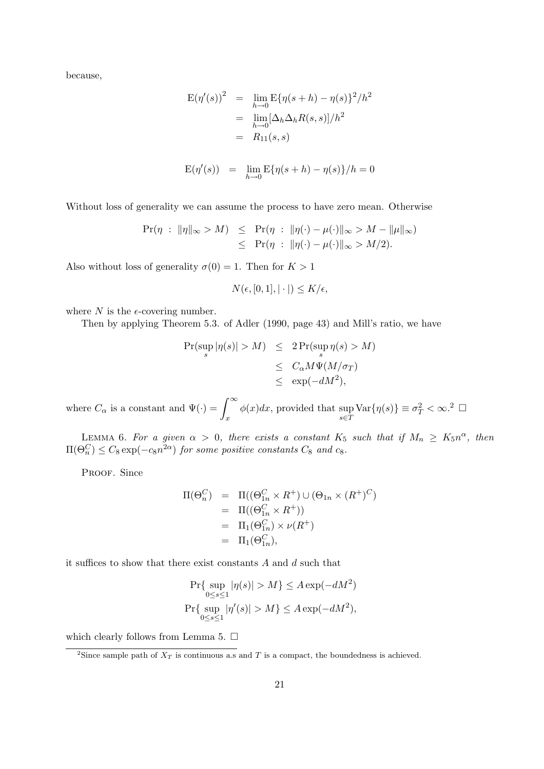because,

$$
\begin{aligned}
\mathrm{E}(\eta'(s))^2 &= \lim_{h \to 0} \mathrm{E}\{\eta(s+h) - \eta(s)\}^2/h^2 \\
&= \lim_{h \to 0} [\Delta_h \Delta_h R(s,s)]/h^2 \\
&= R_{11}(s,s)
\end{aligned}
$$

$$
\mathrm{E}(\eta'(s)) = \lim_{h \to 0} \mathrm{E}\{\eta(s+h) - \eta(s)\}/h = 0
$$

Without loss of generality we can assume the process to have zero mean. Otherwise

$$
\begin{aligned}
\Pr(\eta \,:\, \|\eta\|_\infty > M) &\leq \Pr(\eta \,:\, \|\eta(\cdot) - \mu(\cdot)\|_\infty > M - \|\mu\|_\infty) \\
&\leq \Pr(\eta \,:\, \|\eta(\cdot) - \mu(\cdot)\|_\infty > M/2).
\end{aligned}
$$

Also without loss of generality $\sigma(0) = 1$. Then for $K > 1$

$$
N(\epsilon, [0,1], |\cdot|) \leq K/\epsilon,
$$

where $N$ is the $\epsilon$-covering number.

Then by applying Theorem 5.3. of Adler (1990, page 43) and Mill's ratio, we have

$$
\begin{aligned}
\Pr(\sup_s |\eta(s)| > M) &\leq 2\Pr(\sup_s \eta(s) > M) \\
&\leq C_\alpha M \Psi(M/\sigma_T) \\
&\leq \exp(-dM^2),
\end{aligned}
$$

where $C_\alpha$ is a constant and $\Psi(\cdot) = \int_x^\infty \phi(x)dx$, provided that $\sup_{s \in T} \mathrm{Var}\{\eta(s)\} \equiv \sigma_T^2 < \infty$.[2] □

LEMMA 6. *For a given $\alpha > 0$, there exists a constant $K_5$ such that if $M_n \geq K_5 n^\alpha$, then $\Pi(\Theta_n^C) \leq C_8 \exp(-c_8 n^{2\alpha})$ for some positive constants $C_8$ and $c_8$.*

PROOF. Since

$$
\begin{aligned}
\Pi(\Theta_n^C) &= \Pi((\Theta_{1n}^C \times R^+) \cup (\Theta_{1n} \times (R^+)^C) \\
&= \Pi((\Theta_{1n}^C \times R^+)) \\
&= \Pi_1(\Theta_{1n}^C) \times \nu(R^+) \\
&= \Pi_1(\Theta_{1n}^C),
\end{aligned}
$$

it suffices to show that there exist constants $A$ and $d$ such that

$$
\Pr\{\sup_{0 \leq s \leq 1} |\eta(s)| > M\} \leq A\exp(-dM^2)
$$

$$
\Pr\{\sup_{0 \leq s \leq 1} |\eta'(s)| > M\} \leq A\exp(-dM^2),
$$

which clearly follows from Lemma 5. □

[2] Since sample path of $X_T$ is continuous a.s and $T$ is a compact, the boundedness is achieved.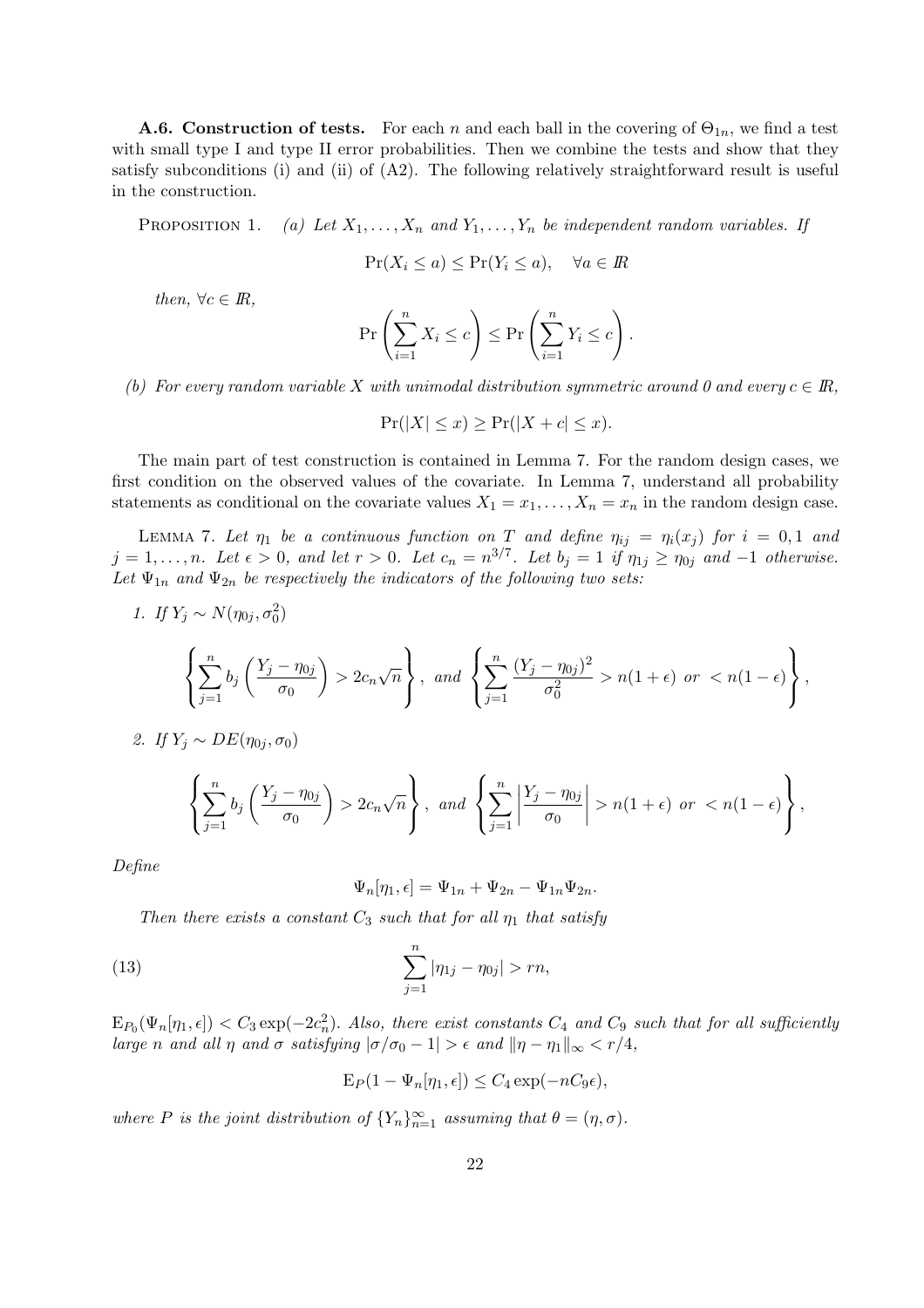**A.6. Construction of tests.** For each $n$ and each ball in the covering of $\Theta_{1n}$, we find a test with small type I and type II error probabilities. Then we combine the tests and show that they satisfy subconditions (i) and (ii) of (A2). The following relatively straightforward result is useful in the construction.

PROPOSITION 1. *(a) Let $X_1, \ldots, X_n$ and $Y_1, \ldots, Y_n$ be independent random variables. If*

$$\Pr(X_i \leq a) \leq \Pr(Y_i \leq a), \quad \forall a \in \mathbb{R}$$

*then, $\forall c \in \mathbb{R}$,*

$$\Pr\left(\sum_{i=1}^{n} X_i \leq c\right) \leq \Pr\left(\sum_{i=1}^{n} Y_i \leq c\right).$$

*(b) For every random variable $X$ with unimodal distribution symmetric around 0 and every $c \in \mathbb{R}$,*

$$\Pr(|X| \leq x) \geq \Pr(|X + c| \leq x).$$

The main part of test construction is contained in Lemma 7. For the random design cases, we first condition on the observed values of the covariate. In Lemma 7, understand all probability statements as conditional on the covariate values $X_1 = x_1, \ldots, X_n = x_n$ in the random design case.

LEMMA 7. *Let $\eta_1$ be a continuous function on $T$ and define $\eta_{ij} = \eta_i(x_j)$ for $i = 0, 1$ and $j = 1, \ldots, n$. Let $\epsilon > 0$, and let $r > 0$. Let $c_n = n^{3/7}$. Let $b_j = 1$ if $\eta_{1j} \geq \eta_{0j}$ and $-1$ otherwise. Let $\Psi_{1n}$ and $\Psi_{2n}$ be respectively the indicators of the following two sets:*

1. *If $Y_j \sim N(\eta_{0j}, \sigma_0^2)$*

$$\left\{ \sum_{j=1}^{n} b_j \left( \frac{Y_j - \eta_{0j}}{\sigma_0} \right) > 2c_n\sqrt{n} \right\}, \text{ and } \left\{ \sum_{j=1}^{n} \frac{(Y_j - \eta_{0j})^2}{\sigma_0^2} > n(1+\epsilon) \text{ or } < n(1-\epsilon) \right\},$$

2. *If $Y_j \sim DE(\eta_{0j}, \sigma_0)$*

$$\left\{ \sum_{j=1}^{n} b_j \left( \frac{Y_j - \eta_{0j}}{\sigma_0} \right) > 2c_n\sqrt{n} \right\}, \text{ and } \left\{ \sum_{j=1}^{n} \left| \frac{Y_j - \eta_{0j}}{\sigma_0} \right| > n(1+\epsilon) \text{ or } < n(1-\epsilon) \right\},$$

*Define*

$$\Psi_n[\eta_1, \epsilon] = \Psi_{1n} + \Psi_{2n} - \Psi_{1n}\Psi_{2n}.$$

*Then there exists a constant $C_3$ such that for all $\eta_1$ that satisfy*

$$\sum_{j=1}^{n} |\eta_{1j} - \eta_{0j}| > rn, \tag{13}$$

*$\mathrm{E}_{P_0}(\Psi_n[\eta_1, \epsilon]) < C_3 \exp(-2c_n^2)$. Also, there exist constants $C_4$ and $C_9$ such that for all sufficiently large $n$ and all $\eta$ and $\sigma$ satisfying $|\sigma/\sigma_0 - 1| > \epsilon$ and $\|\eta - \eta_1\|_\infty < r/4$,*

$$\mathrm{E}_P(1 - \Psi_n[\eta_1, \epsilon]) \leq C_4 \exp(-nC_9\epsilon),$$

*where $P$ is the joint distribution of $\{Y_n\}_{n=1}^{\infty}$ assuming that $\theta = (\eta, \sigma)$.*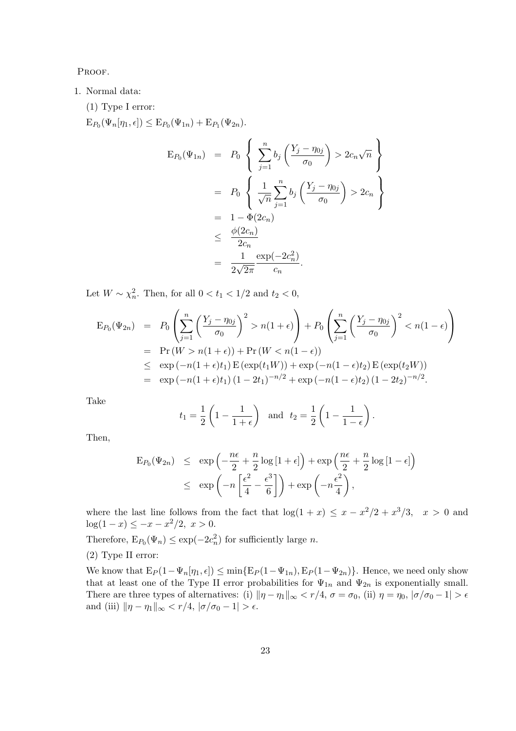PROOF.

1. Normal data:

   (1) Type I error:

   $\mathrm{E}_{P_0}(\Psi_n[\eta_1, \epsilon]) \leq \mathrm{E}_{P_0}(\Psi_{1n}) + \mathrm{E}_{P_1}(\Psi_{2n})$.

$$
\begin{aligned}
\mathrm{E}_{P_0}(\Psi_{1n}) &= P_0 \left\{ \sum_{j=1}^{n} b_j \left( \frac{Y_j - \eta_{0j}}{\sigma_0} \right) > 2c_n\sqrt{n} \right\} \\
&= P_0 \left\{ \frac{1}{\sqrt{n}} \sum_{j=1}^{n} b_j \left( \frac{Y_j - \eta_{0j}}{\sigma_0} \right) > 2c_n \right\} \\
&= 1 - \Phi(2c_n) \\
&\leq \frac{\phi(2c_n)}{2c_n} \\
&= \frac{1}{2\sqrt{2\pi}} \frac{\exp(-2c_n^2)}{c_n}.
\end{aligned}
$$

   Let $W \sim \chi_n^2$. Then, for all $0 < t_1 < 1/2$ and $t_2 < 0$,

$$
\begin{aligned}
\mathrm{E}_{P_0}(\Psi_{2n}) &= P_0 \left( \sum_{j=1}^{n} \left( \frac{Y_j - \eta_{0j}}{\sigma_0} \right)^2 > n(1+\epsilon) \right) + P_0 \left( \sum_{j=1}^{n} \left( \frac{Y_j - \eta_{0j}}{\sigma_0} \right)^2 < n(1-\epsilon) \right) \\
&= \Pr\left(W > n(1+\epsilon)\right) + \Pr\left(W < n(1-\epsilon)\right) \\
&\leq \exp\left(-n(1+\epsilon)t_1\right) \mathrm{E}\left(\exp(t_1 W)\right) + \exp\left(-n(1-\epsilon)t_2\right) \mathrm{E}\left(\exp(t_2 W)\right) \\
&= \exp\left(-n(1+\epsilon)t_1\right) (1-2t_1)^{-n/2} + \exp\left(-n(1-\epsilon)t_2\right) (1-2t_2)^{-n/2}.
\end{aligned}
$$

   Take

$$
t_1 = \frac{1}{2}\left(1 - \frac{1}{1+\epsilon}\right) \quad \text{and} \quad t_2 = \frac{1}{2}\left(1 - \frac{1}{1-\epsilon}\right).
$$

   Then,

$$
\begin{aligned}
\mathrm{E}_{P_0}(\Psi_{2n}) &\leq \exp\left(-\frac{n\epsilon}{2} + \frac{n}{2}\log\left[1+\epsilon\right]\right) + \exp\left(\frac{n\epsilon}{2} + \frac{n}{2}\log\left[1-\epsilon\right]\right) \\
&\leq \exp\left(-n\left[\frac{\epsilon^2}{4} - \frac{\epsilon^3}{6}\right]\right) + \exp\left(-n\frac{\epsilon^2}{4}\right),
\end{aligned}
$$

   where the last line follows from the fact that $\log(1+x) \leq x - x^2/2 + x^3/3, \quad x > 0$ and $\log(1-x) \leq -x - x^2/2, \ x > 0$.

   Therefore, $\mathrm{E}_{P_0}(\Psi_n) \leq \exp(-2c_n^2)$ for sufficiently large $n$.

   (2) Type II error:

   We know that $\mathrm{E}_P(1-\Psi_n[\eta_1, \epsilon]) \leq \min\{\mathrm{E}_P(1-\Psi_{1n}), \mathrm{E}_P(1-\Psi_{2n})\}$. Hence, we need only show that at least one of the Type II error probabilities for $\Psi_{1n}$ and $\Psi_{2n}$ is exponentially small. There are three types of alternatives: (i) $\|\eta - \eta_1\|_\infty < r/4$, $\sigma = \sigma_0$, (ii) $\eta = \eta_0$, $|\sigma/\sigma_0 - 1| > \epsilon$ and (iii) $\|\eta - \eta_1\|_\infty < r/4$, $|\sigma/\sigma_0 - 1| > \epsilon$.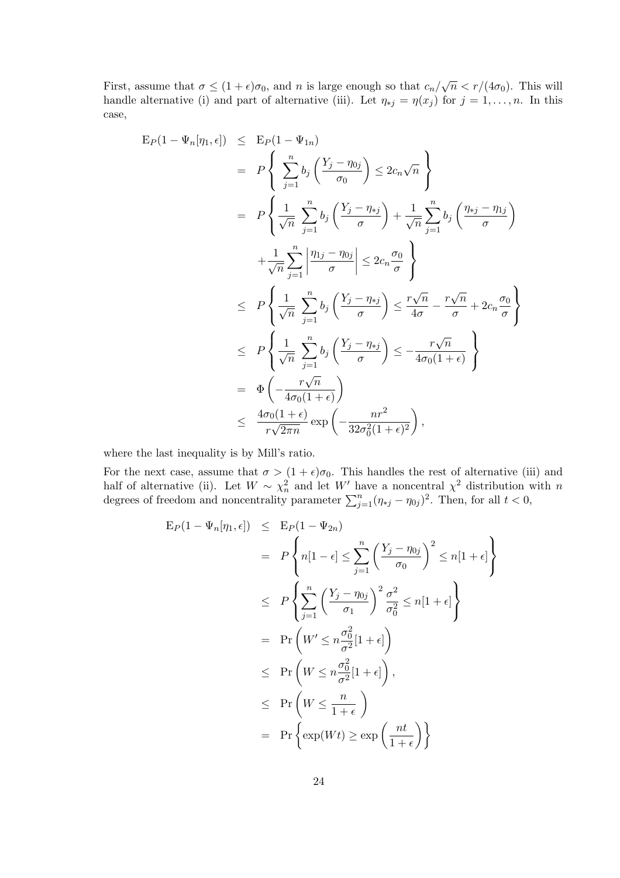First, assume that $\sigma \le (1+\epsilon)\sigma_0$, and $n$ is large enough so that $c_n/\sqrt{n} < r/(4\sigma_0)$. This will handle alternative (i) and part of alternative (iii). Let $\eta_{*j} = \eta(x_j)$ for $j = 1, \ldots, n$. In this case,

$$
\begin{aligned}
\mathrm{E}_P(1 - \Psi_n[\eta_1, \epsilon]) &\le \mathrm{E}_P(1 - \Psi_{1n}) \\
&= P\left\{ \sum_{j=1}^n b_j \left( \frac{Y_j - \eta_{0j}}{\sigma_0} \right) \le 2 c_n \sqrt{n} \right\} \\
&= P\left\{ \frac{1}{\sqrt{n}} \sum_{j=1}^n b_j \left( \frac{Y_j - \eta_{*j}}{\sigma} \right) + \frac{1}{\sqrt{n}} \sum_{j=1}^n b_j \left( \frac{\eta_{*j} - \eta_{1j}}{\sigma} \right) \right. \\
&\qquad \left. + \frac{1}{\sqrt{n}} \sum_{j=1}^n \left| \frac{\eta_{1j} - \eta_{0j}}{\sigma} \right| \le 2 c_n \frac{\sigma_0}{\sigma} \right\} \\
&\le P\left\{ \frac{1}{\sqrt{n}} \sum_{j=1}^n b_j \left( \frac{Y_j - \eta_{*j}}{\sigma} \right) \le \frac{r\sqrt{n}}{4\sigma} - \frac{r\sqrt{n}}{\sigma} + 2 c_n \frac{\sigma_0}{\sigma} \right\} \\
&\le P\left\{ \frac{1}{\sqrt{n}} \sum_{j=1}^n b_j \left( \frac{Y_j - \eta_{*j}}{\sigma} \right) \le -\frac{r\sqrt{n}}{4\sigma_0(1+\epsilon)} \right\} \\
&= \Phi\left( -\frac{r\sqrt{n}}{4\sigma_0(1+\epsilon)} \right) \\
&\le \frac{4\sigma_0(1+\epsilon)}{r\sqrt{2\pi n}} \exp\left( -\frac{n r^2}{32 \sigma_0^2 (1+\epsilon)^2} \right),
\end{aligned}
$$

where the last inequality is by Mill's ratio.

For the next case, assume that $\sigma > (1+\epsilon)\sigma_0$. This handles the rest of alternative (iii) and half of alternative (ii). Let $W \sim \chi^2_n$ and let $W'$ have a noncentral $\chi^2$ distribution with $n$ degrees of freedom and noncentrality parameter $\sum_{j=1}^n (\eta_{*j} - \eta_{0j})^2$. Then, for all $t < 0$,

$$
\begin{aligned}
\mathrm{E}_P(1 - \Psi_n[\eta_1, \epsilon]) &\le \mathrm{E}_P(1 - \Psi_{2n}) \\
&= P\left\{ n[1-\epsilon] \le \sum_{j=1}^n \left( \frac{Y_j - \eta_{0j}}{\sigma_0} \right)^2 \le n[1+\epsilon] \right\} \\
&\le P\left\{ \sum_{j=1}^n \left( \frac{Y_j - \eta_{0j}}{\sigma_1} \right)^2 \frac{\sigma^2}{\sigma_0^2} \le n[1+\epsilon] \right\} \\
&= \Pr\left( W' \le n \frac{\sigma_0^2}{\sigma^2} [1+\epsilon] \right) \\
&\le \Pr\left( W \le n \frac{\sigma_0^2}{\sigma^2} [1+\epsilon] \right), \\
&\le \Pr\left( W \le \frac{n}{1+\epsilon} \right) \\
&= \Pr\left\{ \exp(Wt) \ge \exp\left( \frac{nt}{1+\epsilon} \right) \right\}
\end{aligned}
$$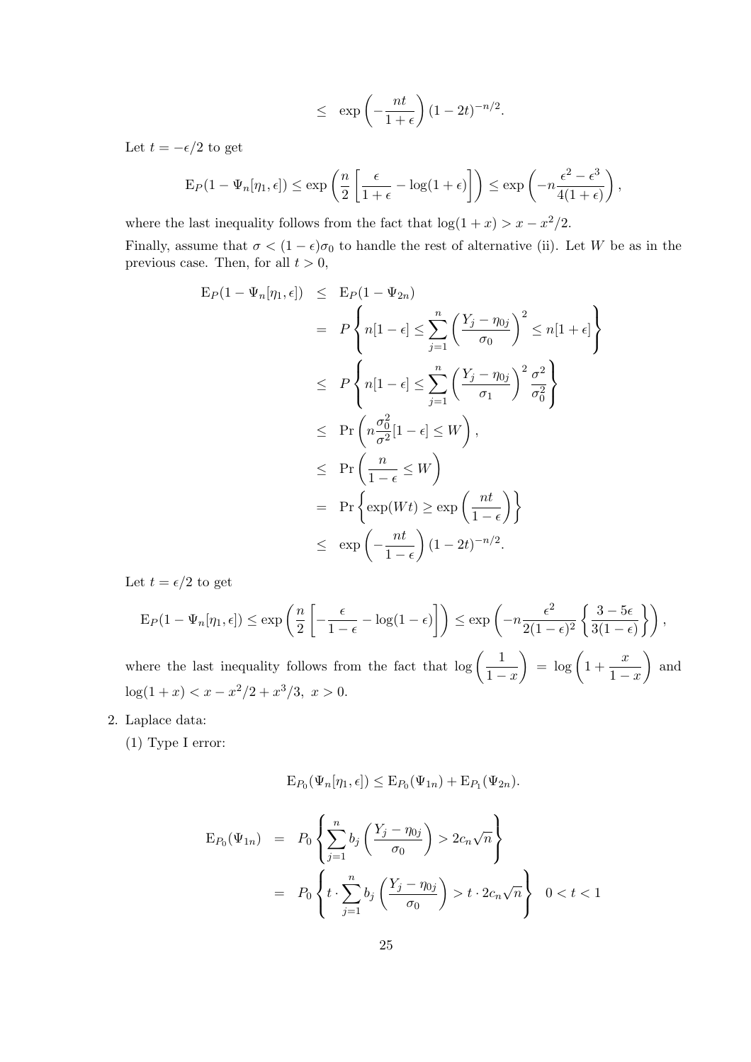$$\leq \exp\left(-\frac{nt}{1+\epsilon}\right)(1-2t)^{-n/2}.$$

Let $t = -\epsilon/2$ to get

$$\mathrm{E}_P(1-\Psi_n[\eta_1,\epsilon]) \leq \exp\left(\frac{n}{2}\left[\frac{\epsilon}{1+\epsilon} - \log(1+\epsilon)\right]\right) \leq \exp\left(-n\frac{\epsilon^2-\epsilon^3}{4(1+\epsilon)}\right),$$

where the last inequality follows from the fact that $\log(1+x) > x - x^2/2$.

Finally, assume that $\sigma < (1-\epsilon)\sigma_0$ to handle the rest of alternative (ii). Let $W$ be as in the previous case. Then, for all $t > 0$,

$$\begin{aligned}
\mathrm{E}_P(1-\Psi_n[\eta_1,\epsilon]) &\leq \mathrm{E}_P(1-\Psi_{2n}) \\
&= P\left\{n[1-\epsilon] \leq \sum_{j=1}^n \left(\frac{Y_j-\eta_{0j}}{\sigma_0}\right)^2 \leq n[1+\epsilon]\right\} \\
&\leq P\left\{n[1-\epsilon] \leq \sum_{j=1}^n \left(\frac{Y_j-\eta_{0j}}{\sigma_1}\right)^2 \frac{\sigma^2}{\sigma_0^2}\right\} \\
&\leq \Pr\left(n\frac{\sigma_0^2}{\sigma^2}[1-\epsilon] \leq W\right), \\
&\leq \Pr\left(\frac{n}{1-\epsilon} \leq W\right) \\
&= \Pr\left\{\exp(Wt) \geq \exp\left(\frac{nt}{1-\epsilon}\right)\right\} \\
&\leq \exp\left(-\frac{nt}{1-\epsilon}\right)(1-2t)^{-n/2}.
\end{aligned}$$

Let $t = \epsilon/2$ to get

$$\mathrm{E}_P(1-\Psi_n[\eta_1,\epsilon]) \leq \exp\left(\frac{n}{2}\left[-\frac{\epsilon}{1-\epsilon} - \log(1-\epsilon)\right]\right) \leq \exp\left(-n\frac{\epsilon^2}{2(1-\epsilon)^2}\left\{\frac{3-5\epsilon}{3(1-\epsilon)}\right\}\right),$$

where the last inequality follows from the fact that $\log\left(\frac{1}{1-x}\right) = \log\left(1+\frac{x}{1-x}\right)$ and $\log(1+x) < x - x^2/2 + x^3/3,\ x > 0$.

2. Laplace data:

   (1) Type I error:

$$\mathrm{E}_{P_0}(\Psi_n[\eta_1,\epsilon]) \leq \mathrm{E}_{P_0}(\Psi_{1n}) + \mathrm{E}_{P_1}(\Psi_{2n}).$$

$$\begin{aligned}
\mathrm{E}_{P_0}(\Psi_{1n}) &= P_0\left\{\sum_{j=1}^n b_j\left(\frac{Y_j-\eta_{0j}}{\sigma_0}\right) > 2c_n\sqrt{n}\right\} \\
&= P_0\left\{t\cdot\sum_{j=1}^n b_j\left(\frac{Y_j-\eta_{0j}}{\sigma_0}\right) > t\cdot 2c_n\sqrt{n}\right\} \quad 0<t<1
\end{aligned}$$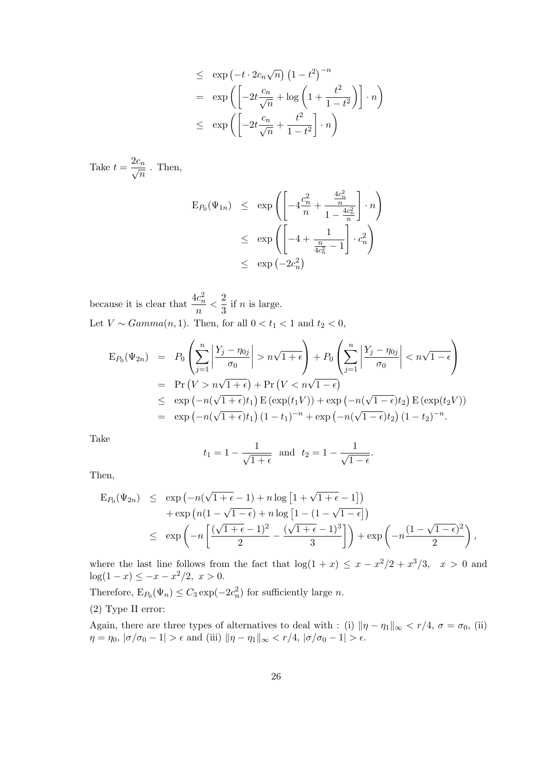$$
\begin{aligned}
&\leq \exp\left(-t \cdot 2c_n\sqrt{n}\right)\left(1-t^2\right)^{-n} \\
&= \exp\left(\left[-2t\frac{c_n}{\sqrt{n}} + \log\left(1+\frac{t^2}{1-t^2}\right)\right]\cdot n\right) \\
&\leq \exp\left(\left[-2t\frac{c_n}{\sqrt{n}} + \frac{t^2}{1-t^2}\right]\cdot n\right)
\end{aligned}
$$

Take $t = \dfrac{2c_n}{\sqrt{n}}$ . Then,

$$
\begin{aligned}
\mathrm{E}_{P_0}(\Psi_{1n}) &\leq \exp\left(\left[-4\frac{c_n^2}{n} + \frac{\frac{4c_n^2}{n}}{1-\frac{4c_n^2}{n}}\right]\cdot n\right) \\
&\leq \exp\left(\left[-4 + \frac{1}{\frac{n}{4c_n^2}-1}\right]\cdot c_n^2\right) \\
&\leq \exp\left(-2c_n^2\right)
\end{aligned}
$$

because it is clear that $\dfrac{4c_n^2}{n} < \dfrac{2}{3}$ if $n$ is large.

Let $V \sim Gamma(n,1)$. Then, for all $0 < t_1 < 1$ and $t_2 < 0$,

$$
\begin{aligned}
\mathrm{E}_{P_0}(\Psi_{2n}) &= P_0\left(\sum_{j=1}^{n}\left|\frac{Y_j-\eta_{0j}}{\sigma_0}\right| > n\sqrt{1+\epsilon}\right) + P_0\left(\sum_{j=1}^{n}\left|\frac{Y_j-\eta_{0j}}{\sigma_0}\right| < n\sqrt{1-\epsilon}\right) \\
&= \Pr\left(V > n\sqrt{1+\epsilon}\right) + \Pr\left(V < n\sqrt{1-\epsilon}\right) \\
&\leq \exp\left(-n(\sqrt{1+\epsilon})t_1\right)\mathrm{E}\left(\exp(t_1V)\right) + \exp\left(-n(\sqrt{1-\epsilon})t_2\right)\mathrm{E}\left(\exp(t_2V)\right) \\
&= \exp\left(-n(\sqrt{1+\epsilon})t_1\right)(1-t_1)^{-n} + \exp\left(-n(\sqrt{1-\epsilon})t_2\right)(1-t_2)^{-n}.
\end{aligned}
$$

Take

$$
t_1 = 1 - \frac{1}{\sqrt{1+\epsilon}} \text{ and } t_2 = 1 - \frac{1}{\sqrt{1-\epsilon}}.
$$

Then,

$$
\begin{aligned}
\mathrm{E}_{P_0}(\Psi_{2n}) &\leq \exp\left(-n(\sqrt{1+\epsilon}-1) + n\log\left[1+\sqrt{1+\epsilon}-1\right]\right) \\
&\quad + \exp\left(n(1-\sqrt{1-\epsilon}) + n\log\left[1-(1-\sqrt{1-\epsilon}\right]\right) \\
&\leq \exp\left(-n\left[\frac{(\sqrt{1+\epsilon}-1)^2}{2} - \frac{(\sqrt{1+\epsilon}-1)^3}{3}\right]\right) + \exp\left(-n\frac{(1-\sqrt{1-\epsilon})^2}{2}\right),
\end{aligned}
$$

where the last line follows from the fact that $\log(1+x) \leq x - x^2/2 + x^3/3, \quad x > 0$ and $\log(1-x) \leq -x - x^2/2,\ x > 0$.

Therefore, $\mathrm{E}_{P_0}(\Psi_n) \leq C_3 \exp(-2c_n^2)$ for sufficiently large $n$.

(2) Type II error:

Again, there are three types of alternatives to deal with : (i) $\|\eta - \eta_1\|_\infty < r/4$, $\sigma = \sigma_0$, (ii) $\eta = \eta_0$, $|\sigma/\sigma_0 - 1| > \epsilon$ and (iii) $\|\eta - \eta_1\|_\infty < r/4$, $|\sigma/\sigma_0 - 1| > \epsilon$.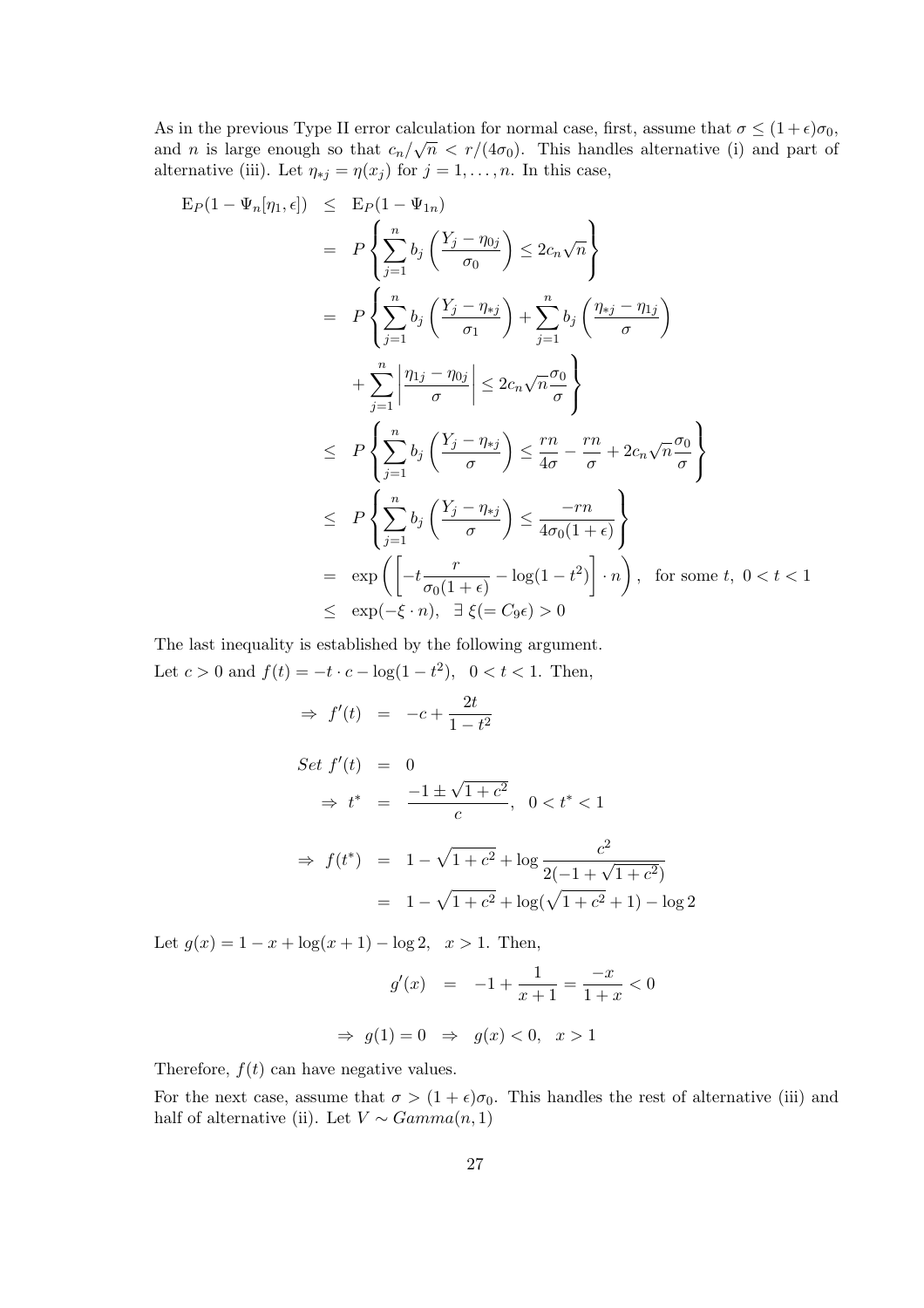As in the previous Type II error calculation for normal case, first, assume that $\sigma \le (1+\epsilon)\sigma_0$, and $n$ is large enough so that $c_n/\sqrt{n} < r/(4\sigma_0)$. This handles alternative (i) and part of alternative (iii). Let $\eta_{*j} = \eta(x_j)$ for $j = 1, \ldots, n$. In this case,

$$
\begin{aligned}
\mathrm{E}_P(1 - \Psi_n[\eta_1, \epsilon]) &\le \mathrm{E}_P(1 - \Psi_{1n}) \\
&= P\left\{ \sum_{j=1}^{n} b_j \left( \frac{Y_j - \eta_{0j}}{\sigma_0} \right) \le 2c_n\sqrt{n} \right\} \\
&= P\left\{ \sum_{j=1}^{n} b_j \left( \frac{Y_j - \eta_{*j}}{\sigma_1} \right) + \sum_{j=1}^{n} b_j \left( \frac{\eta_{*j} - \eta_{1j}}{\sigma} \right) \right. \\
&\quad \left. + \sum_{j=1}^{n} \left| \frac{\eta_{1j} - \eta_{0j}}{\sigma} \right| \le 2c_n\sqrt{n}\frac{\sigma_0}{\sigma} \right\} \\
&\le P\left\{ \sum_{j=1}^{n} b_j \left( \frac{Y_j - \eta_{*j}}{\sigma} \right) \le \frac{rn}{4\sigma} - \frac{rn}{\sigma} + 2c_n\sqrt{n}\frac{\sigma_0}{\sigma} \right\} \\
&\le P\left\{ \sum_{j=1}^{n} b_j \left( \frac{Y_j - \eta_{*j}}{\sigma} \right) \le \frac{-rn}{4\sigma_0(1+\epsilon)} \right\} \\
&= \exp\left( \left[ -t\frac{r}{\sigma_0(1+\epsilon)} - \log(1-t^2) \right] \cdot n \right), \quad \text{for some } t,\ 0 < t < 1 \\
&\le \exp(-\xi \cdot n), \quad \exists\, \xi (= C_9\epsilon) > 0
\end{aligned}
$$

The last inequality is established by the following argument.
Let $c > 0$ and $f(t) = -t \cdot c - \log(1-t^2), \quad 0 < t < 1$. Then,

$$
\begin{aligned}
\Rightarrow f'(t) &= -c + \frac{2t}{1-t^2} \\
Set\ f'(t) &= 0 \\
\Rightarrow t^* &= \frac{-1 \pm \sqrt{1+c^2}}{c}, \quad 0 < t^* < 1 \\
\Rightarrow f(t^*) &= 1 - \sqrt{1+c^2} + \log\frac{c^2}{2(-1+\sqrt{1+c^2})} \\
&= 1 - \sqrt{1+c^2} + \log(\sqrt{1+c^2}+1) - \log 2
\end{aligned}
$$

Let $g(x) = 1 - x + \log(x+1) - \log 2, \quad x > 1$. Then,

$$
g'(x) = -1 + \frac{1}{x+1} = \frac{-x}{1+x} < 0
$$

$$
\Rightarrow g(1) = 0 \ \Rightarrow \ g(x) < 0, \quad x > 1
$$

Therefore, $f(t)$ can have negative values.

For the next case, assume that $\sigma > (1+\epsilon)\sigma_0$. This handles the rest of alternative (iii) and half of alternative (ii). Let $V \sim Gamma(n, 1)$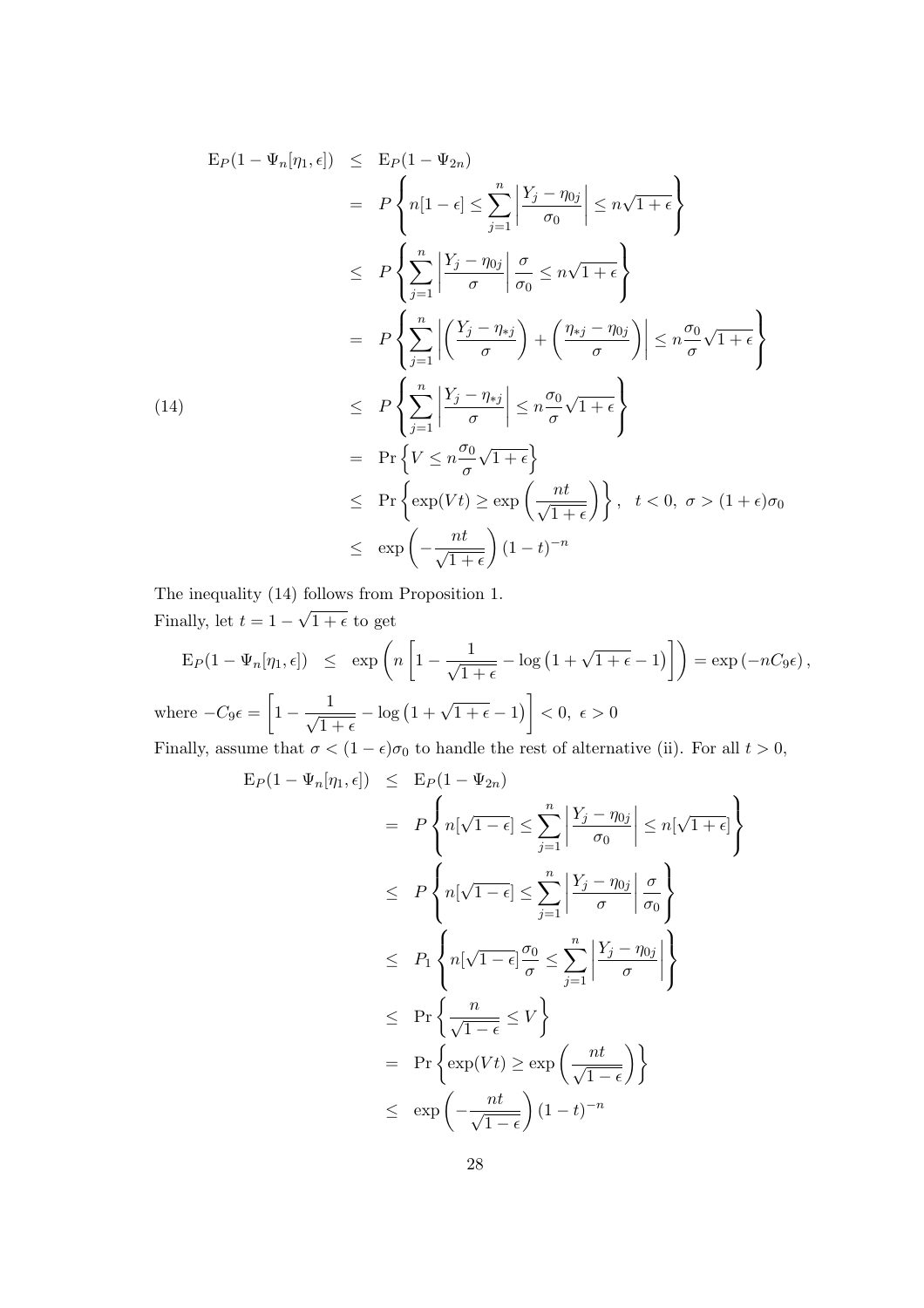$$
\begin{aligned}
\mathrm{E}_P(1-\Psi_n[\eta_1,\epsilon]) &\leq \mathrm{E}_P(1-\Psi_{2n}) \\
&= P\left\{n[1-\epsilon] \leq \sum_{j=1}^{n}\left|\frac{Y_j-\eta_{0j}}{\sigma_0}\right| \leq n\sqrt{1+\epsilon}\right\} \\
&\leq P\left\{\sum_{j=1}^{n}\left|\frac{Y_j-\eta_{0j}}{\sigma}\right|\frac{\sigma}{\sigma_0} \leq n\sqrt{1+\epsilon}\right\} \\
&= P\left\{\sum_{j=1}^{n}\left|\left(\frac{Y_j-\eta_{*j}}{\sigma}\right)+\left(\frac{\eta_{*j}-\eta_{0j}}{\sigma}\right)\right| \leq n\frac{\sigma_0}{\sigma}\sqrt{1+\epsilon}\right\} \\
&\leq P\left\{\sum_{j=1}^{n}\left|\frac{Y_j-\eta_{*j}}{\sigma}\right| \leq n\frac{\sigma_0}{\sigma}\sqrt{1+\epsilon}\right\} \qquad (14)\\
&= \Pr\left\{V \leq n\frac{\sigma_0}{\sigma}\sqrt{1+\epsilon}\right\} \\
&\leq \Pr\left\{\exp(Vt) \geq \exp\left(\frac{nt}{\sqrt{1+\epsilon}}\right)\right\}, \quad t<0,\ \sigma>(1+\epsilon)\sigma_0 \\
&\leq \exp\left(-\frac{nt}{\sqrt{1+\epsilon}}\right)(1-t)^{-n}
\end{aligned}
$$

The inequality (14) follows from Proposition 1.

Finally, let $t = 1-\sqrt{1+\epsilon}$ to get

$$
\mathrm{E}_P(1-\Psi_n[\eta_1,\epsilon]) \leq \exp\left(n\left[1-\frac{1}{\sqrt{1+\epsilon}}-\log\left(1+\sqrt{1+\epsilon}-1\right)\right]\right) = \exp\left(-nC_9\epsilon\right),
$$

where $-C_9\epsilon = \left[1-\frac{1}{\sqrt{1+\epsilon}}-\log\left(1+\sqrt{1+\epsilon}-1\right)\right] < 0,\ \epsilon>0$

Finally, assume that $\sigma < (1-\epsilon)\sigma_0$ to handle the rest of alternative (ii). For all $t>0$,

$$
\begin{aligned}
\mathrm{E}_P(1-\Psi_n[\eta_1,\epsilon]) &\leq \mathrm{E}_P(1-\Psi_{2n}) \\
&= P\left\{n[\sqrt{1-\epsilon}] \leq \sum_{j=1}^{n}\left|\frac{Y_j-\eta_{0j}}{\sigma_0}\right| \leq n[\sqrt{1+\epsilon}]\right\} \\
&\leq P\left\{n[\sqrt{1-\epsilon}] \leq \sum_{j=1}^{n}\left|\frac{Y_j-\eta_{0j}}{\sigma}\right|\frac{\sigma}{\sigma_0}\right\} \\
&\leq P_1\left\{n[\sqrt{1-\epsilon}]\frac{\sigma_0}{\sigma} \leq \sum_{j=1}^{n}\left|\frac{Y_j-\eta_{0j}}{\sigma}\right|\right\} \\
&\leq \Pr\left\{\frac{n}{\sqrt{1-\epsilon}} \leq V\right\} \\
&= \Pr\left\{\exp(Vt) \geq \exp\left(\frac{nt}{\sqrt{1-\epsilon}}\right)\right\} \\
&\leq \exp\left(-\frac{nt}{\sqrt{1-\epsilon}}\right)(1-t)^{-n}
\end{aligned}
$$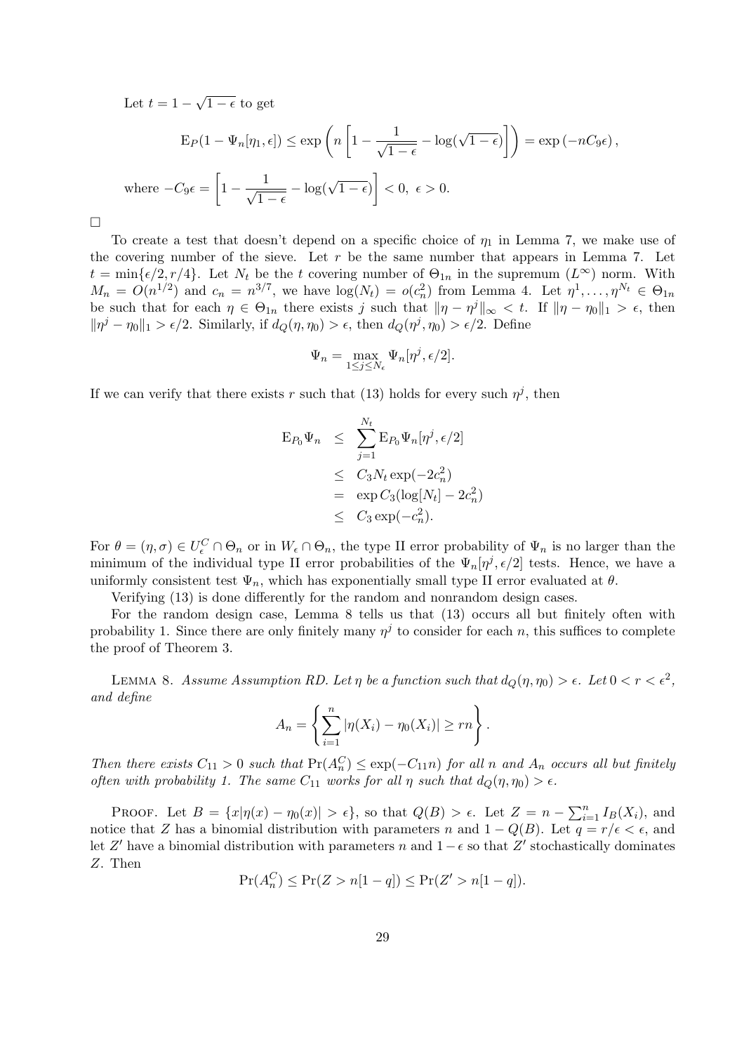Let $t = 1 - \sqrt{1-\epsilon}$ to get

$$\mathrm{E}_P(1 - \Psi_n[\eta_1, \epsilon]) \leq \exp\left(n\left[1 - \frac{1}{\sqrt{1-\epsilon}} - \log(\sqrt{1-\epsilon})\right]\right) = \exp\left(-nC_9\epsilon\right),$$

where $-C_9\epsilon = \left[1 - \frac{1}{\sqrt{1-\epsilon}} - \log(\sqrt{1-\epsilon})\right] < 0, \ \epsilon > 0.$

□

To create a test that doesn't depend on a specific choice of $\eta_1$ in Lemma 7, we make use of the covering number of the sieve. Let $r$ be the same number that appears in Lemma 7. Let $t = \min\{\epsilon/2, r/4\}$. Let $N_t$ be the $t$ covering number of $\Theta_{1n}$ in the supremum ($L^\infty$) norm. With $M_n = O(n^{1/2})$ and $c_n = n^{3/7}$, we have $\log(N_t) = o(c_n^2)$ from Lemma 4. Let $\eta^1, \ldots, \eta^{N_t} \in \Theta_{1n}$ be such that for each $\eta \in \Theta_{1n}$ there exists $j$ such that $\|\eta - \eta^j\|_\infty < t$. If $\|\eta - \eta_0\|_1 > \epsilon$, then $\|\eta^j - \eta_0\|_1 > \epsilon/2$. Similarly, if $d_Q(\eta, \eta_0) > \epsilon$, then $d_Q(\eta^j, \eta_0) > \epsilon/2$. Define

$$\Psi_n = \max_{1 \leq j \leq N_\epsilon} \Psi_n[\eta^j, \epsilon/2].$$

If we can verify that there exists $r$ such that (13) holds for every such $\eta^j$, then

$$\begin{aligned}
\mathrm{E}_{P_0}\Psi_n &\leq \sum_{j=1}^{N_t} \mathrm{E}_{P_0}\Psi_n[\eta^j, \epsilon/2] \\
&\leq C_3 N_t \exp(-2c_n^2) \\
&= \exp C_3(\log[N_t] - 2c_n^2) \\
&\leq C_3 \exp(-c_n^2).
\end{aligned}$$

For $\theta = (\eta, \sigma) \in U_\epsilon^C \cap \Theta_n$ or in $W_\epsilon \cap \Theta_n$, the type II error probability of $\Psi_n$ is no larger than the minimum of the individual type II error probabilities of the $\Psi_n[\eta^j, \epsilon/2]$ tests. Hence, we have a uniformly consistent test $\Psi_n$, which has exponentially small type II error evaluated at $\theta$.

Verifying (13) is done differently for the random and nonrandom design cases.

For the random design case, Lemma 8 tells us that (13) occurs all but finitely often with probability 1. Since there are only finitely many $\eta^j$ to consider for each $n$, this suffices to complete the proof of Theorem 3.

Lemma 8. *Assume Assumption RD. Let $\eta$ be a function such that $d_Q(\eta, \eta_0) > \epsilon$. Let $0 < r < \epsilon^2$, and define*

$$A_n = \left\{\sum_{i=1}^n |\eta(X_i) - \eta_0(X_i)| \geq rn\right\}.$$

*Then there exists $C_{11} > 0$ such that $\Pr(A_n^C) \leq \exp(-C_{11}n)$ for all $n$ and $A_n$ occurs all but finitely often with probability 1. The same $C_{11}$ works for all $\eta$ such that $d_Q(\eta, \eta_0) > \epsilon$.*

Proof. Let $B = \{x | \eta(x) - \eta_0(x)| > \epsilon\}$, so that $Q(B) > \epsilon$. Let $Z = n - \sum_{i=1}^n I_B(X_i)$, and notice that $Z$ has a binomial distribution with parameters $n$ and $1 - Q(B)$. Let $q = r/\epsilon < \epsilon$, and let $Z'$ have a binomial distribution with parameters $n$ and $1 - \epsilon$ so that $Z'$ stochastically dominates $Z$. Then

$$\Pr(A_n^C) \leq \Pr(Z > n[1-q]) \leq \Pr(Z' > n[1-q]).$$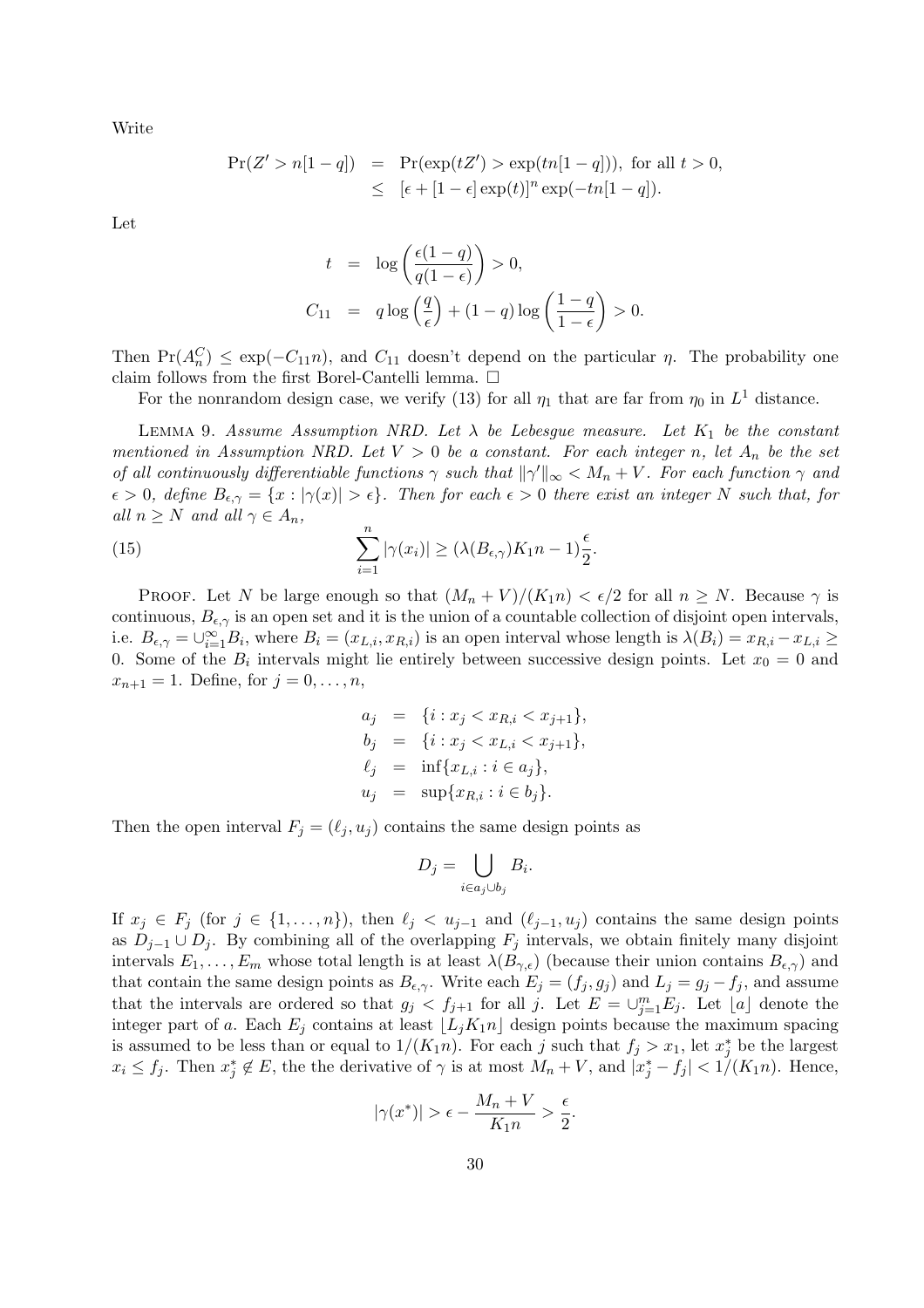Write

$$
\begin{aligned}
\Pr(Z' > n[1-q]) &= \Pr(\exp(tZ') > \exp(tn[1-q])), \text{ for all } t > 0, \\
&\leq [\epsilon + [1-\epsilon]\exp(t)]^n \exp(-tn[1-q]).
\end{aligned}
$$

Let

$$
\begin{aligned}
t &= \log\left(\frac{\epsilon(1-q)}{q(1-\epsilon)}\right) > 0, \\
C_{11} &= q\log\left(\frac{q}{\epsilon}\right) + (1-q)\log\left(\frac{1-q}{1-\epsilon}\right) > 0.
\end{aligned}
$$

Then $\Pr(A_n^C) \leq \exp(-C_{11}n)$, and $C_{11}$ doesn't depend on the particular $\eta$. The probability one claim follows from the first Borel-Cantelli lemma. $\square$

For the nonrandom design case, we verify (13) for all $\eta_1$ that are far from $\eta_0$ in $L^1$ distance.

Lemma 9. *Assume Assumption NRD. Let $\lambda$ be Lebesgue measure. Let $K_1$ be the constant mentioned in Assumption NRD. Let $V > 0$ be a constant. For each integer $n$, let $A_n$ be the set of all continuously differentiable functions $\gamma$ such that $\|\gamma'\|_\infty < M_n + V$. For each function $\gamma$ and $\epsilon > 0$, define $B_{\epsilon,\gamma} = \{x : |\gamma(x)| > \epsilon\}$. Then for each $\epsilon > 0$ there exist an integer $N$ such that, for all $n \geq N$ and all $\gamma \in A_n$,*

$$
\sum_{i=1}^{n} |\gamma(x_i)| \geq (\lambda(B_{\epsilon,\gamma})K_1 n - 1)\frac{\epsilon}{2}. \tag{15}
$$

Proof. Let $N$ be large enough so that $(M_n + V)/(K_1 n) < \epsilon/2$ for all $n \geq N$. Because $\gamma$ is continuous, $B_{\epsilon,\gamma}$ is an open set and it is the union of a countable collection of disjoint open intervals, i.e. $B_{\epsilon,\gamma} = \cup_{i=1}^{\infty} B_i$, where $B_i = (x_{L,i}, x_{R,i})$ is an open interval whose length is $\lambda(B_i) = x_{R,i} - x_{L,i} \geq 0$. Some of the $B_i$ intervals might lie entirely between successive design points. Let $x_0 = 0$ and $x_{n+1} = 1$. Define, for $j = 0, \ldots, n$,

$$
\begin{aligned}
a_j &= \{i : x_j < x_{R,i} < x_{j+1}\}, \\
b_j &= \{i : x_j < x_{L,i} < x_{j+1}\}, \\
\ell_j &= \inf\{x_{L,i} : i \in a_j\}, \\
u_j &= \sup\{x_{R,i} : i \in b_j\}.
\end{aligned}
$$

Then the open interval $F_j = (\ell_j, u_j)$ contains the same design points as

$$
D_j = \bigcup_{i \in a_j \cup b_j} B_i.
$$

If $x_j \in F_j$ (for $j \in \{1, \ldots, n\}$), then $\ell_j < u_{j-1}$ and $(\ell_{j-1}, u_j)$ contains the same design points as $D_{j-1} \cup D_j$. By combining all of the overlapping $F_j$ intervals, we obtain finitely many disjoint intervals $E_1, \ldots, E_m$ whose total length is at least $\lambda(B_{\gamma,\epsilon})$ (because their union contains $B_{\epsilon,\gamma}$) and that contain the same design points as $B_{\epsilon,\gamma}$. Write each $E_j = (f_j, g_j)$ and $L_j = g_j - f_j$, and assume that the intervals are ordered so that $g_j < f_{j+1}$ for all $j$. Let $E = \cup_{j=1}^{m} E_j$. Let $\lfloor a \rfloor$ denote the integer part of $a$. Each $E_j$ contains at least $\lfloor L_j K_1 n \rfloor$ design points because the maximum spacing is assumed to be less than or equal to $1/(K_1 n)$. For each $j$ such that $f_j > x_1$, let $x_j^*$ be the largest $x_i \leq f_j$. Then $x_j^* \notin E$, the the derivative of $\gamma$ is at most $M_n + V$, and $|x_j^* - f_j| < 1/(K_1 n)$. Hence,

$$
|\gamma(x^*)| > \epsilon - \frac{M_n + V}{K_1 n} > \frac{\epsilon}{2}.
$$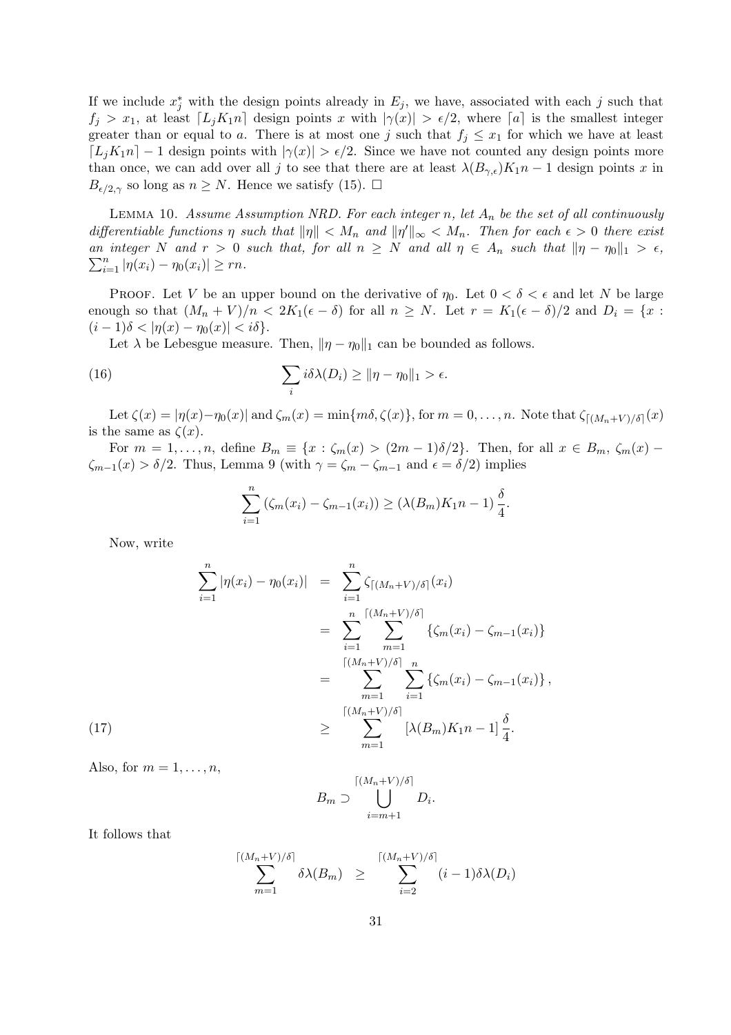If we include $x_j^*$ with the design points already in $E_j$, we have, associated with each $j$ such that $f_j > x_1$, at least $\lceil L_j K_1 n \rceil$ design points $x$ with $|\gamma(x)| > \epsilon/2$, where $\lceil a \rceil$ is the smallest integer greater than or equal to $a$. There is at most one $j$ such that $f_j \le x_1$ for which we have at least $\lceil L_j K_1 n \rceil - 1$ design points with $|\gamma(x)| > \epsilon/2$. Since we have not counted any design points more than once, we can add over all $j$ to see that there are at least $\lambda(B_{\gamma,\epsilon})K_1 n - 1$ design points $x$ in $B_{\epsilon/2,\gamma}$ so long as $n \ge N$. Hence we satisfy (15). $\Box$

Lemma 10. *Assume Assumption NRD. For each integer $n$, let $A_n$ be the set of all continuously differentiable functions $\eta$ such that $\|\eta\| < M_n$ and $\|\eta'\|_\infty < M_n$. Then for each $\epsilon > 0$ there exist an integer $N$ and $r > 0$ such that, for all $n \ge N$ and all $\eta \in A_n$ such that $\|\eta - \eta_0\|_1 > \epsilon$, $\sum_{i=1}^n |\eta(x_i) - \eta_0(x_i)| \ge rn$.*

Proof. Let $V$ be an upper bound on the derivative of $\eta_0$. Let $0 < \delta < \epsilon$ and let $N$ be large enough so that $(M_n + V)/n < 2K_1(\epsilon - \delta)$ for all $n \ge N$. Let $r = K_1(\epsilon - \delta)/2$ and $D_i = \{x : (i-1)\delta < |\eta(x) - \eta_0(x)| < i\delta\}$.

Let $\lambda$ be Lebesgue measure. Then, $\|\eta - \eta_0\|_1$ can be bounded as follows.

$$\sum_i i\delta\lambda(D_i) \ge \|\eta - \eta_0\|_1 > \epsilon. \tag{16}$$

Let $\zeta(x) = |\eta(x) - \eta_0(x)|$ and $\zeta_m(x) = \min\{m\delta, \zeta(x)\}$, for $m = 0, \dots, n$. Note that $\zeta_{\lceil (M_n+V)/\delta \rceil}(x)$ is the same as $\zeta(x)$.

For $m = 1, \dots, n$, define $B_m \equiv \{x : \zeta_m(x) > (2m-1)\delta/2\}$. Then, for all $x \in B_m$, $\zeta_m(x) - \zeta_{m-1}(x) > \delta/2$. Thus, Lemma 9 (with $\gamma = \zeta_m - \zeta_{m-1}$ and $\epsilon = \delta/2$) implies

$$\sum_{i=1}^n (\zeta_m(x_i) - \zeta_{m-1}(x_i)) \ge (\lambda(B_m)K_1 n - 1)\frac{\delta}{4}.$$

Now, write

$$\begin{aligned}
\sum_{i=1}^n |\eta(x_i) - \eta_0(x_i)| &= \sum_{i=1}^n \zeta_{\lceil (M_n+V)/\delta \rceil}(x_i) \\
&= \sum_{i=1}^n \sum_{m=1}^{\lceil (M_n+V)/\delta \rceil} \{\zeta_m(x_i) - \zeta_{m-1}(x_i)\} \\
&= \sum_{m=1}^{\lceil (M_n+V)/\delta \rceil} \sum_{i=1}^n \{\zeta_m(x_i) - \zeta_{m-1}(x_i)\}, \\
&\ge \sum_{m=1}^{\lceil (M_n+V)/\delta \rceil} [\lambda(B_m)K_1 n - 1]\frac{\delta}{4}.
\end{aligned} \tag{17}$$

Also, for $m = 1, \dots, n$,

$$B_m \supset \bigcup_{i=m+1}^{\lceil (M_n+V)/\delta \rceil} D_i.$$

It follows that

$$\sum_{m=1}^{\lceil (M_n+V)/\delta \rceil} \delta\lambda(B_m) \ge \sum_{i=2}^{\lceil (M_n+V)/\delta \rceil} (i-1)\delta\lambda(D_i)$$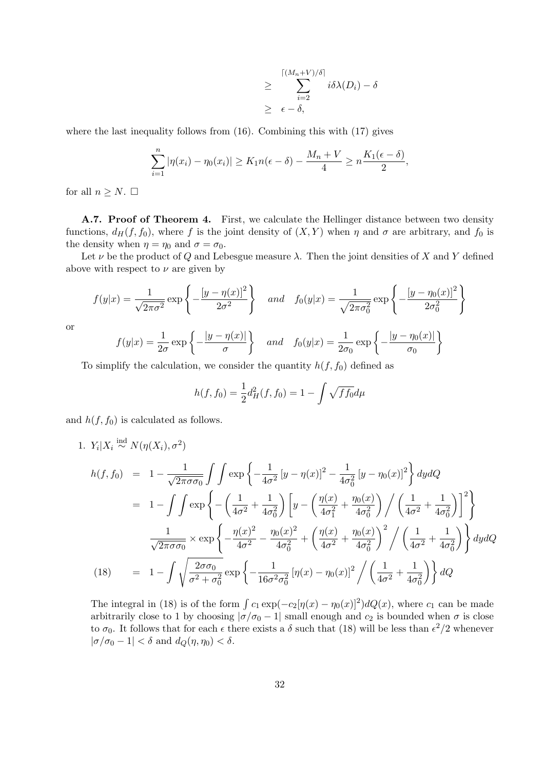$$
\begin{aligned}
&\geq \sum_{i=2}^{\lceil (M_n+V)/\delta \rceil} i\delta\lambda(D_i) - \delta \\
&\geq \epsilon - \delta,
\end{aligned}
$$

where the last inequality follows from (16). Combining this with (17) gives

$$
\sum_{i=1}^{n} |\eta(x_i) - \eta_0(x_i)| \geq K_1 n(\epsilon - \delta) - \frac{M_n + V}{4} \geq n\frac{K_1(\epsilon - \delta)}{2},
$$

for all $n \geq N$. □

**A.7. Proof of Theorem 4.** First, we calculate the Hellinger distance between two density functions, $d_H(f, f_0)$, where $f$ is the joint density of $(X, Y)$ when $\eta$ and $\sigma$ are arbitrary, and $f_0$ is the density when $\eta = \eta_0$ and $\sigma = \sigma_0$.

Let $\nu$ be the product of $Q$ and Lebesgue measure $\lambda$. Then the joint densities of $X$ and $Y$ defined above with respect to $\nu$ are given by

$$
f(y|x) = \frac{1}{\sqrt{2\pi\sigma^2}} \exp\left\{ -\frac{[y - \eta(x)]^2}{2\sigma^2} \right\} \quad \textit{and} \quad f_0(y|x) = \frac{1}{\sqrt{2\pi\sigma_0^2}} \exp\left\{ -\frac{[y - \eta_0(x)]^2}{2\sigma_0^2} \right\}
$$

or

$$
f(y|x) = \frac{1}{2\sigma} \exp\left\{ -\frac{|y - \eta(x)|}{\sigma} \right\} \quad \textit{and} \quad f_0(y|x) = \frac{1}{2\sigma_0} \exp\left\{ -\frac{|y - \eta_0(x)|}{\sigma_0} \right\}
$$

To simplify the calculation, we consider the quantity $h(f, f_0)$ defined as

$$
h(f, f_0) = \frac{1}{2} d_H^2(f, f_0) = 1 - \int \sqrt{f f_0} d\mu
$$

and $h(f, f_0)$ is calculated as follows.

1. $Y_i | X_i \overset{\text{ind}}{\sim} N(\eta(X_i), \sigma^2)$

$$
\begin{aligned}
h(f, f_0) &= 1 - \frac{1}{\sqrt{2\pi\sigma\sigma_0}} \int\int \exp\left\{ -\frac{1}{4\sigma^2}[y - \eta(x)]^2 - \frac{1}{4\sigma_0^2}[y - \eta_0(x)]^2 \right\} dydQ \\
&= 1 - \int\int \exp\left\{ -\left(\frac{1}{4\sigma^2} + \frac{1}{4\sigma_0^2}\right)\left[ y - \left(\frac{\eta(x)}{4\sigma_1^2} + \frac{\eta_0(x)}{4\sigma_0^2}\right) \Big/ \left(\frac{1}{4\sigma^2} + \frac{1}{4\sigma_0^2}\right) \right]^2 \right\} \\
&\quad \frac{1}{\sqrt{2\pi\sigma\sigma_0}} \times \exp\left\{ -\frac{\eta(x)^2}{4\sigma^2} - \frac{\eta_0(x)^2}{4\sigma_0^2} + \left(\frac{\eta(x)}{4\sigma^2} + \frac{\eta_0(x)}{4\sigma_0^2}\right)^2 \Big/ \left(\frac{1}{4\sigma^2} + \frac{1}{4\sigma_0^2}\right) \right\} dydQ \\
&= 1 - \int \sqrt{\frac{2\sigma\sigma_0}{\sigma^2 + \sigma_0^2}} \exp\left\{ -\frac{1}{16\sigma^2\sigma_0^2}[\eta(x) - \eta_0(x)]^2 \Big/ \left(\frac{1}{4\sigma^2} + \frac{1}{4\sigma_0^2}\right) \right\} dQ \qquad (18)
\end{aligned}
$$

The integral in (18) is of the form $\int c_1 \exp(-c_2[\eta(x) - \eta_0(x)]^2) dQ(x)$, where $c_1$ can be made arbitrarily close to 1 by choosing $|\sigma/\sigma_0 - 1|$ small enough and $c_2$ is bounded when $\sigma$ is close to $\sigma_0$. It follows that for each $\epsilon$ there exists a $\delta$ such that (18) will be less than $\epsilon^2/2$ whenever $|\sigma/\sigma_0 - 1| < \delta$ and $d_Q(\eta, \eta_0) < \delta$.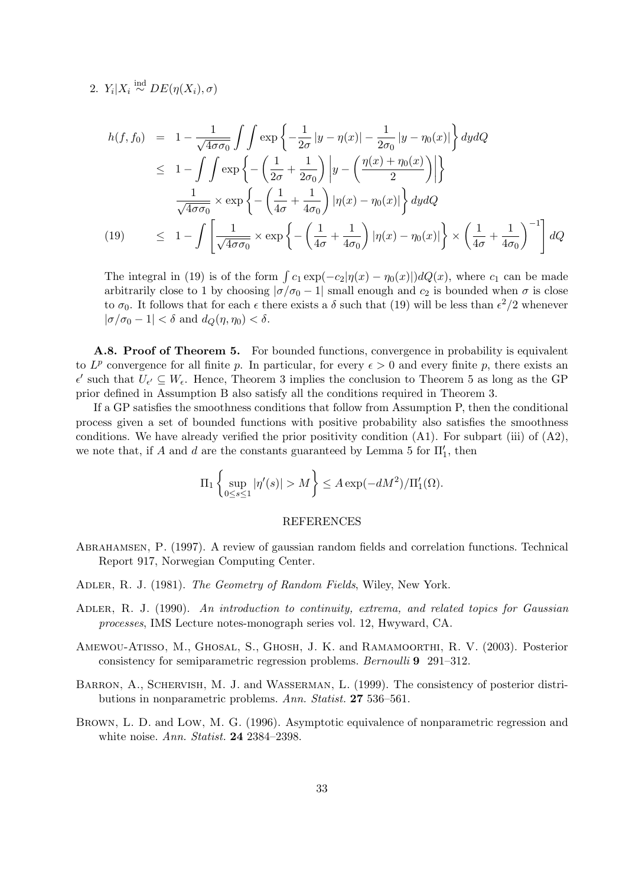2. $Y_i|X_i \overset{\text{ind}}{\sim} DE(\eta(X_i), \sigma)$

$$
\begin{aligned}
h(f, f_0) &= 1 - \frac{1}{\sqrt{4\sigma\sigma_0}} \int\int \exp\left\{-\frac{1}{2\sigma}|y - \eta(x)| - \frac{1}{2\sigma_0}|y - \eta_0(x)|\right\} dydQ \\
&\leq 1 - \int\int \exp\left\{-\left(\frac{1}{2\sigma} + \frac{1}{2\sigma_0}\right)\left|y - \left(\frac{\eta(x) + \eta_0(x)}{2}\right)\right|\right\} \\
&\quad \frac{1}{\sqrt{4\sigma\sigma_0}} \times \exp\left\{-\left(\frac{1}{4\sigma} + \frac{1}{4\sigma_0}\right)|\eta(x) - \eta_0(x)|\right\} dydQ \\
&\leq 1 - \int \left[\frac{1}{\sqrt{4\sigma\sigma_0}} \times \exp\left\{-\left(\frac{1}{4\sigma} + \frac{1}{4\sigma_0}\right)|\eta(x) - \eta_0(x)|\right\} \times \left(\frac{1}{4\sigma} + \frac{1}{4\sigma_0}\right)^{-1}\right] dQ \qquad (19)
\end{aligned}
$$

The integral in (19) is of the form $\int c_1 \exp(-c_2|\eta(x) - \eta_0(x)|)dQ(x)$, where $c_1$ can be made arbitrarily close to 1 by choosing $|\sigma/\sigma_0 - 1|$ small enough and $c_2$ is bounded when $\sigma$ is close to $\sigma_0$. It follows that for each $\epsilon$ there exists a $\delta$ such that (19) will be less than $\epsilon^2/2$ whenever $|\sigma/\sigma_0 - 1| < \delta$ and $d_Q(\eta, \eta_0) < \delta$.

**A.8. Proof of Theorem 5.** For bounded functions, convergence in probability is equivalent to $L^p$ convergence for all finite $p$. In particular, for every $\epsilon > 0$ and every finite $p$, there exists an $\epsilon'$ such that $U_{\epsilon'} \subseteq W_\epsilon$. Hence, Theorem 3 implies the conclusion to Theorem 5 as long as the GP prior defined in Assumption B also satisfy all the conditions required in Theorem 3.

If a GP satisfies the smoothness conditions that follow from Assumption P, then the conditional process given a set of bounded functions with positive probability also satisfies the smoothness conditions. We have already verified the prior positivity condition (A1). For subpart (iii) of (A2), we note that, if $A$ and $d$ are the constants guaranteed by Lemma 5 for $\Pi_1'$, then

$$
\Pi_1\left\{\sup_{0 \leq s \leq 1} |\eta'(s)| > M\right\} \leq A\exp(-dM^2)/\Pi_1'(\Omega).
$$

## REFERENCES

Abrahamsen, P. (1997). A review of gaussian random fields and correlation functions. Technical Report 917, Norwegian Computing Center.

Adler, R. J. (1981). *The Geometry of Random Fields*, Wiley, New York.

Adler, R. J. (1990). *An introduction to continuity, extrema, and related topics for Gaussian processes*, IMS Lecture notes-monograph series vol. 12, Hwyward, CA.

Amewou-Atisso, M., Ghosal, S., Ghosh, J. K. and Ramamoorthi, R. V. (2003). Posterior consistency for semiparametric regression problems. *Bernoulli* **9** 291–312.

Barron, A., Schervish, M. J. and Wasserman, L. (1999). The consistency of posterior distributions in nonparametric problems. *Ann. Statist.* **27** 536–561.

Brown, L. D. and Low, M. G. (1996). Asymptotic equivalence of nonparametric regression and white noise. *Ann. Statist.* **24** 2384–2398.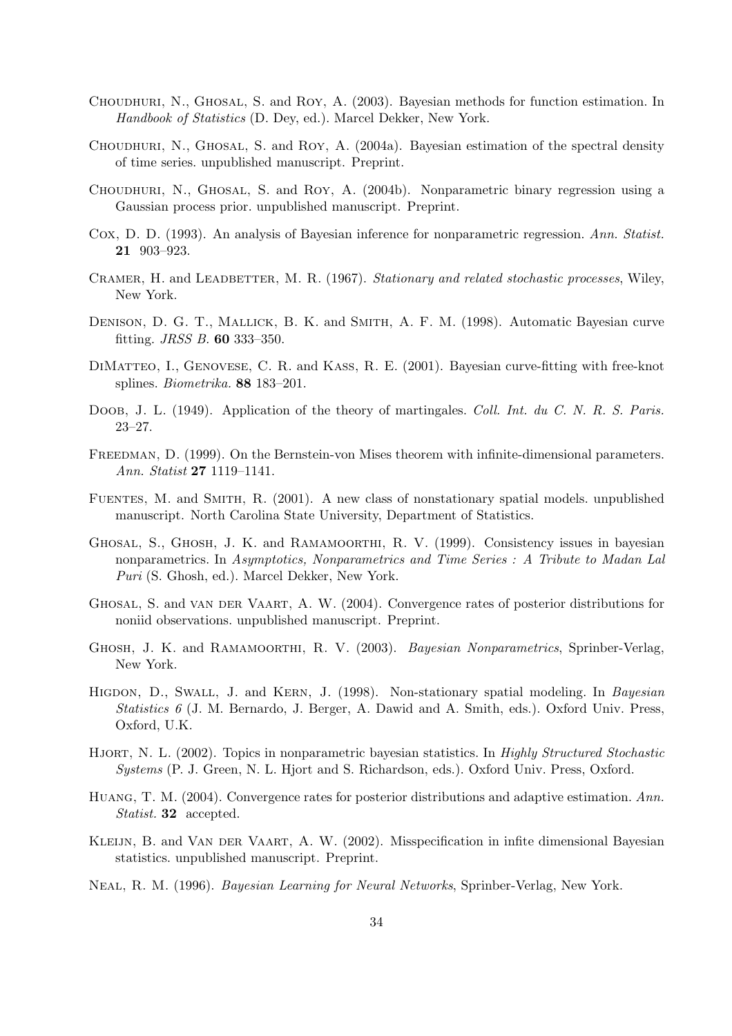Choudhuri, N., Ghosal, S. and Roy, A. (2003). Bayesian methods for function estimation. In *Handbook of Statistics* (D. Dey, ed.). Marcel Dekker, New York.

Choudhuri, N., Ghosal, S. and Roy, A. (2004a). Bayesian estimation of the spectral density of time series. unpublished manuscript. Preprint.

Choudhuri, N., Ghosal, S. and Roy, A. (2004b). Nonparametric binary regression using a Gaussian process prior. unpublished manuscript. Preprint.

Cox, D. D. (1993). An analysis of Bayesian inference for nonparametric regression. *Ann. Statist.* **21** 903–923.

Cramer, H. and Leadbetter, M. R. (1967). *Stationary and related stochastic processes*, Wiley, New York.

Denison, D. G. T., Mallick, B. K. and Smith, A. F. M. (1998). Automatic Bayesian curve fitting. *JRSS B.* **60** 333–350.

DiMatteo, I., Genovese, C. R. and Kass, R. E. (2001). Bayesian curve-fitting with free-knot splines. *Biometrika.* **88** 183–201.

Doob, J. L. (1949). Application of the theory of martingales. *Coll. Int. du C. N. R. S. Paris.* 23–27.

Freedman, D. (1999). On the Bernstein-von Mises theorem with infinite-dimensional parameters. *Ann. Statist* **27** 1119–1141.

Fuentes, M. and Smith, R. (2001). A new class of nonstationary spatial models. unpublished manuscript. North Carolina State University, Department of Statistics.

Ghosal, S., Ghosh, J. K. and Ramamoorthi, R. V. (1999). Consistency issues in bayesian nonparametrics. In *Asymptotics, Nonparametrics and Time Series : A Tribute to Madan Lal Puri* (S. Ghosh, ed.). Marcel Dekker, New York.

Ghosal, S. and van der Vaart, A. W. (2004). Convergence rates of posterior distributions for noniid observations. unpublished manuscript. Preprint.

Ghosh, J. K. and Ramamoorthi, R. V. (2003). *Bayesian Nonparametrics*, Sprinber-Verlag, New York.

Higdon, D., Swall, J. and Kern, J. (1998). Non-stationary spatial modeling. In *Bayesian Statistics 6* (J. M. Bernardo, J. Berger, A. Dawid and A. Smith, eds.). Oxford Univ. Press, Oxford, U.K.

Hjort, N. L. (2002). Topics in nonparametric bayesian statistics. In *Highly Structured Stochastic Systems* (P. J. Green, N. L. Hjort and S. Richardson, eds.). Oxford Univ. Press, Oxford.

Huang, T. M. (2004). Convergence rates for posterior distributions and adaptive estimation. *Ann. Statist.* **32** accepted.

Kleijn, B. and Van der Vaart, A. W. (2002). Misspecification in infite dimensional Bayesian statistics. unpublished manuscript. Preprint.

Neal, R. M. (1996). *Bayesian Learning for Neural Networks*, Sprinber-Verlag, New York.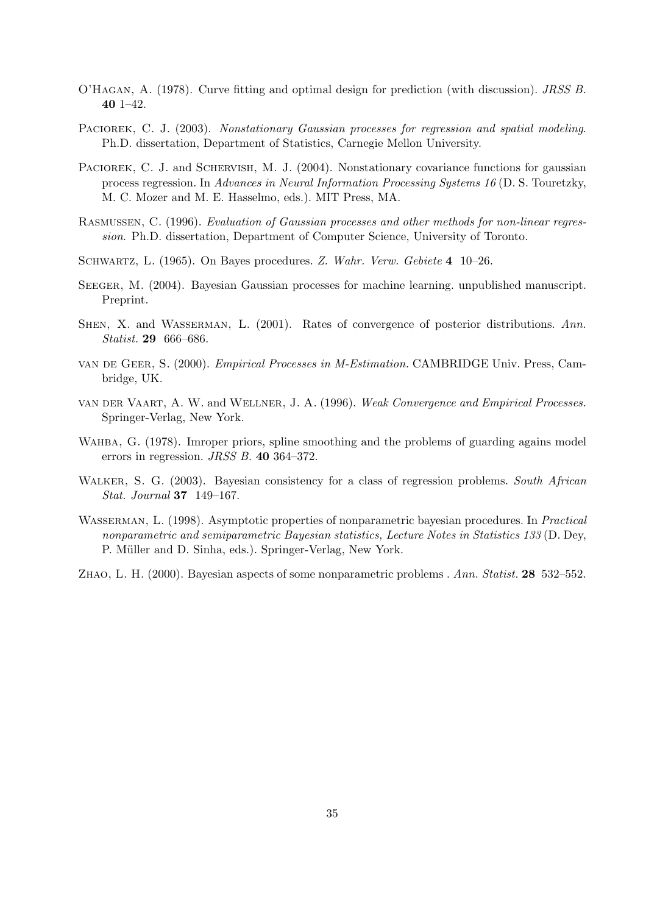O'Hagan, A. (1978). Curve fitting and optimal design for prediction (with discussion). *JRSS B.* **40** 1–42.

Paciorek, C. J. (2003). *Nonstationary Gaussian processes for regression and spatial modeling.* Ph.D. dissertation, Department of Statistics, Carnegie Mellon University.

Paciorek, C. J. and Schervish, M. J. (2004). Nonstationary covariance functions for gaussian process regression. In *Advances in Neural Information Processing Systems 16* (D. S. Touretzky, M. C. Mozer and M. E. Hasselmo, eds.). MIT Press, MA.

Rasmussen, C. (1996). *Evaluation of Gaussian processes and other methods for non-linear regression.* Ph.D. dissertation, Department of Computer Science, University of Toronto.

Schwartz, L. (1965). On Bayes procedures. *Z. Wahr. Verw. Gebiete* **4** 10–26.

Seeger, M. (2004). Bayesian Gaussian processes for machine learning. unpublished manuscript. Preprint.

Shen, X. and Wasserman, L. (2001). Rates of convergence of posterior distributions. *Ann. Statist.* **29** 666–686.

van de Geer, S. (2000). *Empirical Processes in M-Estimation.* CAMBRIDGE Univ. Press, Cambridge, UK.

van der Vaart, A. W. and Wellner, J. A. (1996). *Weak Convergence and Empirical Processes.* Springer-Verlag, New York.

Wahba, G. (1978). Imroper priors, spline smoothing and the problems of guarding agains model errors in regression. *JRSS B.* **40** 364–372.

Walker, S. G. (2003). Bayesian consistency for a class of regression problems. *South African Stat. Journal* **37** 149–167.

Wasserman, L. (1998). Asymptotic properties of nonparametric bayesian procedures. In *Practical nonparametric and semiparametric Bayesian statistics, Lecture Notes in Statistics 133* (D. Dey, P. Müller and D. Sinha, eds.). Springer-Verlag, New York.

Zhao, L. H. (2000). Bayesian aspects of some nonparametric problems . *Ann. Statist.* **28** 532–552.